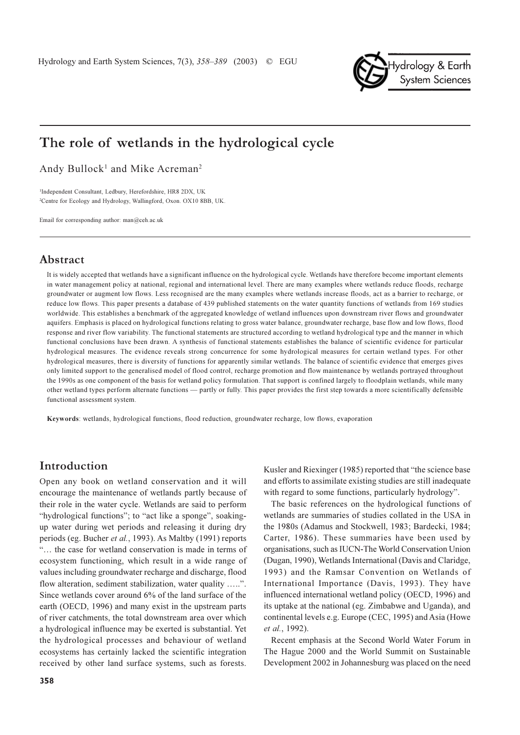# The role of wetlands in the hydrological cycle

Andy Bullock[1] and Mike Acreman[2]

[1]Independent Consultant, Ledbury, Herefordshire, HR8 2DX, UK
[2]Centre for Ecology and Hydrology, Wallingford, Oxon. OX10 8BB, UK.

Email for corresponding author: man@ceh.ac.uk

## Abstract

It is widely accepted that wetlands have a significant influence on the hydrological cycle. Wetlands have therefore become important elements in water management policy at national, regional and international level. There are many examples where wetlands reduce floods, recharge groundwater or augment low flows. Less recognised are the many examples where wetlands increase floods, act as a barrier to recharge, or reduce low flows. This paper presents a database of 439 published statements on the water quantity functions of wetlands from 169 studies worldwide. This establishes a benchmark of the aggregated knowledge of wetland influences upon downstream river flows and groundwater aquifers. Emphasis is placed on hydrological functions relating to gross water balance, groundwater recharge, base flow and low flows, flood response and river flow variability. The functional statements are structured according to wetland hydrological type and the manner in which functional conclusions have been drawn. A synthesis of functional statements establishes the balance of scientific evidence for particular hydrological measures. The evidence reveals strong concurrence for some hydrological measures for certain wetland types. For other hydrological measures, there is diversity of functions for apparently similar wetlands. The balance of scientific evidence that emerges gives only limited support to the generalised model of flood control, recharge promotion and flow maintenance by wetlands portrayed throughout the 1990s as one component of the basis for wetland policy formulation. That support is confined largely to floodplain wetlands, while many other wetland types perform alternate functions — partly or fully. This paper provides the first step towards a more scientifically defensible functional assessment system.

**Keywords**: wetlands, hydrological functions, flood reduction, groundwater recharge, low flows, evaporation

## Introduction

Open any book on wetland conservation and it will encourage the maintenance of wetlands partly because of their role in the water cycle. Wetlands are said to perform "hydrological functions"; to "act like a sponge", soaking-up water during wet periods and releasing it during dry periods (eg. Bucher *et al.*, 1993). As Maltby (1991) reports "… the case for wetland conservation is made in terms of ecosystem functioning, which result in a wide range of values including groundwater recharge and discharge, flood flow alteration, sediment stabilization, water quality …..". Since wetlands cover around 6% of the land surface of the earth (OECD, 1996) and many exist in the upstream parts of river catchments, the total downstream area over which a hydrological influence may be exerted is substantial. Yet the hydrological processes and behaviour of wetland ecosystems has certainly lacked the scientific integration received by other land surface systems, such as forests. Kusler and Riexinger (1985) reported that "the science base and efforts to assimilate existing studies are still inadequate with regard to some functions, particularly hydrology".

The basic references on the hydrological functions of wetlands are summaries of studies collated in the USA in the 1980s (Adamus and Stockwell, 1983; Bardecki, 1984; Carter, 1986). These summaries have been used by organisations, such as IUCN-The World Conservation Union (Dugan, 1990), Wetlands International (Davis and Claridge, 1993) and the Ramsar Convention on Wetlands of International Importance (Davis, 1993). They have influenced international wetland policy (OECD, 1996) and its uptake at the national (eg. Zimbabwe and Uganda), and continental levels e.g. Europe (CEC, 1995) and Asia (Howe *et al.*, 1992).

Recent emphasis at the Second World Water Forum in The Hague 2000 and the World Summit on Sustainable Development 2002 in Johannesburg was placed on the need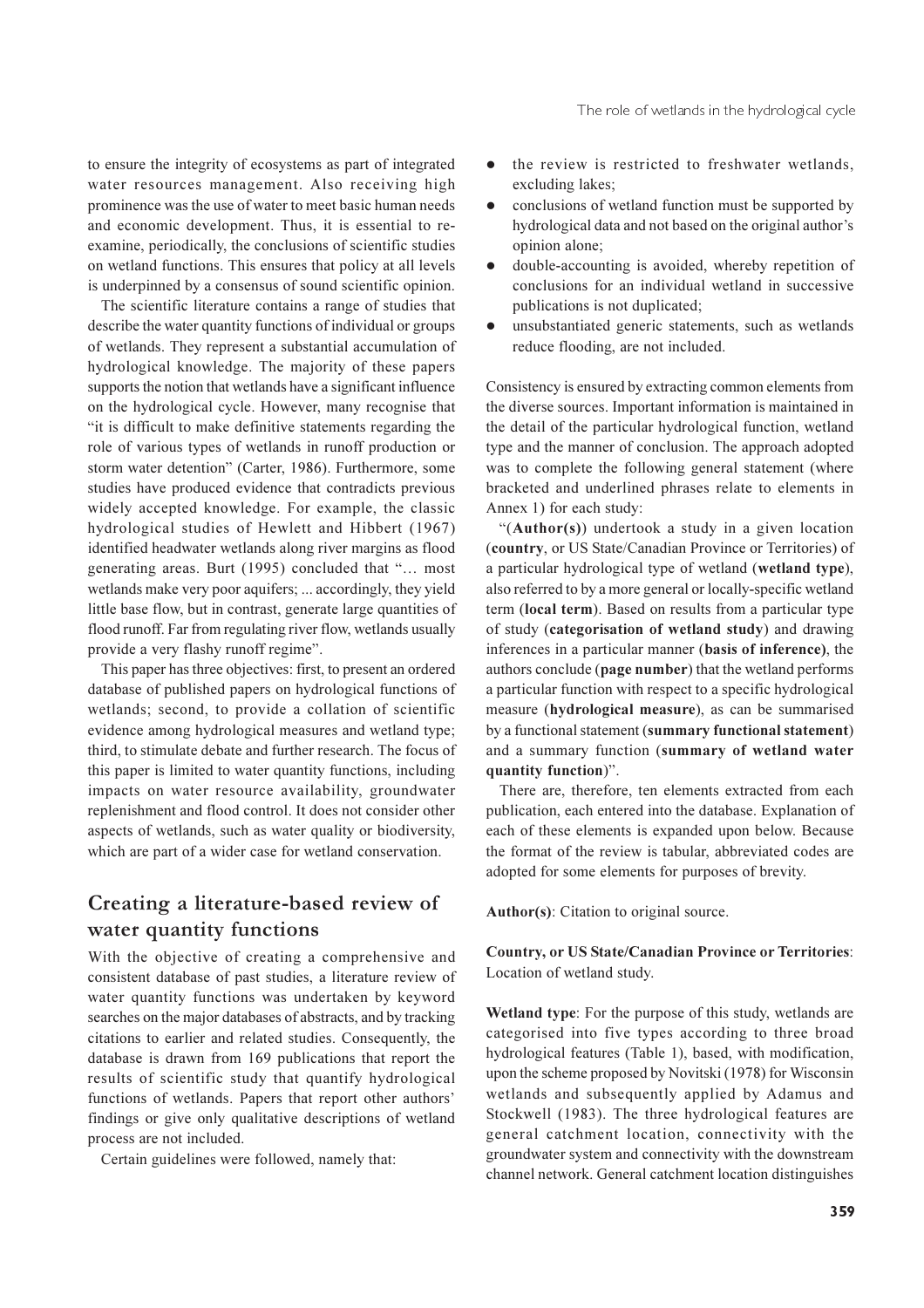to ensure the integrity of ecosystems as part of integrated water resources management. Also receiving high prominence was the use of water to meet basic human needs and economic development. Thus, it is essential to re-examine, periodically, the conclusions of scientific studies on wetland functions. This ensures that policy at all levels is underpinned by a consensus of sound scientific opinion.

The scientific literature contains a range of studies that describe the water quantity functions of individual or groups of wetlands. They represent a substantial accumulation of hydrological knowledge. The majority of these papers supports the notion that wetlands have a significant influence on the hydrological cycle. However, many recognise that "it is difficult to make definitive statements regarding the role of various types of wetlands in runoff production or storm water detention" (Carter, 1986). Furthermore, some studies have produced evidence that contradicts previous widely accepted knowledge. For example, the classic hydrological studies of Hewlett and Hibbert (1967) identified headwater wetlands along river margins as flood generating areas. Burt (1995) concluded that "… most wetlands make very poor aquifers; ... accordingly, they yield little base flow, but in contrast, generate large quantities of flood runoff. Far from regulating river flow, wetlands usually provide a very flashy runoff regime".

This paper has three objectives: first, to present an ordered database of published papers on hydrological functions of wetlands; second, to provide a collation of scientific evidence among hydrological measures and wetland type; third, to stimulate debate and further research. The focus of this paper is limited to water quantity functions, including impacts on water resource availability, groundwater replenishment and flood control. It does not consider other aspects of wetlands, such as water quality or biodiversity, which are part of a wider case for wetland conservation.

## Creating a literature-based review of water quantity functions

With the objective of creating a comprehensive and consistent database of past studies, a literature review of water quantity functions was undertaken by keyword searches on the major databases of abstracts, and by tracking citations to earlier and related studies. Consequently, the database is drawn from 169 publications that report the results of scientific study that quantify hydrological functions of wetlands. Papers that report other authors' findings or give only qualitative descriptions of wetland process are not included.

Certain guidelines were followed, namely that:

- the review is restricted to freshwater wetlands, excluding lakes;
- conclusions of wetland function must be supported by hydrological data and not based on the original author's opinion alone;
- double-accounting is avoided, whereby repetition of conclusions for an individual wetland in successive publications is not duplicated;
- unsubstantiated generic statements, such as wetlands reduce flooding, are not included.

Consistency is ensured by extracting common elements from the diverse sources. Important information is maintained in the detail of the particular hydrological function, wetland type and the manner of conclusion. The approach adopted was to complete the following general statement (where bracketed and underlined phrases relate to elements in Annex 1) for each study:

"(**Author(s)**) undertook a study in a given location (**country**, or US State/Canadian Province or Territories) of a particular hydrological type of wetland (**wetland type**), also referred to by a more general or locally-specific wetland term (**local term**). Based on results from a particular type of study (**categorisation of wetland study**) and drawing inferences in a particular manner (**basis of inference**), the authors conclude (**page number**) that the wetland performs a particular function with respect to a specific hydrological measure (**hydrological measure**), as can be summarised by a functional statement (**summary functional statement**) and a summary function (**summary of wetland water quantity function**)".

There are, therefore, ten elements extracted from each publication, each entered into the database. Explanation of each of these elements is expanded upon below. Because the format of the review is tabular, abbreviated codes are adopted for some elements for purposes of brevity.

**Author(s)**: Citation to original source.

**Country, or US State/Canadian Province or Territories**: Location of wetland study.

**Wetland type**: For the purpose of this study, wetlands are categorised into five types according to three broad hydrological features (Table 1), based, with modification, upon the scheme proposed by Novitski (1978) for Wisconsin wetlands and subsequently applied by Adamus and Stockwell (1983). The three hydrological features are general catchment location, connectivity with the groundwater system and connectivity with the downstream channel network. General catchment location distinguishes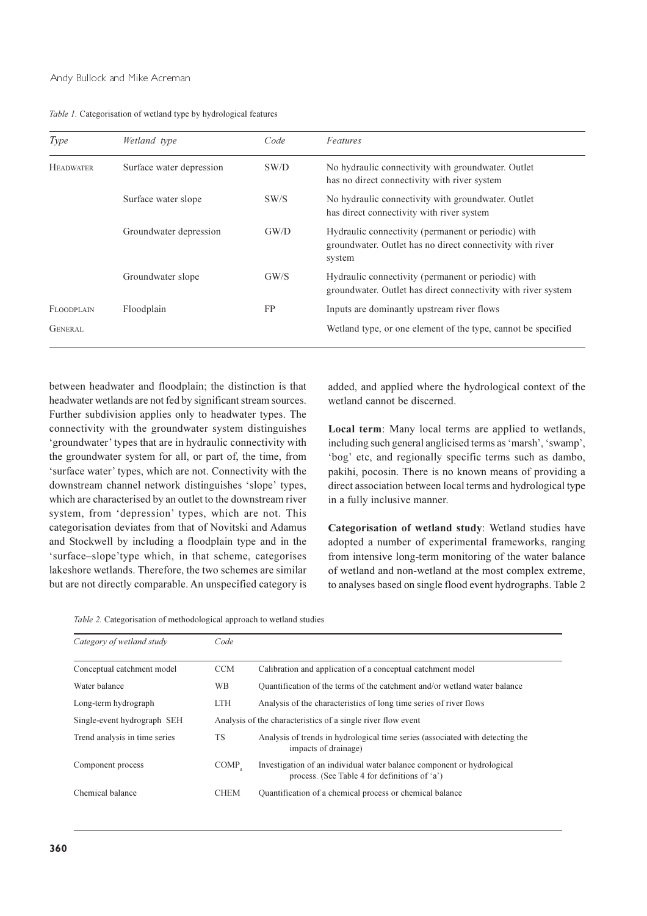*Table 1.* Categorisation of wetland type by hydrological features

| *Type* | *Wetland type* | *Code* | *Features* |
|---|---|---|---|
| Headwater | Surface water depression | SW/D | No hydraulic connectivity with groundwater. Outlet has no direct connectivity with river system |
| | Surface water slope | SW/S | No hydraulic connectivity with groundwater. Outlet has direct connectivity with river system |
| | Groundwater depression | GW/D | Hydraulic connectivity (permanent or periodic) with groundwater. Outlet has no direct connectivity with river system |
| | Groundwater slope | GW/S | Hydraulic connectivity (permanent or periodic) with groundwater. Outlet has direct connectivity with river system |
| Floodplain | Floodplain | FP | Inputs are dominantly upstream river flows |
| General | | | Wetland type, or one element of the type, cannot be specified |

between headwater and floodplain; the distinction is that headwater wetlands are not fed by significant stream sources. Further subdivision applies only to headwater types. The connectivity with the groundwater system distinguishes 'groundwater' types that are in hydraulic connectivity with the groundwater system for all, or part of, the time, from 'surface water' types, which are not. Connectivity with the downstream channel network distinguishes 'slope' types, which are characterised by an outlet to the downstream river system, from 'depression' types, which are not. This categorisation deviates from that of Novitski and Adamus and Stockwell by including a floodplain type and in the 'surface–slope'type which, in that scheme, categorises lakeshore wetlands. Therefore, the two schemes are similar but are not directly comparable. An unspecified category is added, and applied where the hydrological context of the wetland cannot be discerned.

**Local term**: Many local terms are applied to wetlands, including such general anglicised terms as 'marsh', 'swamp', 'bog' etc, and regionally specific terms such as dambo, pakihi, pocosin. There is no known means of providing a direct association between local terms and hydrological type in a fully inclusive manner.

**Categorisation of wetland study**: Wetland studies have adopted a number of experimental frameworks, ranging from intensive long-term monitoring of the water balance of wetland and non-wetland at the most complex extreme, to analyses based on single flood event hydrographs. Table 2

*Table 2.* Categorisation of methodological approach to wetland studies

| *Category of wetland study* | *Code* | |
|---|---|---|
| Conceptual catchment model | CCM | Calibration and application of a conceptual catchment model |
| Water balance | WB | Quantification of the terms of the catchment and/or wetland water balance |
| Long-term hydrograph | LTH | Analysis of the characteristics of long time series of river flows |
| Single-event hydrograph | SEH | Analysis of the characteristics of a single river flow event |
| Trend analysis in time series | TS | Analysis of trends in hydrological time series (associated with detecting the impacts of drainage) |
| Component process | $COMP_a$ | Investigation of an individual water balance component or hydrological process. (See Table 4 for definitions of 'a') |
| Chemical balance | CHEM | Quantification of a chemical process or chemical balance |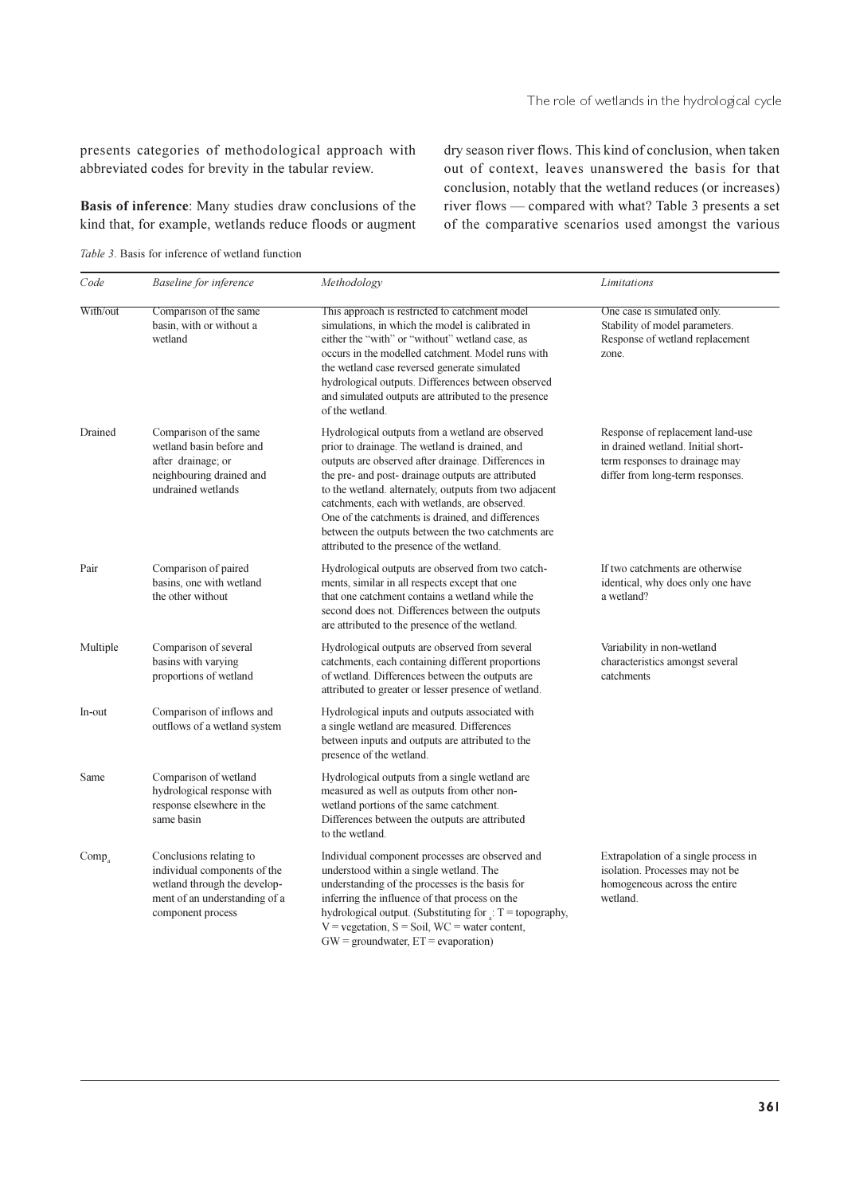presents categories of methodological approach with abbreviated codes for brevity in the tabular review.

**Basis of inference**: Many studies draw conclusions of the kind that, for example, wetlands reduce floods or augment dry season river flows. This kind of conclusion, when taken out of context, leaves unanswered the basis for that conclusion, notably that the wetland reduces (or increases) river flows — compared with what? Table 3 presents a set of the comparative scenarios used amongst the various

*Table 3.* Basis for inference of wetland function

| *Code* | *Baseline for inference* | *Methodology* | *Limitations* |
|---|---|---|---|
| With/out | Comparison of the same basin, with or without a wetland | This approach is restricted to catchment model simulations, in which the model is calibrated in either the "with" or "without" wetland case, as occurs in the modelled catchment. Model runs with the wetland case reversed generate simulated hydrological outputs. Differences between observed and simulated outputs are attributed to the presence of the wetland. | One case is simulated only. Stability of model parameters. Response of wetland replacement zone. |
| Drained | Comparison of the same wetland basin before and after drainage; or neighbouring drained and undrained wetlands | Hydrological outputs from a wetland are observed prior to drainage. The wetland is drained, and outputs are observed after drainage. Differences in the pre- and post- drainage outputs are attributed to the wetland. alternately, outputs from two adjacent catchments, each with wetlands, are observed. One of the catchments is drained, and differences between the outputs between the two catchments are attributed to the presence of the wetland. | Response of replacement land-use in drained wetland. Initial short-term responses to drainage may differ from long-term responses. |
| Pair | Comparison of paired basins, one with wetland the other without | Hydrological outputs are observed from two catchments, similar in all respects except that one that one catchment contains a wetland while the second does not. Differences between the outputs are attributed to the presence of the wetland. | If two catchments are otherwise identical, why does only one have a wetland? |
| Multiple | Comparison of several basins with varying proportions of wetland | Hydrological outputs are observed from several catchments, each containing different proportions of wetland. Differences between the outputs are attributed to greater or lesser presence of wetland. | Variability in non-wetland characteristics amongst several catchments |
| In-out | Comparison of inflows and outflows of a wetland system | Hydrological inputs and outputs associated with a single wetland are measured. Differences between inputs and outputs are attributed to the presence of the wetland. | |
| Same | Comparison of wetland hydrological response with response elsewhere in the same basin | Hydrological outputs from a single wetland are measured as well as outputs from other non-wetland portions of the same catchment. Differences between the outputs are attributed to the wetland. | |
| $Comp_a$ | Conclusions relating to individual components of the wetland through the development of an understanding of a component process | Individual component processes are observed and understood within a single wetland. The understanding of the processes is the basis for inferring the influence of that process on the hydrological output. (Substituting for $_a$: T = topography, V = vegetation, S = Soil, WC = water content, GW = groundwater, ET = evaporation) | Extrapolation of a single process in isolation. Processes may not be homogeneous across the entire wetland. |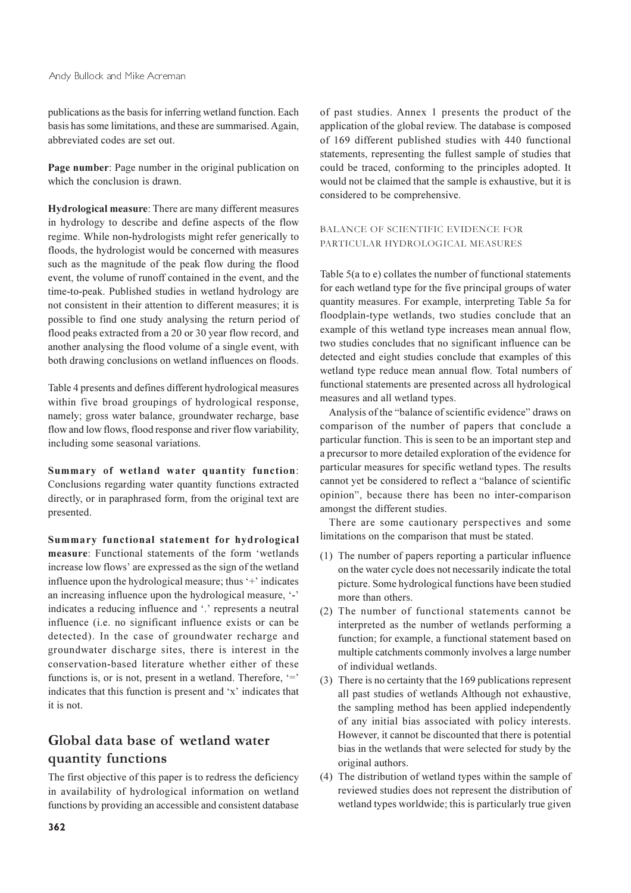publications as the basis for inferring wetland function. Each basis has some limitations, and these are summarised. Again, abbreviated codes are set out.

**Page number**: Page number in the original publication on which the conclusion is drawn.

**Hydrological measure**: There are many different measures in hydrology to describe and define aspects of the flow regime. While non-hydrologists might refer generically to floods, the hydrologist would be concerned with measures such as the magnitude of the peak flow during the flood event, the volume of runoff contained in the event, and the time-to-peak. Published studies in wetland hydrology are not consistent in their attention to different measures; it is possible to find one study analysing the return period of flood peaks extracted from a 20 or 30 year flow record, and another analysing the flood volume of a single event, with both drawing conclusions on wetland influences on floods.

Table 4 presents and defines different hydrological measures within five broad groupings of hydrological response, namely; gross water balance, groundwater recharge, base flow and low flows, flood response and river flow variability, including some seasonal variations.

**Summary of wetland water quantity function**: Conclusions regarding water quantity functions extracted directly, or in paraphrased form, from the original text are presented.

**Summary functional statement for hydrological measure**: Functional statements of the form 'wetlands increase low flows' are expressed as the sign of the wetland influence upon the hydrological measure; thus '+' indicates an increasing influence upon the hydrological measure, '-' indicates a reducing influence and '.' represents a neutral influence (i.e. no significant influence exists or can be detected). In the case of groundwater recharge and groundwater discharge sites, there is interest in the conservation-based literature whether either of these functions is, or is not, present in a wetland. Therefore, '=' indicates that this function is present and 'x' indicates that it is not.

## Global data base of wetland water quantity functions

The first objective of this paper is to redress the deficiency in availability of hydrological information on wetland functions by providing an accessible and consistent database of past studies. Annex 1 presents the product of the application of the global review. The database is composed of 169 different published studies with 440 functional statements, representing the fullest sample of studies that could be traced, conforming to the principles adopted. It would not be claimed that the sample is exhaustive, but it is considered to be comprehensive.

### BALANCE OF SCIENTIFIC EVIDENCE FOR PARTICULAR HYDROLOGICAL MEASURES

Table 5(a to e) collates the number of functional statements for each wetland type for the five principal groups of water quantity measures. For example, interpreting Table 5a for floodplain-type wetlands, two studies conclude that an example of this wetland type increases mean annual flow, two studies concludes that no significant influence can be detected and eight studies conclude that examples of this wetland type reduce mean annual flow. Total numbers of functional statements are presented across all hydrological measures and all wetland types.

Analysis of the "balance of scientific evidence" draws on comparison of the number of papers that conclude a particular function. This is seen to be an important step and a precursor to more detailed exploration of the evidence for particular measures for specific wetland types. The results cannot yet be considered to reflect a "balance of scientific opinion", because there has been no inter-comparison amongst the different studies.

There are some cautionary perspectives and some limitations on the comparison that must be stated.

(1) The number of papers reporting a particular influence on the water cycle does not necessarily indicate the total picture. Some hydrological functions have been studied more than others.
(2) The number of functional statements cannot be interpreted as the number of wetlands performing a function; for example, a functional statement based on multiple catchments commonly involves a large number of individual wetlands.
(3) There is no certainty that the 169 publications represent all past studies of wetlands Although not exhaustive, the sampling method has been applied independently of any initial bias associated with policy interests. However, it cannot be discounted that there is potential bias in the wetlands that were selected for study by the original authors.
(4) The distribution of wetland types within the sample of reviewed studies does not represent the distribution of wetland types worldwide; this is particularly true given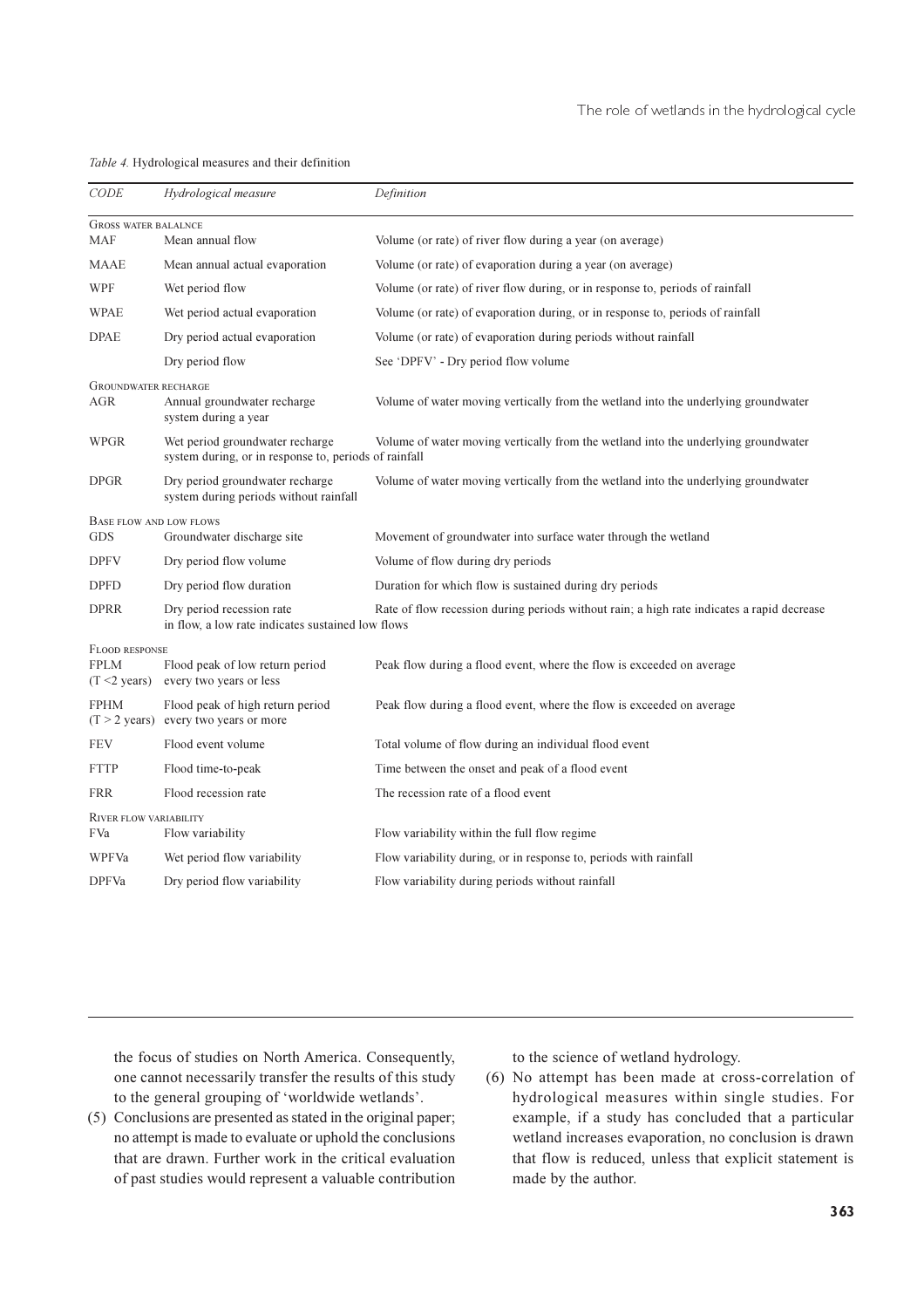*Table 4.* Hydrological measures and their definition

| *CODE* | *Hydrological measure* | *Definition* |
|---|---|---|
| GROSS WATER BALALNCE | | |
| MAF | Mean annual flow | Volume (or rate) of river flow during a year (on average) |
| MAAE | Mean annual actual evaporation | Volume (or rate) of evaporation during a year (on average) |
| WPF | Wet period flow | Volume (or rate) of river flow during, or in response to, periods of rainfall |
| WPAE | Wet period actual evaporation | Volume (or rate) of evaporation during, or in response to, periods of rainfall |
| DPAE | Dry period actual evaporation | Volume (or rate) of evaporation during periods without rainfall |
| | Dry period flow | See 'DPFV' - Dry period flow volume |
| GROUNDWATER RECHARGE | | |
| AGR | Annual groundwater recharge | Volume of water moving vertically from the wetland into the underlying groundwater system during a year |
| WPGR | Wet period groundwater recharge | Volume of water moving vertically from the wetland into the underlying groundwater system during, or in response to, periods of rainfall |
| DPGR | Dry period groundwater recharge | Volume of water moving vertically from the wetland into the underlying groundwater system during periods without rainfall |
| BASE FLOW AND LOW FLOWS | | |
| GDS | Groundwater discharge site | Movement of groundwater into surface water through the wetland |
| DPFV | Dry period flow volume | Volume of flow during dry periods |
| DPFD | Dry period flow duration | Duration for which flow is sustained during dry periods |
| DPRR | Dry period recession rate | Rate of flow recession during periods without rain; a high rate indicates a rapid decrease in flow, a low rate indicates sustained low flows |
| FLOOD RESPONSE | | |
| FPLM (T <2 years) | Flood peak of low return period | Peak flow during a flood event, where the flow is exceeded on average every two years or less |
| FPHM (T > 2 years) | Flood peak of high return period | Peak flow during a flood event, where the flow is exceeded on average every two years or more |
| FEV | Flood event volume | Total volume of flow during an individual flood event |
| FTTP | Flood time-to-peak | Time between the onset and peak of a flood event |
| FRR | Flood recession rate | The recession rate of a flood event |
| RIVER FLOW VARIABILITY | | |
| FVa | Flow variability | Flow variability within the full flow regime |
| WPFVa | Wet period flow variability | Flow variability during, or in response to, periods with rainfall |
| DPFVa | Dry period flow variability | Flow variability during periods without rainfall |

the focus of studies on North America. Consequently, one cannot necessarily transfer the results of this study to the general grouping of 'worldwide wetlands'.

(5) Conclusions are presented as stated in the original paper; no attempt is made to evaluate or uphold the conclusions that are drawn. Further work in the critical evaluation of past studies would represent a valuable contribution to the science of wetland hydrology.

(6) No attempt has been made at cross-correlation of hydrological measures within single studies. For example, if a study has concluded that a particular wetland increases evaporation, no conclusion is drawn that flow is reduced, unless that explicit statement is made by the author.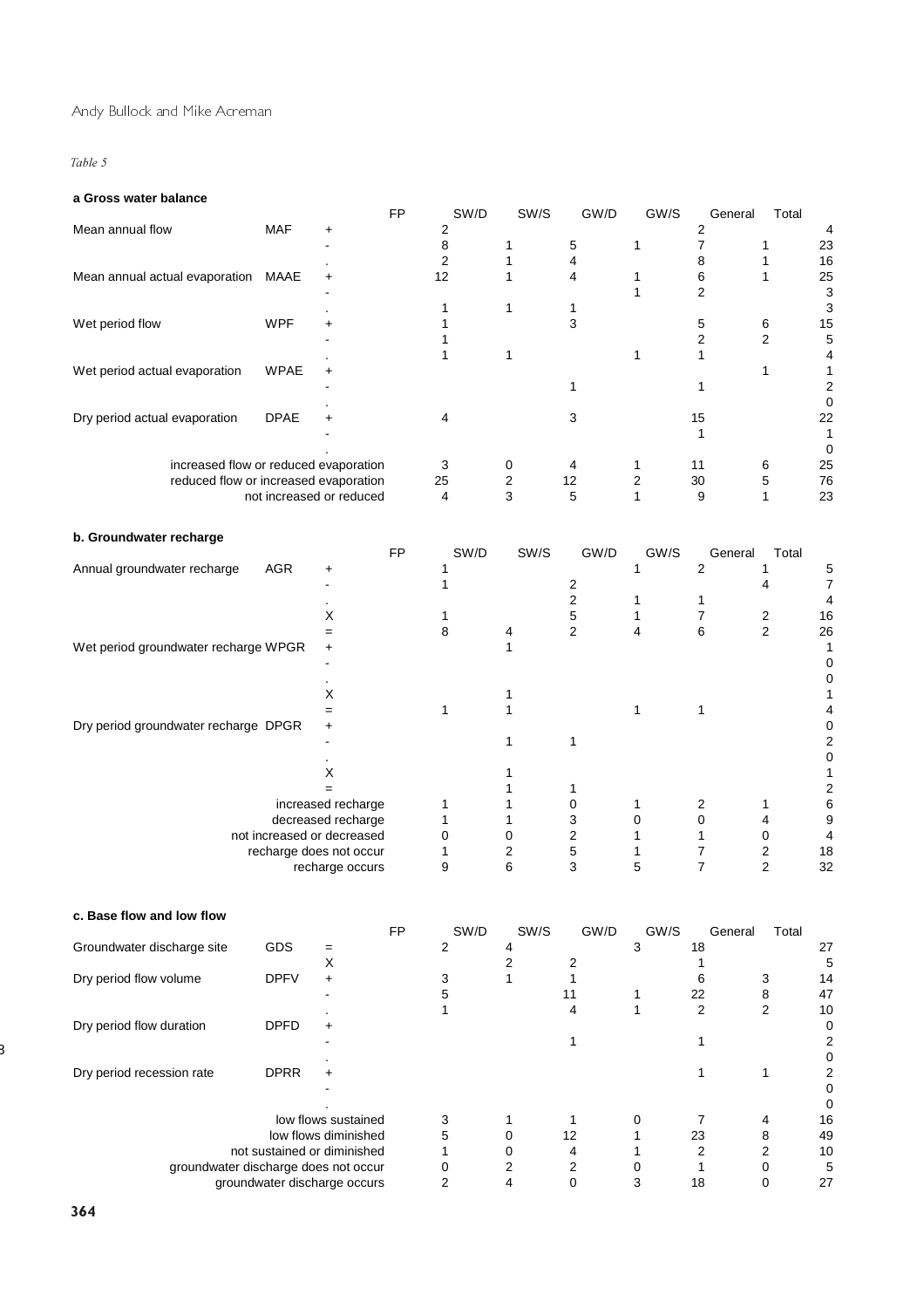*Table 5*

**a Gross water balance**

| | | | FP | SW/D | SW/S | GW/D | GW/S | General | Total |
|---|---|---|---|---|---|---|---|---|---|
| Mean annual flow | MAF | + | 2 | | | | 2 | | 4 |
| | | - | 8 | 1 | 5 | 1 | 7 | 1 | 23 |
| | | . | 2 | 1 | 4 | | 8 | 1 | 16 |
| Mean annual actual evaporation | MAAE | + | 12 | 1 | 4 | 1 | 6 | 1 | 25 |
| | | - | | | | 1 | 2 | | 3 |
| | | . | 1 | 1 | 1 | | | | 3 |
| Wet period flow | WPF | + | 1 | | 3 | | 5 | 6 | 15 |
| | | - | 1 | | | | 2 | 2 | 5 |
| | | . | 1 | 1 | | 1 | 1 | | 4 |
| Wet period actual evaporation | WPAE | + | | | | | | 1 | 1 |
| | | - | | | 1 | | 1 | | 2 |
| | | . | | | | | | | 0 |
| Dry period actual evaporation | DPAE | + | 4 | | 3 | | 15 | | 22 |
| | | - | | | | | 1 | | 1 |
| | | . | | | | | | | 0 |
| increased flow or reduced evaporation | | | 3 | 0 | 4 | 1 | 11 | 6 | 25 |
| reduced flow or increased evaporation | | | 25 | 2 | 12 | 2 | 30 | 5 | 76 |
| not increased or reduced | | | 4 | 3 | 5 | 1 | 9 | 1 | 23 |

**b. Groundwater recharge**

| | | | FP | SW/D | SW/S | GW/D | GW/S | General | Total |
|---|---|---|---|---|---|---|---|---|---|
| Annual groundwater recharge | AGR | + | 1 | | | 1 | 2 | 1 | 5 |
| | | - | 1 | | 2 | | | 4 | 7 |
| | | . | | | 2 | 1 | 1 | | 4 |
| | | X | 1 | | 5 | 1 | 7 | 2 | 16 |
| | | = | 8 | 4 | 2 | 4 | 6 | 2 | 26 |
| Wet period groundwater recharge | WPGR | + | | 1 | | | | | 1 |
| | | - | | | | | | | 0 |
| | | . | | | | | | | 0 |
| | | X | | 1 | | | | | 1 |
| | | = | 1 | 1 | | 1 | 1 | | 4 |
| Dry period groundwater recharge | DPGR | + | | | | | | | 0 |
| | | - | | 1 | 1 | | | | 2 |
| | | . | | | | | | | 0 |
| | | X | | 1 | | | | | 1 |
| | | = | | 1 | 1 | | | | 2 |
| increased recharge | | | 1 | 1 | 0 | 1 | 2 | 1 | 6 |
| decreased recharge | | | 1 | 1 | 3 | 0 | 0 | 4 | 9 |
| not increased or decreased | | | 0 | 0 | 2 | 1 | 1 | 0 | 4 |
| recharge does not occur | | | 1 | 2 | 5 | 1 | 7 | 2 | 18 |
| recharge occurs | | | 9 | 6 | 3 | 5 | 7 | 2 | 32 |

**c. Base flow and low flow**

| | | | FP | SW/D | SW/S | GW/D | GW/S | General | Total |
|---|---|---|---|---|---|---|---|---|---|
| Groundwater discharge site | GDS | = | 2 | 4 | | 3 | 18 | | 27 |
| | | X | | 2 | 2 | | 1 | | 5 |
| Dry period flow volume | DPFV | + | 3 | 1 | 1 | | 6 | 3 | 14 |
| | | - | 5 | | 11 | 1 | 22 | 8 | 47 |
| | | . | 1 | | 4 | 1 | 2 | 2 | 10 |
| Dry period flow duration | DPFD | + | | | | | | | 0 |
| | | - | | | 1 | | 1 | | 2 |
| | | . | | | | | | | 0 |
| Dry period recession rate | DPRR | + | | | | | 1 | 1 | 2 |
| | | - | | | | | | | 0 |
| | | . | | | | | | | 0 |
| low flows sustained | | | 3 | 1 | 1 | 0 | 7 | 4 | 16 |
| low flows diminished | | | 5 | 0 | 12 | 1 | 23 | 8 | 49 |
| not sustained or diminished | | | 1 | 0 | 4 | 1 | 2 | 2 | 10 |
| groundwater discharge does not occur | | | 0 | 2 | 2 | 0 | 1 | 0 | 5 |
| groundwater discharge occurs | | | 2 | 4 | 0 | 3 | 18 | 0 | 27 |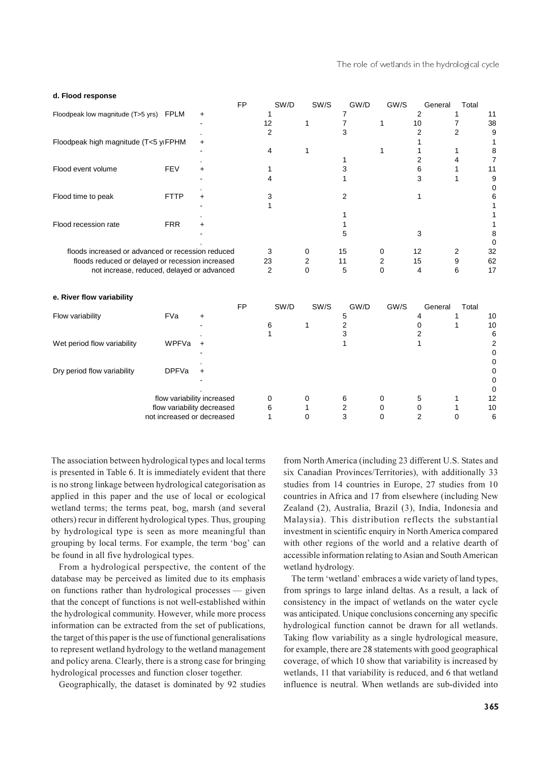**d. Flood response**

| | | | FP | SW/D | SW/S | GW/D | GW/S | General | Total |
|---|---|---|---|---|---|---|---|---|---|
| Floodpeak low magnitude (T>5 yrs) | FPLM | + | 1 | | 7 | | 2 | 1 | 11 |
| | | - | 12 | 1 | 7 | 1 | 10 | 7 | 38 |
| | | . | 2 | | 3 | | 2 | 2 | 9 |
| Floodpeak high magnitude (T<5 y | FPHM | + | | | | | 1 | | 1 |
| | | - | 4 | 1 | | 1 | 1 | 1 | 8 |
| | | . | | | 1 | | 2 | 4 | 7 |
| Flood event volume | FEV | + | 1 | | 3 | | 6 | 1 | 11 |
| | | - | 4 | | 1 | | 3 | 1 | 9 |
| | | . | | | | | | | 0 |
| Flood time to peak | FTTP | + | 3 | | 2 | | 1 | | 6 |
| | | - | 1 | | | | | | 1 |
| | | . | | | 1 | | | | 1 |
| Flood recession rate | FRR | + | | | 1 | | | | 1 |
| | | - | | | 5 | | 3 | | 8 |
| | | . | | | | | | | 0 |
| floods increased or advanced or recession reduced | | | 3 | 0 | 15 | 0 | 12 | 2 | 32 |
| floods reduced or delayed or recession increased | | | 23 | 2 | 11 | 2 | 15 | 9 | 62 |
| not increase, reduced, delayed or advanced | | | 2 | 0 | 5 | 0 | 4 | 6 | 17 |

**e. River flow variability**

| | | | FP | SW/D | SW/S | GW/D | GW/S | General | Total |
|---|---|---|---|---|---|---|---|---|---|
| Flow variability | FVa | + | | | 5 | | 4 | 1 | 10 |
| | | - | 6 | 1 | 2 | | 0 | 1 | 10 |
| | | . | 1 | | 3 | | 2 | | 6 |
| Wet period flow variability | WPFVa | + | | | 1 | | 1 | | 2 |
| | | - | | | | | | | 0 |
| | | . | | | | | | | 0 |
| Dry period flow variability | DPFVa | + | | | | | | | 0 |
| | | - | | | | | | | 0 |
| | | . | | | | | | | 0 |
| flow variability increased | | | 0 | 0 | 6 | 0 | 5 | 1 | 12 |
| flow variability decreased | | | 6 | 1 | 2 | 0 | 0 | 1 | 10 |
| not increased or decreased | | | 1 | 0 | 3 | 0 | 2 | 0 | 6 |

The association between hydrological types and local terms is presented in Table 6. It is immediately evident that there is no strong linkage between hydrological categorisation as applied in this paper and the use of local or ecological wetland terms; the terms peat, bog, marsh (and several others) recur in different hydrological types. Thus, grouping by hydrological type is seen as more meaningful than grouping by local terms. For example, the term 'bog' can be found in all five hydrological types.

From a hydrological perspective, the content of the database may be perceived as limited due to its emphasis on functions rather than hydrological processes — given that the concept of functions is not well-established within the hydrological community. However, while more process information can be extracted from the set of publications, the target of this paper is the use of functional generalisations to represent wetland hydrology to the wetland management and policy arena. Clearly, there is a strong case for bringing hydrological processes and function closer together.

Geographically, the dataset is dominated by 92 studies from North America (including 23 different U.S. States and six Canadian Provinces/Territories), with additionally 33 studies from 14 countries in Europe, 27 studies from 10 countries in Africa and 17 from elsewhere (including New Zealand (2), Australia, Brazil (3), India, Indonesia and Malaysia). This distribution reflects the substantial investment in scientific enquiry in North America compared with other regions of the world and a relative dearth of accessible information relating to Asian and South American wetland hydrology.

The term 'wetland' embraces a wide variety of land types, from springs to large inland deltas. As a result, a lack of consistency in the impact of wetlands on the water cycle was anticipated. Unique conclusions concerning any specific hydrological function cannot be drawn for all wetlands. Taking flow variability as a single hydrological measure, for example, there are 28 statements with good geographical coverage, of which 10 show that variability is increased by wetlands, 11 that variability is reduced, and 6 that wetland influence is neutral. When wetlands are sub-divided into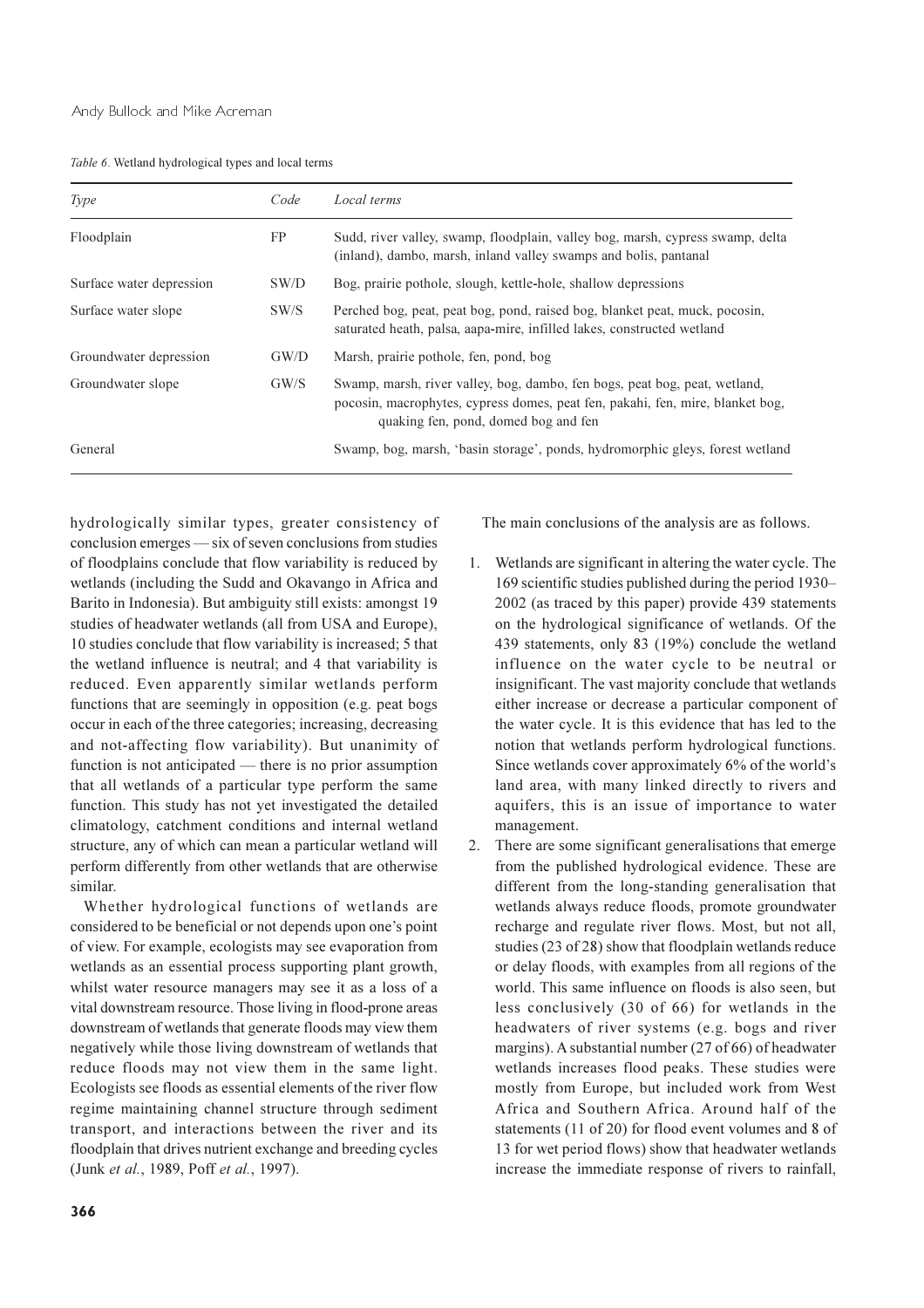*Table 6*. Wetland hydrological types and local terms

| *Type* | *Code* | *Local terms* |
|---|---|---|
| Floodplain | FP | Sudd, river valley, swamp, floodplain, valley bog, marsh, cypress swamp, delta (inland), dambo, marsh, inland valley swamps and bolis, pantanal |
| Surface water depression | SW/D | Bog, prairie pothole, slough, kettle-hole, shallow depressions |
| Surface water slope | SW/S | Perched bog, peat, peat bog, pond, raised bog, blanket peat, muck, pocosin, saturated heath, palsa, aapa-mire, infilled lakes, constructed wetland |
| Groundwater depression | GW/D | Marsh, prairie pothole, fen, pond, bog |
| Groundwater slope | GW/S | Swamp, marsh, river valley, bog, dambo, fen bogs, peat bog, peat, wetland, pocosin, macrophytes, cypress domes, peat fen, pakahi, fen, mire, blanket bog, quaking fen, pond, domed bog and fen |
| General | | Swamp, bog, marsh, 'basin storage', ponds, hydromorphic gleys, forest wetland |

hydrologically similar types, greater consistency of conclusion emerges — six of seven conclusions from studies of floodplains conclude that flow variability is reduced by wetlands (including the Sudd and Okavango in Africa and Barito in Indonesia). But ambiguity still exists: amongst 19 studies of headwater wetlands (all from USA and Europe), 10 studies conclude that flow variability is increased; 5 that the wetland influence is neutral; and 4 that variability is reduced. Even apparently similar wetlands perform functions that are seemingly in opposition (e.g. peat bogs occur in each of the three categories; increasing, decreasing and not-affecting flow variability). But unanimity of function is not anticipated — there is no prior assumption that all wetlands of a particular type perform the same function. This study has not yet investigated the detailed climatology, catchment conditions and internal wetland structure, any of which can mean a particular wetland will perform differently from other wetlands that are otherwise similar.

Whether hydrological functions of wetlands are considered to be beneficial or not depends upon one's point of view. For example, ecologists may see evaporation from wetlands as an essential process supporting plant growth, whilst water resource managers may see it as a loss of a vital downstream resource. Those living in flood-prone areas downstream of wetlands that generate floods may view them negatively while those living downstream of wetlands that reduce floods may not view them in the same light. Ecologists see floods as essential elements of the river flow regime maintaining channel structure through sediment transport, and interactions between the river and its floodplain that drives nutrient exchange and breeding cycles (Junk *et al.*, 1989, Poff *et al.*, 1997).

The main conclusions of the analysis are as follows.

1. Wetlands are significant in altering the water cycle. The 169 scientific studies published during the period 1930–2002 (as traced by this paper) provide 439 statements on the hydrological significance of wetlands. Of the 439 statements, only 83 (19%) conclude the wetland influence on the water cycle to be neutral or insignificant. The vast majority conclude that wetlands either increase or decrease a particular component of the water cycle. It is this evidence that has led to the notion that wetlands perform hydrological functions. Since wetlands cover approximately 6% of the world's land area, with many linked directly to rivers and aquifers, this is an issue of importance to water management.
2. There are some significant generalisations that emerge from the published hydrological evidence. These are different from the long-standing generalisation that wetlands always reduce floods, promote groundwater recharge and regulate river flows. Most, but not all, studies (23 of 28) show that floodplain wetlands reduce or delay floods, with examples from all regions of the world. This same influence on floods is also seen, but less conclusively (30 of 66) for wetlands in the headwaters of river systems (e.g. bogs and river margins). A substantial number (27 of 66) of headwater wetlands increases flood peaks. These studies were mostly from Europe, but included work from West Africa and Southern Africa. Around half of the statements (11 of 20) for flood event volumes and 8 of 13 for wet period flows) show that headwater wetlands increase the immediate response of rivers to rainfall,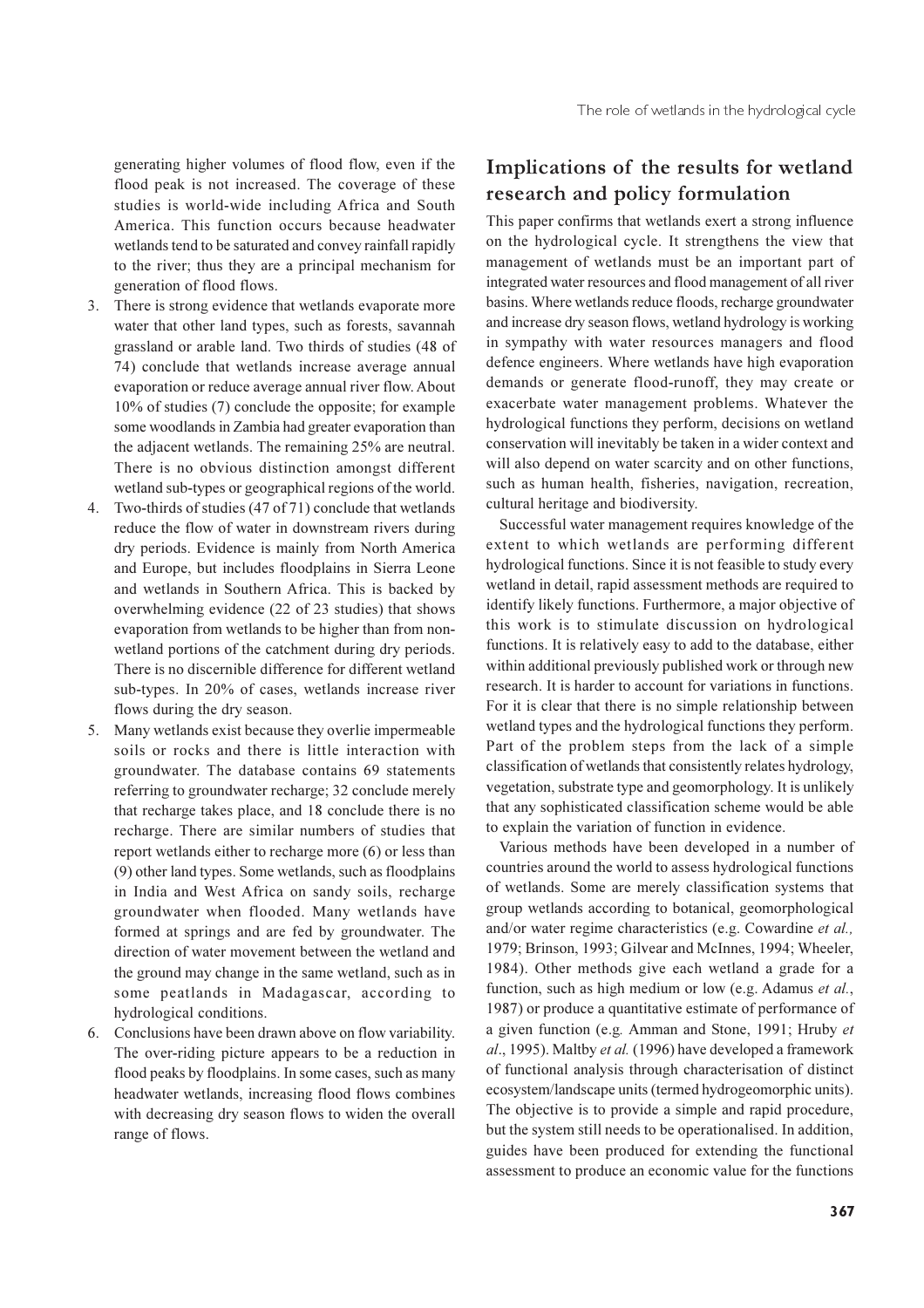generating higher volumes of flood flow, even if the flood peak is not increased. The coverage of these studies is world-wide including Africa and South America. This function occurs because headwater wetlands tend to be saturated and convey rainfall rapidly to the river; thus they are a principal mechanism for generation of flood flows.

3. There is strong evidence that wetlands evaporate more water that other land types, such as forests, savannah grassland or arable land. Two thirds of studies (48 of 74) conclude that wetlands increase average annual evaporation or reduce average annual river flow. About 10% of studies (7) conclude the opposite; for example some woodlands in Zambia had greater evaporation than the adjacent wetlands. The remaining 25% are neutral. There is no obvious distinction amongst different wetland sub-types or geographical regions of the world.
4. Two-thirds of studies (47 of 71) conclude that wetlands reduce the flow of water in downstream rivers during dry periods. Evidence is mainly from North America and Europe, but includes floodplains in Sierra Leone and wetlands in Southern Africa. This is backed by overwhelming evidence (22 of 23 studies) that shows evaporation from wetlands to be higher than from non-wetland portions of the catchment during dry periods. There is no discernible difference for different wetland sub-types. In 20% of cases, wetlands increase river flows during the dry season.
5. Many wetlands exist because they overlie impermeable soils or rocks and there is little interaction with groundwater. The database contains 69 statements referring to groundwater recharge; 32 conclude merely that recharge takes place, and 18 conclude there is no recharge. There are similar numbers of studies that report wetlands either to recharge more (6) or less than (9) other land types. Some wetlands, such as floodplains in India and West Africa on sandy soils, recharge groundwater when flooded. Many wetlands have formed at springs and are fed by groundwater. The direction of water movement between the wetland and the ground may change in the same wetland, such as in some peatlands in Madagascar, according to hydrological conditions.
6. Conclusions have been drawn above on flow variability. The over-riding picture appears to be a reduction in flood peaks by floodplains. In some cases, such as many headwater wetlands, increasing flood flows combines with decreasing dry season flows to widen the overall range of flows.

## Implications of the results for wetland research and policy formulation

This paper confirms that wetlands exert a strong influence on the hydrological cycle. It strengthens the view that management of wetlands must be an important part of integrated water resources and flood management of all river basins. Where wetlands reduce floods, recharge groundwater and increase dry season flows, wetland hydrology is working in sympathy with water resources managers and flood defence engineers. Where wetlands have high evaporation demands or generate flood-runoff, they may create or exacerbate water management problems. Whatever the hydrological functions they perform, decisions on wetland conservation will inevitably be taken in a wider context and will also depend on water scarcity and on other functions, such as human health, fisheries, navigation, recreation, cultural heritage and biodiversity.

Successful water management requires knowledge of the extent to which wetlands are performing different hydrological functions. Since it is not feasible to study every wetland in detail, rapid assessment methods are required to identify likely functions. Furthermore, a major objective of this work is to stimulate discussion on hydrological functions. It is relatively easy to add to the database, either within additional previously published work or through new research. It is harder to account for variations in functions. For it is clear that there is no simple relationship between wetland types and the hydrological functions they perform. Part of the problem steps from the lack of a simple classification of wetlands that consistently relates hydrology, vegetation, substrate type and geomorphology. It is unlikely that any sophisticated classification scheme would be able to explain the variation of function in evidence.

Various methods have been developed in a number of countries around the world to assess hydrological functions of wetlands. Some are merely classification systems that group wetlands according to botanical, geomorphological and/or water regime characteristics (e.g. Cowardine *et al.,* 1979; Brinson, 1993; Gilvear and McInnes, 1994; Wheeler, 1984). Other methods give each wetland a grade for a function, such as high medium or low (e.g. Adamus *et al.*, 1987) or produce a quantitative estimate of performance of a given function (e.g*.* Amman and Stone, 1991; Hruby *et al*., 1995). Maltby *et al.* (1996) have developed a framework of functional analysis through characterisation of distinct ecosystem/landscape units (termed hydrogeomorphic units). The objective is to provide a simple and rapid procedure, but the system still needs to be operationalised. In addition, guides have been produced for extending the functional assessment to produce an economic value for the functions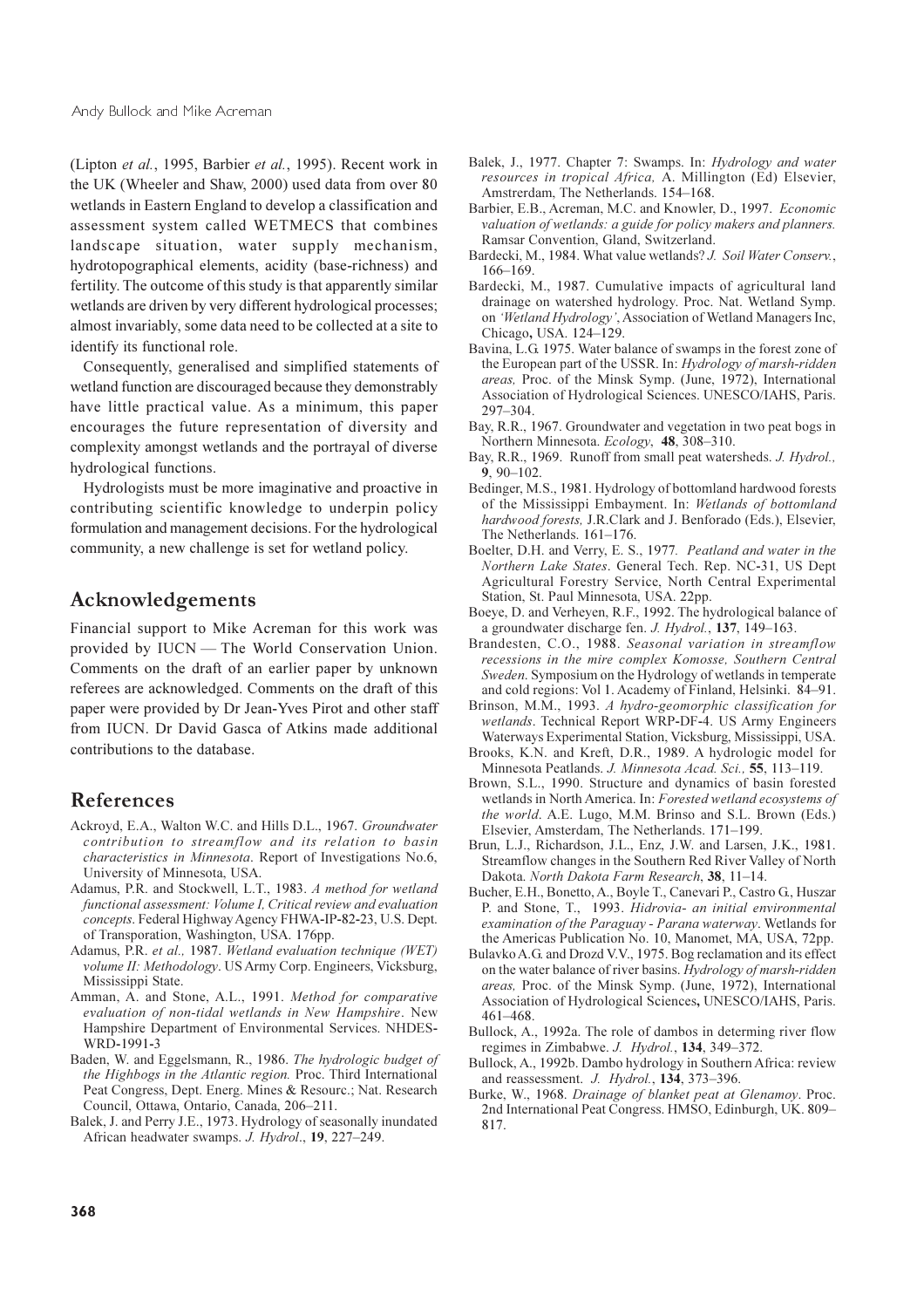(Lipton *et al.*, 1995, Barbier *et al.*, 1995). Recent work in the UK (Wheeler and Shaw, 2000) used data from over 80 wetlands in Eastern England to develop a classification and assessment system called WETMECS that combines landscape situation, water supply mechanism, hydrotopographical elements, acidity (base-richness) and fertility. The outcome of this study is that apparently similar wetlands are driven by very different hydrological processes; almost invariably, some data need to be collected at a site to identify its functional role.

Consequently, generalised and simplified statements of wetland function are discouraged because they demonstrably have little practical value. As a minimum, this paper encourages the future representation of diversity and complexity amongst wetlands and the portrayal of diverse hydrological functions.

Hydrologists must be more imaginative and proactive in contributing scientific knowledge to underpin policy formulation and management decisions. For the hydrological community, a new challenge is set for wetland policy.

## Acknowledgements

Financial support to Mike Acreman for this work was provided by IUCN — The World Conservation Union. Comments on the draft of an earlier paper by unknown referees are acknowledged. Comments on the draft of this paper were provided by Dr Jean-Yves Pirot and other staff from IUCN. Dr David Gasca of Atkins made additional contributions to the database.

## References

Ackroyd, E.A., Walton W.C. and Hills D.L., 1967. *Groundwater contribution to streamflow and its relation to basin characteristics in Minnesota*. Report of Investigations No.6, University of Minnesota, USA.

Adamus, P.R. and Stockwell, L.T., 1983. *A method for wetland functional assessment: Volume I, Critical review and evaluation concepts*. Federal Highway Agency FHWA-IP-82-23, U.S. Dept. of Transporation, Washington, USA. 176pp.

Adamus, P.R. *et al.,* 1987. *Wetland evaluation technique (WET) volume II: Methodology*. US Army Corp. Engineers, Vicksburg, Mississippi State.

Amman, A. and Stone, A.L., 1991. *Method for comparative evaluation of non-tidal wetlands in New Hampshire*. New Hampshire Department of Environmental Services. NHDES-WRD-1991-3

Baden, W. and Eggelsmann, R., 1986. *The hydrologic budget of the Highbogs in the Atlantic region.* Proc. Third International Peat Congress, Dept. Energ. Mines & Resourc.; Nat. Research Council, Ottawa, Ontario, Canada, 206–211.

Balek, J. and Perry J.E., 1973. Hydrology of seasonally inundated African headwater swamps. *J. Hydrol*., **19**, 227–249.

Balek, J., 1977. Chapter 7: Swamps. In: *Hydrology and water resources in tropical Africa,* A. Millington (Ed) Elsevier, Amstrerdam, The Netherlands. 154–168.

Barbier, E.B., Acreman, M.C. and Knowler, D., 1997. *Economic valuation of wetlands: a guide for policy makers and planners.* Ramsar Convention, Gland, Switzerland.

Bardecki, M., 1984. What value wetlands? *J. Soil Water Conserv.*, 166–169.

Bardecki, M., 1987. Cumulative impacts of agricultural land drainage on watershed hydrology. Proc. Nat. Wetland Symp. on *'Wetland Hydrology'*, Association of Wetland Managers Inc, Chicago**,** USA. 124–129.

Bavina, L.G. 1975. Water balance of swamps in the forest zone of the European part of the USSR. In: *Hydrology of marsh-ridden areas,* Proc. of the Minsk Symp. (June, 1972), International Association of Hydrological Sciences. UNESCO/IAHS, Paris. 297–304.

Bay, R.R., 1967. Groundwater and vegetation in two peat bogs in Northern Minnesota. *Ecology*, **48**, 308–310.

Bay, R.R., 1969. Runoff from small peat watersheds. *J. Hydrol.,* **9**, 90–102.

Bedinger, M.S., 1981. Hydrology of bottomland hardwood forests of the Mississippi Embayment. In: *Wetlands of bottomland hardwood forests,* J.R.Clark and J. Benforado (Eds.), Elsevier, The Netherlands. 161–176.

Boelter, D.H. and Verry, E. S., 1977*. Peatland and water in the Northern Lake States*. General Tech. Rep. NC-31, US Dept Agricultural Forestry Service, North Central Experimental Station, St. Paul Minnesota, USA. 22pp.

Boeye, D. and Verheyen, R.F., 1992. The hydrological balance of a groundwater discharge fen. *J. Hydrol.*, **137**, 149–163.

Brandesten, C.O., 1988. *Seasonal variation in streamflow recessions in the mire complex Komosse, Southern Central Sweden*. Symposium on the Hydrology of wetlands in temperate and cold regions: Vol 1. Academy of Finland, Helsinki. 84–91.

Brinson, M.M., 1993. *A hydro-geomorphic classification for wetlands*. Technical Report WRP-DF-4. US Army Engineers Waterways Experimental Station, Vicksburg, Mississippi, USA.

Brooks, K.N. and Kreft, D.R., 1989. A hydrologic model for Minnesota Peatlands. *J. Minnesota Acad. Sci.,* **55**, 113–119.

Brown, S.L., 1990. Structure and dynamics of basin forested wetlands in North America. In: *Forested wetland ecosystems of the world*. A.E. Lugo, M.M. Brinso and S.L. Brown (Eds.) Elsevier, Amsterdam, The Netherlands. 171–199.

Brun, L.J., Richardson, J.L., Enz, J.W. and Larsen, J.K., 1981. Streamflow changes in the Southern Red River Valley of North Dakota. *North Dakota Farm Research*, **38**, 11–14.

Bucher, E.H., Bonetto, A., Boyle T., Canevari P., Castro G., Huszar P. and Stone, T., 1993. *Hidrovia- an initial environmental examination of the Paraguay - Parana waterway*. Wetlands for the Americas Publication No. 10, Manomet, MA, USA, 72pp.

Bulavko A.G. and Drozd V.V., 1975. Bog reclamation and its effect on the water balance of river basins. *Hydrology of marsh-ridden areas,* Proc. of the Minsk Symp. (June, 1972), International Association of Hydrological Sciences**,** UNESCO/IAHS, Paris. 461–468.

Bullock, A., 1992a. The role of dambos in determing river flow regimes in Zimbabwe. *J. Hydrol.*, **134**, 349–372.

Bullock, A., 1992b. Dambo hydrology in Southern Africa: review and reassessment. *J. Hydrol.*, **134**, 373–396.

Burke, W., 1968. *Drainage of blanket peat at Glenamoy*. Proc. 2nd International Peat Congress. HMSO, Edinburgh, UK. 809–817.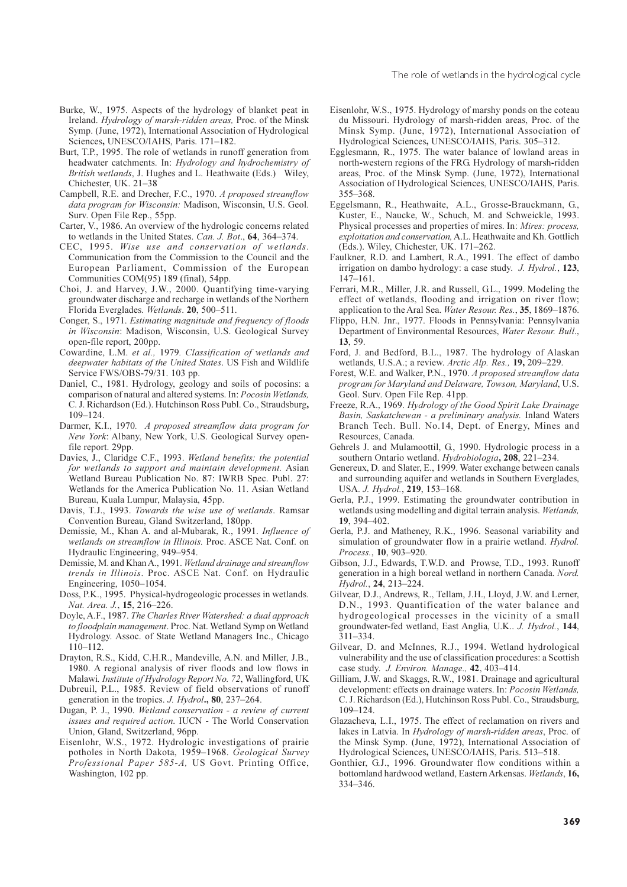Burke, W., 1975. Aspects of the hydrology of blanket peat in Ireland. *Hydrology of marsh-ridden areas,* Proc. of the Minsk Symp. (June, 1972), International Association of Hydrological Sciences**,** UNESCO/IAHS, Paris. 171–182.

Burt, T.P., 1995. The role of wetlands in runoff generation from headwater catchments. In: *Hydrology and hydrochemistry of British wetlands*, J. Hughes and L. Heathwaite (Eds.) Wiley, Chichester, UK. 21–38

Campbell, R.E. and Drecher, F.C., 1970. *A proposed streamflow data program for Wisconsin:* Madison, Wisconsin, U.S. Geol. Surv. Open File Rep., 55pp.

Carter, V., 1986. An overview of the hydrologic concerns related to wetlands in the United States. *Can. J. Bot*., **64**, 364–374.

CEC, 1995. *Wise use and conservation of wetlands*. Communication from the Commission to the Council and the European Parliament, Commission of the European Communities COM(95) 189 (final), 54pp.

Choi, J. and Harvey, J.W., 2000. Quantifying time-varying groundwater discharge and recharge in wetlands of the Northern Florida Everglades. *Wetlands*. **20**, 500–511.

Conger, S., 1971. *Estimating magnitude and frequency of floods in Wisconsin*: Madison, Wisconsin, U.S. Geological Survey open-file report, 200pp.

Cowardine, L.M. *et al.,* 1979*. Classification of wetlands and deepwater habitats of the United States*. US Fish and Wildlife Service FWS/OBS-79/31. 103 pp.

Daniel, C., 1981. Hydrology, geology and soils of pocosins: a comparison of natural and altered systems. In: *Pocosin Wetlands,* C. J. Richardson (Ed.). Hutchinson Ross Publ. Co., Straudsburg**,** 109–124.

Darmer, K.I., 1970*. A proposed streamflow data program for New York*: Albany, New York, U.S. Geological Survey open-file report. 29pp.

Davies, J., Claridge C.F., 1993. *Wetland benefits: the potential for wetlands to support and maintain development.* Asian Wetland Bureau Publication No. 87: IWRB Spec. Publ. 27: Wetlands for the America Publication No. 11. Asian Wetland Bureau, Kuala Lumpur, Malaysia, 45pp.

Davis, T.J., 1993. *Towards the wise use of wetlands*. Ramsar Convention Bureau, Gland Switzerland, 180pp.

Demissie, M., Khan A. and al-Mubarak, R., 1991. *Influence of wetlands on streamflow in Illinois.* Proc. ASCE Nat. Conf. on Hydraulic Engineering, 949–954.

Demissie, M. and Khan A., 1991. *Wetland drainage and streamflow trends in Illinois*. Proc. ASCE Nat. Conf. on Hydraulic Engineering, 1050–1054.

Doss, P.K., 1995. Physical-hydrogeologic processes in wetlands. *Nat. Area. J.*, **15**, 216–226.

Doyle, A.F., 1987. *The Charles River Watershed: a dual approach to floodplain management*. Proc. Nat. Wetland Symp on Wetland Hydrology. Assoc. of State Wetland Managers Inc., Chicago 110–112.

Drayton, R.S., Kidd, C.H.R., Mandeville, A.N. and Miller, J.B., 1980. A regional analysis of river floods and low flows in Malawi*. Institute of Hydrology Report No. 72*, Wallingford, UK

Dubreuil, P.L., 1985. Review of field observations of runoff generation in the tropics. *J. Hydrol***., 80**, 237–264.

Dugan, P. J., 1990. *Wetland conservation - a review of current issues and required action.* IUCN - The World Conservation Union, Gland, Switzerland, 96pp.

Eisenlohr, W.S., 1972. Hydrologic investigations of prairie potholes in North Dakota, 1959–1968. *Geological Survey Professional Paper 585-A,* US Govt. Printing Office, Washington, 102 pp.

Eisenlohr, W.S., 1975. Hydrology of marshy ponds on the coteau du Missouri. Hydrology of marsh-ridden areas, Proc. of the Minsk Symp. (June, 1972), International Association of Hydrological Sciences**,** UNESCO/IAHS, Paris. 305–312.

Egglesmann, R., 1975. The water balance of lowland areas in north-western regions of the FRG. Hydrology of marsh-ridden areas, Proc. of the Minsk Symp. (June, 1972), International Association of Hydrological Sciences, UNESCO/IAHS, Paris. 355–368.

Eggelsmann, R., Heathwaite, A.L., Grosse-Brauckmann, G., Kuster, E., Naucke, W., Schuch, M. and Schweickle, 1993. Physical processes and properties of mires. In: *Mires: process, exploitation and conservation,* A.L. Heathwaite and Kh. Gottlich (Eds.). Wiley, Chichester, UK. 171–262.

Faulkner, R.D. and Lambert, R.A., 1991. The effect of dambo irrigation on dambo hydrology: a case study. *J. Hydrol.*, **123**, 147–161.

Ferrari, M.R., Miller, J.R. and Russell, G.L., 1999. Modeling the effect of wetlands, flooding and irrigation on river flow; application to the Aral Sea. *Water Resour. Res.*, **35**, 1869–1876.

Flippo, H.N. Jnr., 1977. Floods in Pennsylvania: Pennsylvania Department of Environmental Resources, *Water Resour. Bull*., **13**, 59.

Ford, J. and Bedford, B.L., 1987. The hydrology of Alaskan wetlands, U.S.A.; a review. *Arctic Alp. Res.,* **19,** 209–229.

Forest, W.E. and Walker, P.N., 1970. *A proposed streamflow data program for Maryland and Delaware, Towson, Maryland*, U.S. Geol. Surv. Open File Rep. 41pp.

Freeze, R.A., 1969. *Hydrology of the Good Spirit Lake Drainage Basin, Saskatchewan - a preliminary analysis.* Inland Waters Branch Tech. Bull. No.14, Dept. of Energy, Mines and Resources, Canada.

Gehrels J. and Mulamoottil, G., 1990. Hydrologic process in a southern Ontario wetland. *Hydrobiologia***, 208**, 221–234.

Genereux, D. and Slater, E., 1999. Water exchange between canals and surrounding aquifer and wetlands in Southern Everglades, USA. *J. Hydrol.*, **219**, 153–168.

Gerla, P.J., 1999. Estimating the groundwater contribution in wetlands using modelling and digital terrain analysis. *Wetlands,* **19**, 394–402.

Gerla, P.J. and Matheney, R.K., 1996. Seasonal variability and simulation of groundwater flow in a prairie wetland. *Hydrol. Process.*, **10**, 903–920.

Gibson, J.J., Edwards, T.W.D. and Prowse, T.D., 1993. Runoff generation in a high boreal wetland in northern Canada. *Nord. Hydrol.*, **24**, 213–224.

Gilvear, D.J., Andrews, R., Tellam, J.H., Lloyd, J.W. and Lerner, D.N., 1993. Quantification of the water balance and hydrogeological processes in the vicinity of a small groundwater-fed wetland, East Anglia, U.K.. *J. Hydrol.*, **144**, 311–334.

Gilvear, D. and McInnes, R.J., 1994. Wetland hydrological vulnerability and the use of classification procedures: a Scottish case study. *J. Environ. Manage.,* **42**, 403–414.

Gilliam, J.W. and Skaggs, R.W., 1981. Drainage and agricultural development: effects on drainage waters. In: *Pocosin Wetlands,* C. J. Richardson (Ed.), Hutchinson Ross Publ. Co., Straudsburg, 109–124.

Glazacheva, L.I., 1975. The effect of reclamation on rivers and lakes in Latvia. In *Hydrology of marsh-ridden areas*, Proc. of the Minsk Symp. (June, 1972), International Association of Hydrological Sciences**,** UNESCO/IAHS, Paris. 513–518.

Gonthier, G.J., 1996. Groundwater flow conditions within a bottomland hardwood wetland, Eastern Arkensas. *Wetlands*, **16,** 334–346.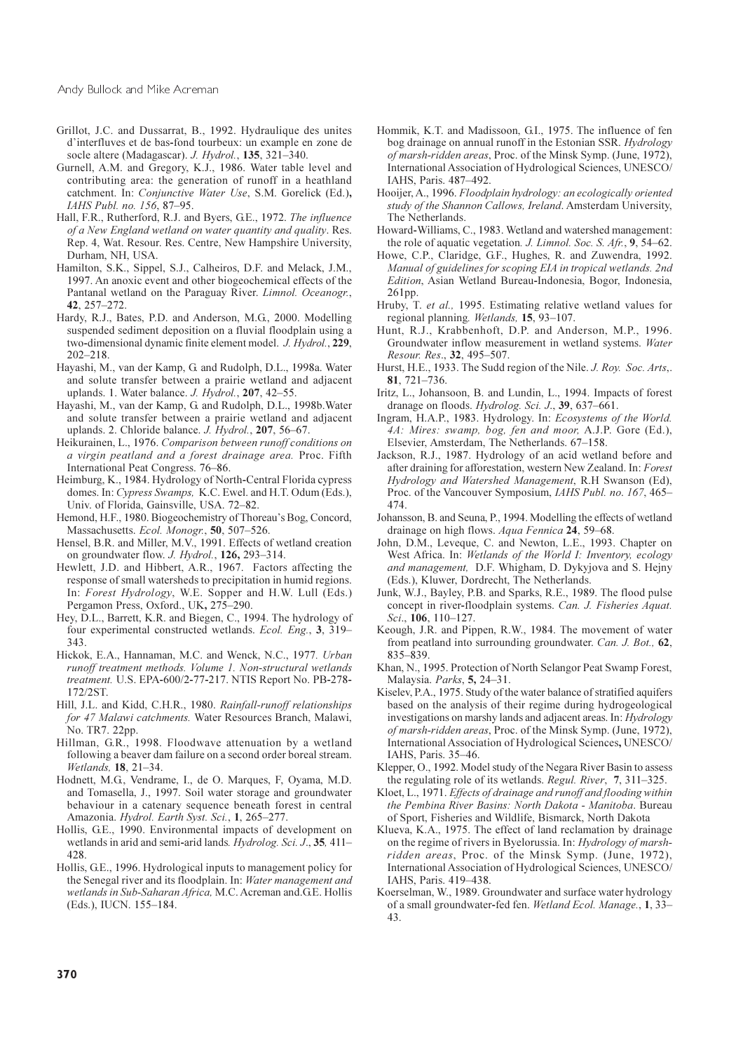Grillot, J.C. and Dussarrat, B., 1992. Hydraulique des unites d'interfluves et de bas-fond tourbeux: un example en zone de socle altere (Madagascar). *J. Hydrol.*, **135**, 321–340.

Gurnell, A.M. and Gregory, K.J., 1986. Water table level and contributing area: the generation of runoff in a heathland catchment. In: *Conjunctive Water Use*, S.M. Gorelick (Ed.)**,** *IAHS Publ. no. 156*, 87–95.

Hall, F.R., Rutherford, R.J. and Byers, G.E., 1972. *The influence of a New England wetland on water quantity and quality*. Res. Rep. 4, Wat. Resour. Res. Centre, New Hampshire University, Durham, NH, USA.

Hamilton, S.K., Sippel, S.J., Calheiros, D.F. and Melack, J.M., 1997. An anoxic event and other biogeochemical effects of the Pantanal wetland on the Paraguay River. *Limnol. Oceanogr.*, **42**, 257–272.

Hardy, R.J., Bates, P.D. and Anderson, M.G., 2000. Modelling suspended sediment deposition on a fluvial floodplain using a two-dimensional dynamic finite element model. *J. Hydrol.*, **229**, 202–218.

Hayashi, M., van der Kamp, G. and Rudolph, D.L., 1998a. Water and solute transfer between a prairie wetland and adjacent uplands. 1. Water balance. *J. Hydrol.*, **207**, 42–55.

Hayashi, M., van der Kamp, G. and Rudolph, D.L., 1998b.Water and solute transfer between a prairie wetland and adjacent uplands. 2. Chloride balance. *J. Hydrol.*, **207**, 56–67.

Heikurainen, L., 1976. *Comparison between runoff conditions on a virgin peatland and a forest drainage area.* Proc. Fifth International Peat Congress. 76–86.

Heimburg, K., 1984. Hydrology of North-Central Florida cypress domes. In: *Cypress Swamps,* K.C. Ewel. and H.T. Odum (Eds.), Univ. of Florida, Gainsville, USA. 72–82.

Hemond, H.F., 1980. Biogeochemistry of Thoreau's Bog, Concord, Massachusetts. *Ecol. Monogr.*, **50**, 507–526.

Hensel, B.R. and Miller, M.V., 1991. Effects of wetland creation on groundwater flow. *J. Hydrol.*, **126,** 293–314.

Hewlett, J.D. and Hibbert, A.R., 1967. Factors affecting the response of small watersheds to precipitation in humid regions. In: *Forest Hydrology*, W.E. Sopper and H.W. Lull (Eds.) Pergamon Press, Oxford., UK**,** 275–290.

Hey, D.L., Barrett, K.R. and Biegen, C., 1994. The hydrology of four experimental constructed wetlands. *Ecol. Eng.*, **3**, 319–343.

Hickok, E.A., Hannaman, M.C. and Wenck, N.C., 1977*. Urban runoff treatment methods. Volume 1. Non-structural wetlands treatment.* U.S. EPA-600/2-77-217. NTIS Report No. PB-278-172/2ST.

Hill, J.L. and Kidd, C.H.R., 1980. *Rainfall-runoff relationships for 47 Malawi catchments.* Water Resources Branch, Malawi, No. TR7. 22pp.

Hillman, G.R., 1998. Floodwave attenuation by a wetland following a beaver dam failure on a second order boreal stream. *Wetlands,* **18**, 21–34.

Hodnett, M.G., Vendrame, I., de O. Marques, F, Oyama, M.D. and Tomasella, J., 1997. Soil water storage and groundwater behaviour in a catenary sequence beneath forest in central Amazonia. *Hydrol. Earth Syst. Sci.*, **1**, 265–277.

Hollis, G.E., 1990. Environmental impacts of development on wetlands in arid and semi-arid lands*. Hydrolog. Sci. J.*, **35***,* 411–428.

Hollis, G.E., 1996. Hydrological inputs to management policy for the Senegal river and its floodplain. In: *Water management and wetlands in Sub-Saharan Africa,* M.C. Acreman and.G.E. Hollis (Eds.), IUCN. 155–184.

Hommik, K.T. and Madissoon, G.I., 1975. The influence of fen bog drainage on annual runoff in the Estonian SSR. *Hydrology of marsh-ridden areas*, Proc. of the Minsk Symp. (June, 1972), International Association of Hydrological Sciences, UNESCO/IAHS, Paris. 487–492.

Hooijer, A., 1996. *Floodplain hydrology: an ecologically oriented study of the Shannon Callows, Ireland*. Amsterdam University, The Netherlands.

Howard-Williams, C., 1983. Wetland and watershed management: the role of aquatic vegetation*. J. Limnol. Soc. S. Afr.*, **9**, 54–62.

Howe, C.P., Claridge, G.F., Hughes, R. and Zuwendra, 1992. *Manual of guidelines for scoping EIA in tropical wetlands. 2nd Edition*, Asian Wetland Bureau-Indonesia, Bogor, Indonesia, 261pp.

Hruby, T. *et al.,* 1995. Estimating relative wetland values for regional planning*. Wetlands,* **15**, 93–107.

Hunt, R.J., Krabbenhoft, D.P. and Anderson, M.P., 1996. Groundwater inflow measurement in wetland systems. *Water Resour. Res*., **32**, 495–507.

Hurst, H.E., 1933. The Sudd region of the Nile. *J. Roy. Soc. Arts*,. **81**, 721–736.

Iritz, L., Johansoon, B. and Lundin, L., 1994. Impacts of forest dranage on floods. *Hydrolog. Sci. J*., **39**, 637–661.

Ingram, H.A.P., 1983. Hydrology. In: *Ecosystems of the World. 4A: Mires: swamp, bog, fen and moor,* A.J.P. Gore (Ed.), Elsevier, Amsterdam, The Netherlands. 67–158.

Jackson, R.J., 1987. Hydrology of an acid wetland before and after draining for afforestation, western New Zealand. In: *Forest Hydrology and Watershed Management*, R.H Swanson (Ed), Proc. of the Vancouver Symposium, *IAHS Publ. no. 167*, 465–474.

Johansson, B. and Seuna, P., 1994. Modelling the effects of wetland drainage on high flows. *Aqua Fennica* **24**, 59–68.

John, D.M., Leveque, C. and Newton, L.E., 1993. Chapter on West Africa. In: *Wetlands of the World I: Inventory, ecology and management,* D.F. Whigham, D. Dykyjova and S. Hejny (Eds.), Kluwer, Dordrecht, The Netherlands.

Junk, W.J., Bayley, P.B. and Sparks, R.E., 1989. The flood pulse concept in river-floodplain systems. *Can. J. Fisheries Aquat. Sci*., **106**, 110–127.

Keough, J.R. and Pippen, R.W., 1984. The movement of water from peatland into surrounding groundwater. *Can. J. Bot.,* **62**, 835–839.

Khan, N., 1995. Protection of North Selangor Peat Swamp Forest, Malaysia. *Parks*, **5,** 24–31.

Kiselev, P.A., 1975. Study of the water balance of stratified aquifers based on the analysis of their regime during hydrogeological investigations on marshy lands and adjacent areas. In: *Hydrology of marsh-ridden areas*, Proc. of the Minsk Symp. (June, 1972), International Association of Hydrological Sciences**,** UNESCO/IAHS, Paris. 35–46.

Klepper, O., 1992. Model study of the Negara River Basin to assess the regulating role of its wetlands. *Regul. River*, **7**, 311–325.

Kloet, L., 1971. *Effects of drainage and runoff and flooding within the Pembina River Basins: North Dakota - Manitoba*. Bureau of Sport, Fisheries and Wildlife, Bismarck, North Dakota

Klueva, K.A., 1975. The effect of land reclamation by drainage on the regime of rivers in Byelorussia. In: *Hydrology of marsh-ridden areas*, Proc. of the Minsk Symp. (June, 1972), International Association of Hydrological Sciences**,** UNESCO/IAHS, Paris. 419–438.

Koerselman, W., 1989. Groundwater and surface water hydrology of a small groundwater-fed fen. *Wetland Ecol. Manage.*, **1**, 33–43.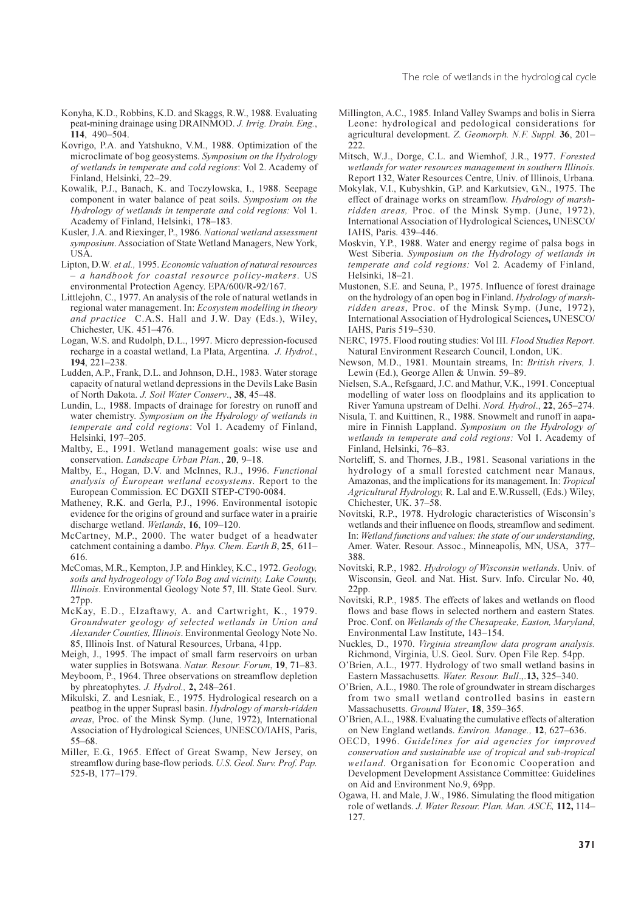Konyha, K.D., Robbins, K.D. and Skaggs, R.W., 1988. Evaluating peat-mining drainage using DRAINMOD. *J. Irrig. Drain. Eng.*, **114**, 490–504.

Kovrigo, P.A. and Yatshukno, V.M., 1988. Optimization of the microclimate of bog geosystems. *Symposium on the Hydrology of wetlands in temperate and cold regions*: Vol 2. Academy of Finland, Helsinki, 22–29.

Kowalik, P.J., Banach, K. and Toczylowska, I., 1988. Seepage component in water balance of peat soils. *Symposium on the Hydrology of wetlands in temperate and cold regions:* Vol 1. Academy of Finland, Helsinki, 178–183.

Kusler, J.A. and Riexinger, P., 1986. *National wetland assessment symposium*. Association of State Wetland Managers, New York, USA.

Lipton, D.W. *et al.,* 1995. *Economic valuation of natural resources – a handbook for coastal resource policy-makers*. US environmental Protection Agency. EPA/600/R-92/167.

Littlejohn, C., 1977. An analysis of the role of natural wetlands in regional water management. In: *Ecosystem modelling in theory and practice* C.A.S. Hall and J.W. Day (Eds.), Wiley, Chichester, UK. 451–476.

Logan, W.S. and Rudolph, D.L., 1997. Micro depression-focused recharge in a coastal wetland, La Plata, Argentina. *J. Hydrol.*, **194**, 221–238.

Ludden, A.P., Frank, D.L. and Johnson, D.H., 1983. Water storage capacity of natural wetland depressions in the Devils Lake Basin of North Dakota. *J. Soil Water Conserv*., **38**, 45–48.

Lundin, L., 1988. Impacts of drainage for forestry on runoff and water chemistry. *Symposium on the Hydrology of wetlands in temperate and cold regions*: Vol 1. Academy of Finland, Helsinki, 197–205.

Maltby, E., 1991. Wetland management goals: wise use and conservation. *Landscape Urban Plan.*, **20**, 9–18.

Maltby, E., Hogan, D.V. and McInnes, R.J., 1996. *Functional analysis of European wetland ecosystems*. Report to the European Commission. EC DGXII STEP-CT90-0084.

Matheney, R.K. and Gerla, P.J., 1996. Environmental isotopic evidence for the origins of ground and surface water in a prairie discharge wetland. *Wetlands*, **16**, 109–120.

McCartney, M.P., 2000. The water budget of a headwater catchment containing a dambo. *Phys. Chem. Earth B*, **25**, 611–616.

McComas, M.R., Kempton, J.P. and Hinkley, K.C., 1972. *Geology, soils and hydrogeology of Volo Bog and vicinity, Lake County, Illinois*. Environmental Geology Note 57, Ill. State Geol. Surv. 27pp.

McKay, E.D., Elzaftawy, A. and Cartwright, K., 1979. *Groundwater geology of selected wetlands in Union and Alexander Counties, Illinois*. Environmental Geology Note No. 85, Illinois Inst. of Natural Resources, Urbana, 41pp.

Meigh, J., 1995. The impact of small farm reservoirs on urban water supplies in Botswana. *Natur. Resour. Forum*, **19**, 71–83.

Meyboom, P., 1964. Three observations on streamflow depletion by phreatophytes. *J. Hydrol.,* **2,** 248–261.

Mikulski, Z. and Lesniak, E., 1975. Hydrological research on a peatbog in the upper Suprasl basin. *Hydrology of marsh-ridden areas*, Proc. of the Minsk Symp. (June, 1972), International Association of Hydrological Sciences, UNESCO/IAHS, Paris, 55–68.

Miller, E.G., 1965. Effect of Great Swamp, New Jersey, on streamflow during base-flow periods. *U.S. Geol. Surv. Prof. Pap.* 525-B, 177–179.

Millington, A.C., 1985. Inland Valley Swamps and bolis in Sierra Leone: hydrological and pedological considerations for agricultural development. *Z. Geomorph. N.F. Suppl.* **36**, 201–222.

Mitsch, W.J., Dorge, C.L. and Wiemhof, J.R., 1977. *Forested wetlands for water resources management in southern Illinois*. Report 132, Water Resources Centre, Univ. of Illinois, Urbana.

Mokylak, V.I., Kubyshkin, G.P. and Karkutsiev, G.N., 1975. The effect of drainage works on streamflow. *Hydrology of marsh-ridden areas,* Proc. of the Minsk Symp. (June, 1972), International Association of Hydrological Sciences**,** UNESCO/IAHS, Paris. 439–446.

Moskvin, Y.P., 1988. Water and energy regime of palsa bogs in West Siberia. *Symposium on the Hydrology of wetlands in temperate and cold regions:* Vol 2*.* Academy of Finland, Helsinki, 18–21.

Mustonen, S.E. and Seuna, P., 1975. Influence of forest drainage on the hydrology of an open bog in Finland. *Hydrology of marsh-ridden areas*, Proc. of the Minsk Symp. (June, 1972), International Association of Hydrological Sciences**,** UNESCO/IAHS, Paris 519–530.

NERC, 1975. Flood routing studies: Vol III. *Flood Studies Report*. Natural Environment Research Council, London, UK.

Newson, M.D., 1981. Mountain streams, In: *British rivers,* J. Lewin (Ed.), George Allen & Unwin. 59–89.

Nielsen, S.A., Refsgaard, J.C. and Mathur, V.K., 1991. Conceptual modelling of water loss on floodplains and its application to River Yamuna upstream of Delhi. *Nord. Hydrol*., **22**, 265–274.

Nisula, T. and Kuittinen, R., 1988. Snowmelt and runoff in aapa-mire in Finnish Lappland. *Symposium on the Hydrology of wetlands in temperate and cold regions:* Vol 1. Academy of Finland, Helsinki, 76–83.

Nortcliff, S. and Thornes, J.B., 1981. Seasonal variations in the hydrology of a small forested catchment near Manaus, Amazonas, and the implications for its management. In: *Tropical Agricultural Hydrology,* R. Lal and E.W.Russell, (Eds.) Wiley, Chichester, UK. 37–58.

Novitski, R.P., 1978. Hydrologic characteristics of Wisconsin's wetlands and their influence on floods, streamflow and sediment. In: *Wetland functions and values: the state of our understanding*, Amer. Water. Resour. Assoc., Minneapolis, MN, USA, 377–388.

Novitski, R.P., 1982. *Hydrology of Wisconsin wetlands*. Univ. of Wisconsin, Geol. and Nat. Hist. Surv. Info. Circular No. 40, 22pp.

Novitski, R.P., 1985. The effects of lakes and wetlands on flood flows and base flows in selected northern and eastern States. Proc. Conf. on *Wetlands of the Chesapeake, Easton, Maryland*, Environmental Law Institute**,** 143–154.

Nuckles, D., 1970. *Virginia streamflow data program analysis.* Richmond, Virginia, U.S. Geol. Surv. Open File Rep. 54pp.

O'Brien, A.L., 1977. Hydrology of two small wetland basins in Eastern Massachusetts. *Water. Resour. Bull*.,.**13,** 325–340.

O'Brien, A.L., 1980. The role of groundwater in stream discharges from two small wetland controlled basins in eastern Massachusetts. *Ground Water*, **18**, 359–365.

O'Brien, A.L., 1988. Evaluating the cumulative effects of alteration on New England wetlands. *Environ. Manage.,* **12**, 627–636.

OECD, 1996. *Guidelines for aid agencies for improved conservation and sustainable use of tropical and sub-tropical wetland*. Organisation for Economic Cooperation and Development Development Assistance Committee: Guidelines on Aid and Environment No.9, 69pp.

Ogawa, H. and Male, J.W., 1986. Simulating the flood mitigation role of wetlands. *J. Water Resour. Plan. Man. ASCE,* **112,** 114–127.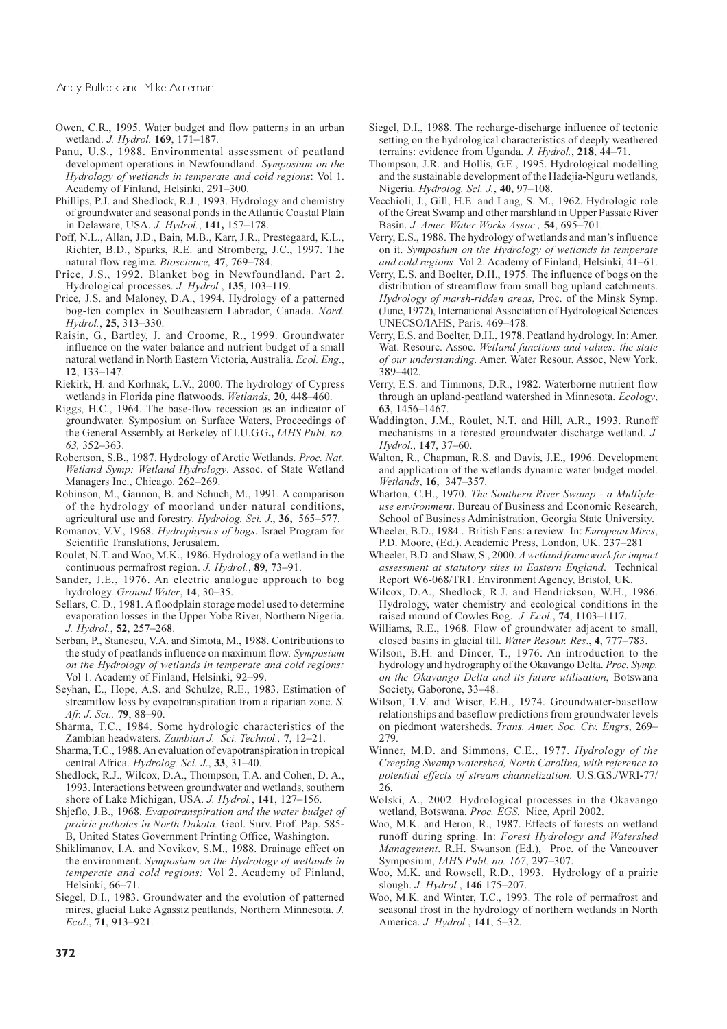Owen, C.R., 1995. Water budget and flow patterns in an urban wetland. *J. Hydrol.* **169**, 171–187.

Panu, U.S., 1988. Environmental assessment of peatland development operations in Newfoundland. *Symposium on the Hydrology of wetlands in temperate and cold regions*: Vol 1. Academy of Finland, Helsinki, 291–300.

Phillips, P.J. and Shedlock, R.J., 1993. Hydrology and chemistry of groundwater and seasonal ponds in the Atlantic Coastal Plain in Delaware, USA. *J. Hydrol.*, **141,** 157–178.

Poff, N.L., Allan, J.D., Bain, M.B., Karr, J.R., Prestegaard, K.L., Richter, B.D., Sparks, R.E. and Stromberg, J.C., 1997. The natural flow regime. *Bioscience,* **47**, 769–784.

Price, J.S., 1992. Blanket bog in Newfoundland. Part 2. Hydrological processes. *J. Hydrol.*, **135**, 103–119.

Price, J.S. and Maloney, D.A., 1994. Hydrology of a patterned bog-fen complex in Southeastern Labrador, Canada. *Nord. Hydrol.*, **25**, 313–330.

Raisin, G., Bartley, J. and Croome, R., 1999. Groundwater influence on the water balance and nutrient budget of a small natural wetland in North Eastern Victoria, Australia. *Ecol. Eng*., **12**, 133–147.

Riekirk, H. and Korhnak, L.V., 2000. The hydrology of Cypress wetlands in Florida pine flatwoods. *Wetlands,* **20**, 448–460.

Riggs, H.C., 1964. The base-flow recession as an indicator of groundwater. Symposium on Surface Waters, Proceedings of the General Assembly at Berkeley of I.U.G.G**.,** *IAHS Publ. no. 63,* 352–363.

Robertson, S.B., 1987. Hydrology of Arctic Wetlands. *Proc. Nat. Wetland Symp: Wetland Hydrology*. Assoc. of State Wetland Managers Inc., Chicago. 262–269.

Robinson, M., Gannon, B. and Schuch, M., 1991. A comparison of the hydrology of moorland under natural conditions, agricultural use and forestry. *Hydrolog. Sci. J*., **36,** 565–577.

Romanov, V.V., 1968. *Hydrophysics of bogs*. Israel Program for Scientific Translations, Jerusalem.

Roulet, N.T. and Woo, M.K., 1986. Hydrology of a wetland in the continuous permafrost region. *J. Hydrol.*, **89**, 73–91.

Sander, J.E., 1976. An electric analogue approach to bog hydrology. *Ground Water*, **14**, 30–35.

Sellars, C. D., 1981. A floodplain storage model used to determine evaporation losses in the Upper Yobe River, Northern Nigeria. *J. Hydrol.*, **52**, 257–268.

Serban, P., Stanescu, V.A. and Simota, M., 1988. Contributions to the study of peatlands influence on maximum flow. *Symposium on the Hydrology of wetlands in temperate and cold regions:* Vol 1. Academy of Finland, Helsinki, 92–99.

Seyhan, E., Hope, A.S. and Schulze, R.E., 1983. Estimation of streamflow loss by evapotranspiration from a riparian zone. *S. Afr. J. Sci.,* **79**, 88–90.

Sharma, T.C., 1984. Some hydrologic characteristics of the Zambian headwaters. *Zambian J. Sci. Technol.,* **7**, 12–21.

Sharma, T.C., 1988. An evaluation of evapotranspiration in tropical central Africa. *Hydrolog. Sci. J*., **33**, 31–40.

Shedlock, R.J., Wilcox, D.A., Thompson, T.A. and Cohen, D. A., 1993. Interactions between groundwater and wetlands, southern shore of Lake Michigan, USA. *J. Hydrol.*, **141**, 127–156.

Shjeflo, J.B., 1968. *Evapotranspiration and the water budget of prairie potholes in North Dakota.* Geol. Surv. Prof. Pap. 585-B, United States Government Printing Office, Washington.

Shiklimanov, I.A. and Novikov, S.M., 1988. Drainage effect on the environment. *Symposium on the Hydrology of wetlands in temperate and cold regions:* Vol 2. Academy of Finland, Helsinki, 66–71.

Siegel, D.I., 1983. Groundwater and the evolution of patterned mires, glacial Lake Agassiz peatlands, Northern Minnesota. *J. Ecol*., **71**, 913–921.

Siegel, D.I., 1988. The recharge-discharge influence of tectonic setting on the hydrological characteristics of deeply weathered terrains: evidence from Uganda. *J. Hydrol.*, **218**, 44–71.

Thompson, J.R. and Hollis, G.E., 1995. Hydrological modelling and the sustainable development of the Hadejia-Nguru wetlands, Nigeria. *Hydrolog. Sci. J.*, **40,** 97–108.

Vecchioli, J., Gill, H.E. and Lang, S. M., 1962. Hydrologic role of the Great Swamp and other marshland in Upper Passaic River Basin. *J. Amer. Water Works Assoc.,* **54**, 695–701.

Verry, E.S., 1988. The hydrology of wetlands and man's influence on it. *Symposium on the Hydrology of wetlands in temperate and cold regions*: Vol 2. Academy of Finland, Helsinki, 41–61.

Verry, E.S. and Boelter, D.H., 1975. The influence of bogs on the distribution of streamflow from small bog upland catchments. *Hydrology of marsh-ridden areas*, Proc. of the Minsk Symp. (June, 1972), International Association of Hydrological Sciences UNECSO/IAHS, Paris. 469–478.

Verry, E.S. and Boelter, D.H., 1978. Peatland hydrology. In: Amer. Wat. Resourc. Assoc. *Wetland functions and values: the state of our understanding*. Amer. Water Resour. Assoc, New York. 389–402.

Verry, E.S. and Timmons, D.R., 1982. Waterborne nutrient flow through an upland-peatland watershed in Minnesota. *Ecology*, **63**, 1456–1467.

Waddington, J.M., Roulet, N.T. and Hill, A.R., 1993. Runoff mechanisms in a forested groundwater discharge wetland. *J. Hydrol.*, **147**, 37–60.

Walton, R., Chapman, R.S. and Davis, J.E., 1996. Development and application of the wetlands dynamic water budget model. *Wetlands*, **16**, 347–357.

Wharton, C.H., 1970. *The Southern River Swamp - a Multiple-use environment*. Bureau of Business and Economic Research, School of Business Administration, Georgia State University.

Wheeler, B.D., 1984.. British Fens: a review. In: *European Mires*, P.D. Moore, (Ed.). Academic Press, London, UK. 237–281

Wheeler, B.D. and Shaw, S., 2000. *A wetland framework for impact assessment at statutory sites in Eastern England*. Technical Report W6-068/TR1. Environment Agency, Bristol, UK.

Wilcox, D.A., Shedlock, R.J. and Hendrickson, W.H., 1986. Hydrology, water chemistry and ecological conditions in the raised mound of Cowles Bog. *J .Ecol.*, **74**, 1103–1117.

Williams, R.E., 1968. Flow of groundwater adjacent to small, closed basins in glacial till. *Water Resour. Res*., **4**, 777–783.

Wilson, B.H. and Dincer, T., 1976. An introduction to the hydrology and hydrography of the Okavango Delta. *Proc. Symp. on the Okavango Delta and its future utilisation*, Botswana Society, Gaborone, 33–48.

Wilson, T.V. and Wiser, E.H., 1974. Groundwater-baseflow relationships and baseflow predictions from groundwater levels on piedmont watersheds. *Trans. Amer. Soc. Civ. Engrs*, 269–279.

Winner, M.D. and Simmons, C.E., 1977. *Hydrology of the Creeping Swamp watershed, North Carolina, with reference to potential effects of stream channelization*. U.S.G.S./WRI-77/26.

Wolski, A., 2002. Hydrological processes in the Okavango wetland, Botswana. *Proc. EGS.* Nice, April 2002.

Woo, M.K. and Heron, R., 1987. Effects of forests on wetland runoff during spring. In: *Forest Hydrology and Watershed Management*. R.H. Swanson (Ed.), Proc. of the Vancouver Symposium, *IAHS Publ. no. 167*, 297–307.

Woo, M.K. and Rowsell, R.D., 1993. Hydrology of a prairie slough. *J. Hydrol.*, **146** 175–207.

Woo, M.K. and Winter, T.C., 1993. The role of permafrost and seasonal frost in the hydrology of northern wetlands in North America. *J. Hydrol.*, **141**, 5–32.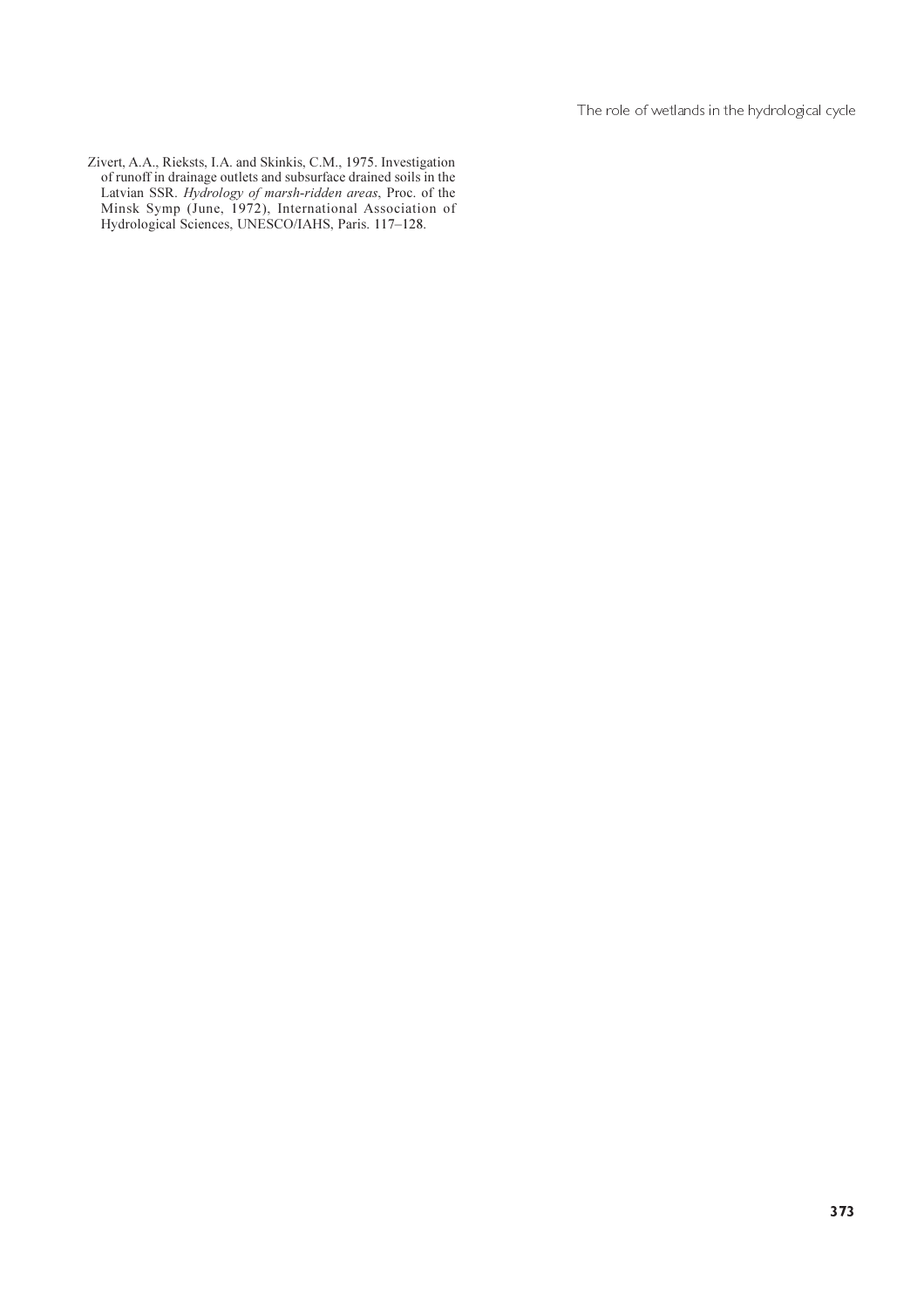Zivert, A.A., Rieksts, I.A. and Skinkis, C.M., 1975. Investigation of runoff in drainage outlets and subsurface drained soils in the Latvian SSR. *Hydrology of marsh-ridden areas*, Proc. of the Minsk Symp (June, 1972), International Association of Hydrological Sciences, UNESCO/IAHS, Paris. 117–128.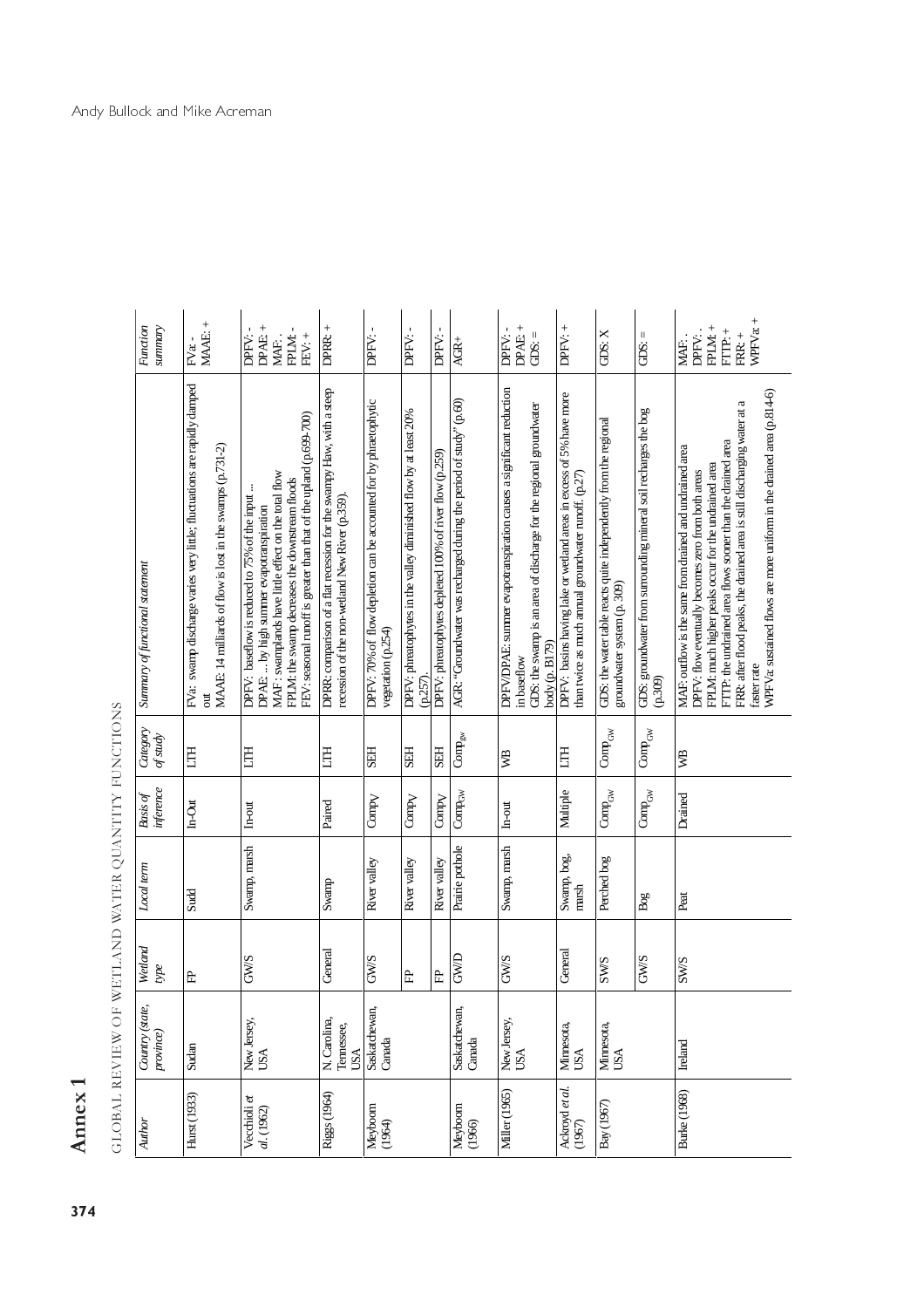# Annex 1

GLOBAL REVIEW OF WETLAND WATER QUANTITY FUNCTIONS

| *Author* | *Country (state, province)* | *Wetland type* | *Local term* | *Basis of inference* | *Category of study* | *Summary of functional statement* | *Function summary* |
|---|---|---|---|---|---|---|---|
| Hurst (1933) | Sudan | FP | Sudd | In-Out | LTH | FVa: swamp discharge varies very little; fluctuations are rapidly damped out<br>MAAE: 14 milliards of flow is lost in the swamps (p.731-2) | FVa: -<br>MAAE: + |
| Vecchioli *et al.* (1962) | New Jersey, USA | GW/S | Swamp, marsh | In-out | LTH | DPFV: baseflow is reduced to 75% of the input ...<br>DPAE: ... by high summer evapotranspiration<br>MAF: swamplands have little effect on the total flow<br>FPLM: the swamp decreases the downstream floods<br>FEV: seasonal runoff is greater than that of the upland (p.699-700) | DPFV: -<br>DPAE: +<br>MAF: .<br>FPLM: -<br>FEV: + |
| Riggs (1964) | N. Carolina, Tennessee, USA | General | Swamp | Paired | LTH | DPRR: comparison of a flat recession for the swampy Haw, with a steep recession of the non-wetland New River (p.359). | DPRR: + |
| Meyboom (1964) | Saskatchewan, Canada | GW/S | River valley | Comp$_V$ | SEH | DPFV: 70% of flow depletion can be accounted for by phraetophytic vegetation (p.254) | DPFV: - |
| | | FP | River valley | Comp$_V$ | SEH | DPFV: phreatophytes in the valley diminished flow by at least 20% (p.257). | DPFV: - |
| | | FP | River valley | Comp$_V$ | SEH | DPFV: phreatophytes depleted 100% of river flow (p.259) | DPFV: - |
| Meyboom (1966) | Saskatchewan, Canada | GW/D | Prairie pothole | Comp$_{GW}$ | Comp$_{gw}$ | AGR: "Groundwater was recharged during the period of study" (p.60) | AGR+ |
| Miller (1965) | New Jersey, USA | GW/S | Swamp, marsh | In-out | WB | DPFV/DPAE: summer evapotranspiration causes a significant reduction in baseflow<br>GDS: the swamp is an area of discharge for the regional groundwater body (p. B179) | DPFV: -<br>DPAE: +<br>GDS: = |
| Ackroyd *et al.* (1967) | Minnesota, USA | General | Swamp, bog, marsh | Multiple | LTH | DPFV: basins having lake or wetland areas in excess of 5% have more than twice as much annual groundwater runoff. (p.27) | DPFV: + |
| Bay (1967) | Minnesota, USA | SW/S | Perched bog | Comp$_{GW}$ | Comp$_{GW}$ | GDS: the water table reacts quite independently from the regional groundwater system (p. 309) | GDS: X |
| | | GW/S | Bog | Comp$_{GW}$ | Comp$_{GW}$ | GDS: groundwater from surrounding mineral soil recharges the bog (p.309) | GDS: = |
| Burke (1968) | Ireland | SW/S | Peat | Drained | WB | MAF: outflow is the same from drained and undrained area<br>DPFV: flow eventually becomes zero from both areas<br>FPLM: much higher peaks occur for the undrained area<br>FTTP: the undrained area flows sooner than the drained area<br>FRR: after flood peaks, the drained area is still discharging water at a faster rate<br>WPFVa: sustained flows are more uniform in the drained area (p.814-6) | MAF: .<br>DPFV: .<br>FPLM: +<br>FTTP: +<br>FRR: +<br>WPFVa: + |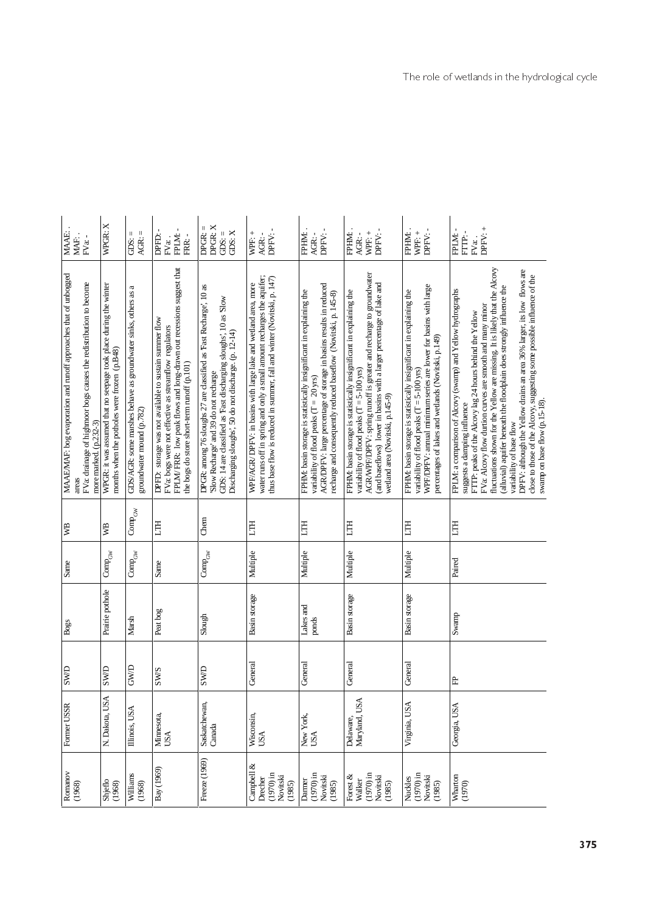| | | | | | | | | |
|---|---|---|---|---|---|---|---|---|
| Romanov (1968) | Former USSR | SW/D | Bogs | Same | WB | MAAE/MAF: bog evaporation and runoff approaches that of unbogged areas<br>FVa: drainage of highmoor bogs causes the redistribution to become more marked. (p.232-3) | MAAE: .<br>MAF: .<br>FVa: - |
| Shjeflo (1968) | N. Dakota, USA | SW/D | Prairie pothole | $Comp_{GW}$ | WB | WPGR: it was assumed that no seepage took place during the winter months when the potholes were frozen (p.B48) | WPGR: X |
| Williams (1968) | Illinois, USA | GW/D | Marsh | $Comp_{GW}$ | $Comp_{GW}$ | GDS/AGR: some marshes behave as groundwater sinks, others as a groundwater mound (p.782) | GDS: =<br>AGR: = |
| Bay (1969) | Minnesota, USA | SW/S | Peat bog | Same | LTH | DPFD: storage was not available to sustain summer flow<br>FVa: bogs were not effective as streamflow regulators<br>FPLM/FRR: low peak flows and long-drawn out recessions suggest that the bogs do store short-term runoff (p.101) | DPFD: -<br>FVa: .<br>FPLM: -<br>FRR: - |
| Freeze (1969) | Saskatchewan, Canada | SW/D | Slough | $Comp_{GW}$ | Chem | DPGR: among 76 sloughs 27 are classified as 'Fast Recharge', 10 as 'Slow Recharge' and 39 do not recharge<br>GDS: 14 are classified as 'Fast discharging sloughs', 10 as 'Slow Discharging sloughs', 50 do not discharge. (p. 12-14) | DPGR: =<br>DPGR: X<br>GDS: =<br>GDS: X |
| Campbell & Drecher (1970) in Novitski (1985) | Wisconsin, USA | General | Basin storage | Multiple | LTH | WPF/AGR/DPFV: in basins with large lake and wetland area, more water runs off in spring and only a small amount recharges the aquifer; thus base flow is reduced in summer, fall and winter (Novitski, p. 147) | WPF: +<br>AGR: -<br>DPFV: - |
| Darmer (1970) in Novitski (1985) | New York, USA | General | Lakes and ponds | Multiple | LTH | FPHM: basin storage is statistically insignificant in explaining the variability of flood peaks (T = 20 yrs)<br>AGR/DPFV: large percentage of storage in basins results in reduced recharge and consequently reduced baseflow (Novitski, p. 145-8) | FPHM: .<br>AGR: -<br>DPFV: - |
| Forest & Walker (1970) in Novitski (1985) | Delaware, Maryland, USA | General | Basin storage | Multiple | LTH | FPHM: basin storage is statistically insignificant in explaining the variability of flood peaks (T = 5-100 yrs)<br>AGR/WPF/DPFV: spring runoff is greater and recharge to groundwater (and baseflows) lower in basins with a larger percentage of lake and wetland area (Novitski, p.145-9) | FPHM: .<br>AGR: -<br>WPF: +<br>DPFV: - |
| Nuckles (1970) in Novitski (1985) | Virginia, USA | General | Basin storage | Multiple | LTH | FPHM: basin storage is statistically insignificant in explaining the variability of flood peaks (T = 5-100 yrs)<br>WPF/DPFV: annual minimum series are lower for basins with large percentages of lakes and wetlands (Novitski, p.149) | FPHM: .<br>WPF: +<br>DPFV: - |
| Wharton (1970) | Georgia, USA | FP | Swamp | Paired | LTH | FPLM: a comparison of Alcovy (swamp) and Yellow hydrographs suggests a damping influence<br>FTTP: peaks of the Alcovy lag 24 hours behind the Yellow<br>FVa: Alcovy flow durtion curves are smooth and many minor fluctuations shown for the Yellow are missing. It is likely that the Alcovy (alluvial) aquifer beneath the floodplain does strongly influence the variability of base flow<br>DPFV: although the Yellow drains an area 36% larger, its low flows are close to those of the Alcovy, suggesting some possible influence of the swamp on base flow (p.15-18). | FPLM: -<br>FTTP: -<br>FVa: .<br>DPFV: + |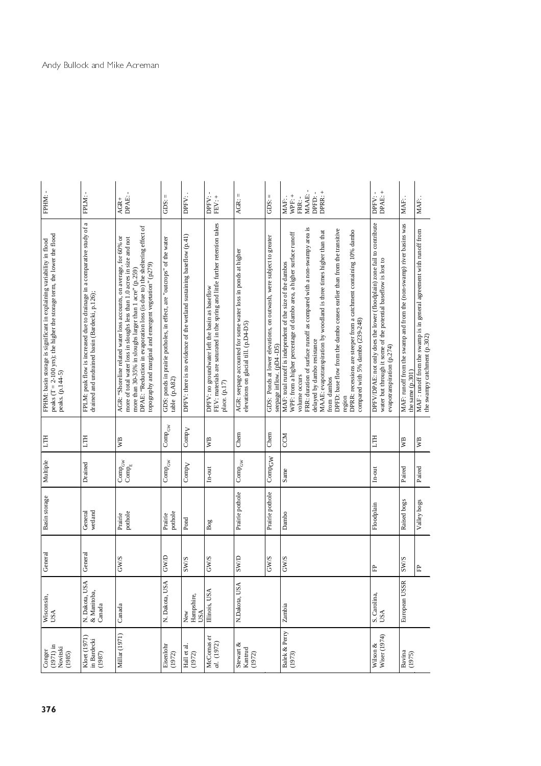| | | | | | | | |
|---|---|---|---|---|---|---|---|
| Conger (1971) in Novitski (1985) | Wisconsin, USA | General | Basin storage | Multiple | LTH | FPHM: basin storage is significant in explaining variability in flood peaks (T = 2-100 yrs); the higher the storage term, the lower the flood peaks. (p.144-5) | FPHM: - |
| Kloet (1971) in Bardecki (1987) | N. Dakota, USA & Manitoba, Canada | General | General wetland | Drained | LTH | FPLM: peak flow is increased due to drainage in a comparative study of a drained and undrained basin (Bardecki, p.126); | FPLM: - |
| Millar (1971) | Canada | GW/S | Prairie pothole | $Comp_{GW}$ $Comp_{E}$ | WB | AGR: "Shoreline related water loss accounts, on average, for 60% or more of total water loss in sloughs less than 1.0 acres in size and not more than 30-35% in sloughs larger than 1 acre" (p.259) DPAE: "Reduction in evaporation loss (is due to) the sheltering effect of topography and marginal and emergent vegetation" (p279) | AGR + DPAE: - |
| Eisenlohr (1972) | N. Dakota, USA | GW/D | Prairie pothole | $Comp_{GW}$ | $Comp_{GW}$ | GDS: ponds in prairie potholes, in effect, are "outcrops" of the water table (p.A82) | GDS: = |
| Hall et al. (1972) | New Hampshire, USA | SW/S | Pond | $Comp_{V}$ | $Comp_{V}$ | DPFV: there is no evidence of the wetland sustaining baseflow (p.41) | DPFV: . |
| McComas *et al.* (1972) | Illinois, USA | GW/S | Bog | In-out | WB | DPFV: no groundwater left the basin as baseflow FEV: materials are saturated in the spring and little further retention takes place. (p.17) | DPFV: - FEV: + |
| Stewart & Kantrud (1972) | N.Dakota, USA | SW/D | Prairie pothole | $Comp_{GW}$ | Chem | AGR: seepage accounted for some water loss in ponds at higher elevations on glacial till. (p.D4-D5) | AGR: = |
| | | GW/S | Prairie pothole | $Comp_{GW}$ | Chem | GDS: Ponds at lower elevations, on outwash, were subject to greater seepage inflow. (pD4 -D5) | GDS: = |
| Balek & Perry (1973) | Zambia | GW/S | Dambo | Same | CCM | MAF: total runoff is independent of the size of the dambos<br>WPF: from a higher percentage of dambo area, a higher surface runoff volume occurs<br>FRR: duration of surface runoff as compared with a non-swampy area is delayed by dambo resistance<br>MAAE: evapotranspiration by woodland is three times higher than that from dambos<br>DPFD: base flow from the dambo ceases earlier than from the transitive region<br>DPRR: recessions are steeper from a catchment containing 10% dambo compared with 5% dambo (239-248) | MAF: .<br>WPF: +<br>FRR: -<br>MAAE: -<br>DPFD: -<br>DPRR: + |
| Wilson & Wiser (1974) | S. Carolina, USA | FP | Floodplain | In-out | LTH | DPFV/DPAE: not only does the lower (floodplain) zone fail to contribute water but through it some of the potential baseflow is lost to evapotranspiration (p.274) | DPFV: - DPAE: + |
| Bavina (1975) | European USSR | SW/S | Raised bogs | Paired | WB | MAF: runoff from the swamp and from the (non-swamp) river basins was the same (p.301) | MAF: . |
| | | FP | Valley bogs | Paired | WB | MAF : runoff from the swamp is in general agreement with runoff from the swampy catchment (p.302) | MAF: . |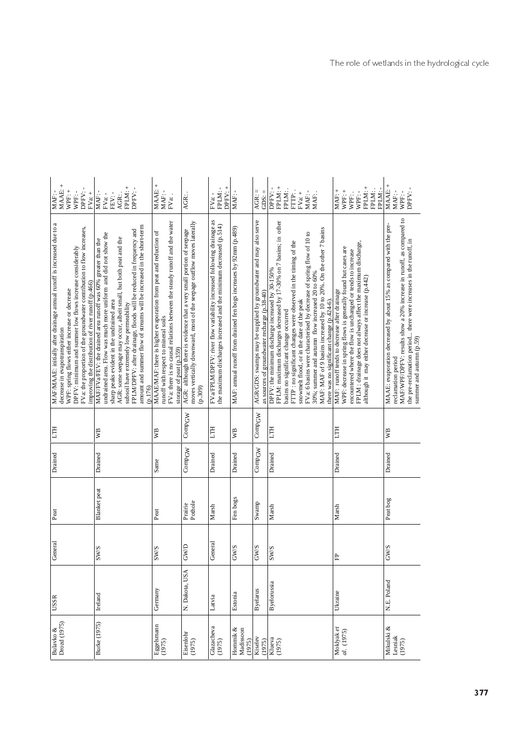| | | | | | | | | |
|---|---|---|---|---|---|---|---|---|
| Bulavko & Drozd (1975) | USSR | General | Peat | Drained | LTH | MAF/MAAE: initially after drainage annual runoff is increased due to a decrease in evapotranspiration<br>WPF: spring flows either increase or decrease<br>DPFV: minimum and summer low flows increase considerably<br>FVa: the proportion of the groundwater contribution to flow increases, improving the distribution of river runoff (p.466) | MAF: -<br>MAAE: +<br>WPF: +<br>WPF: -<br>DPFV: -<br>FVa: + |
| Burke (1975) | Ireland | SW/S | Blanket peat | Drained | WB | MAF/FVa/FEV: the drained area runoff was 60% greater than the undrained area. Flow was much more uniform and did not show the sharp peaks evident in the undrained area<br>AGR: some seepage may occur, albeit small, but both peat and the subsoil have extremely low permeability<br>FPLM/DPFV: after drainage, floods will be reduced in frequency and amount and summer flow of streams will be increased in the short-term (p.176) | MAF: -<br>FVa: -<br>FEV: -<br>AGR: .<br>FPLM: +<br>DPFV: - |
| Eggelsmann (1975) | Germany | SW/S | Peat | Same | WB | MAAE/MAF: there is higher evaporation from peat and reduction of runoff with respect to mineral soils<br>FVa: there is no causal relations between the steady runoff and the water storage of peat (p.359) | MAAE: +<br>MAF: -<br>FVa: . |
| Eisenlohr (1975) | N. Dakota, USA | GW/D | Prairie Pothole | CompGW | CompGW | AGR: although there is evidence that a very small portion of seepage moves vertically downward, most of the seepage outflow moves laterally (p.309) | AGR: . |
| Glazacheva (1975) | Latvia | General | Marsh | Drained | LTH | FVa/FPLM/DPFV: river flow variability increased following drainage as the maximum discharges increased and the minimum decreased (p.514) | FVa: -<br>FPLM: -<br>DPFV: + |
| Hommik & Madissoon (1975) | Estonia | GW/S | Fen bogs | Drained | WB | MAF: annual runoff from drained fen bogs increases by 92mm (p.489) | MAF: - |
| Kiselev (1975) | Byelarus | GW/S | Swamp | CompGW | CompGW | AGR/GDS: swamps may be supplied by groundwater and may also serve as sources of groundwater recharge (p.38-40) | AGR: =<br>GDS: = |
| Klueva (1975) | Byelorussia | SW/S | Marsh | Drained | LTH | DPFV: the minimum discharge increased by 30-150%<br>FPLM: maximum discharges decreased by 17-30% on 7 basins; in other basins no significant change occurred<br>FTTP: no significant changes were observed in the timing of the snowmelt flood, or in the date of the peak<br>FVa: 6 basins were characterised by decrease of spring flow of 10 to 30%; summer and autumn flow increased 20 to 60%<br>MAF: MAF of 9 basins increased by 10 to 20%. On the other 7 basins there was no significant change (p.424-6). | DPFV: -<br>FPLM: +<br>FPLM: .<br>FTTP: .<br>FVa: +<br>MAF: -<br>MAF: . |
| Moklyak *et al.* (1975) | Ukraine | FP | Marsh | Drained | LTH | MAF: runoff tends to decrease after drainage<br>WPF: decrease in spring flows is generally found but cases are encountered where the flow is unchanged or tends to increase<br>FPLM: drainage does not always affect the maximum discharge, although it may either decrease or increase (p.442) | MAF: +<br>WPF: +<br>WPF: .<br>WPF: -<br>FPLM: +<br>FPLM: .<br>FPLM: - |
| Mikulski & Lesniak (1975) | N.E. Poland | GW/S | Peat bog | Drained | WB | MAAE: evaporation decreased by about 15% as compared with the pre-reclamation period<br>MAF/WPF/DPFV: results show a 20% increase in runoff, as compared to the pre-reclamation period... there were increases in the runoff, in summer and autumn (p.59) | MAAE: +<br>MAF: -<br>WPF: -<br>DPFV: - |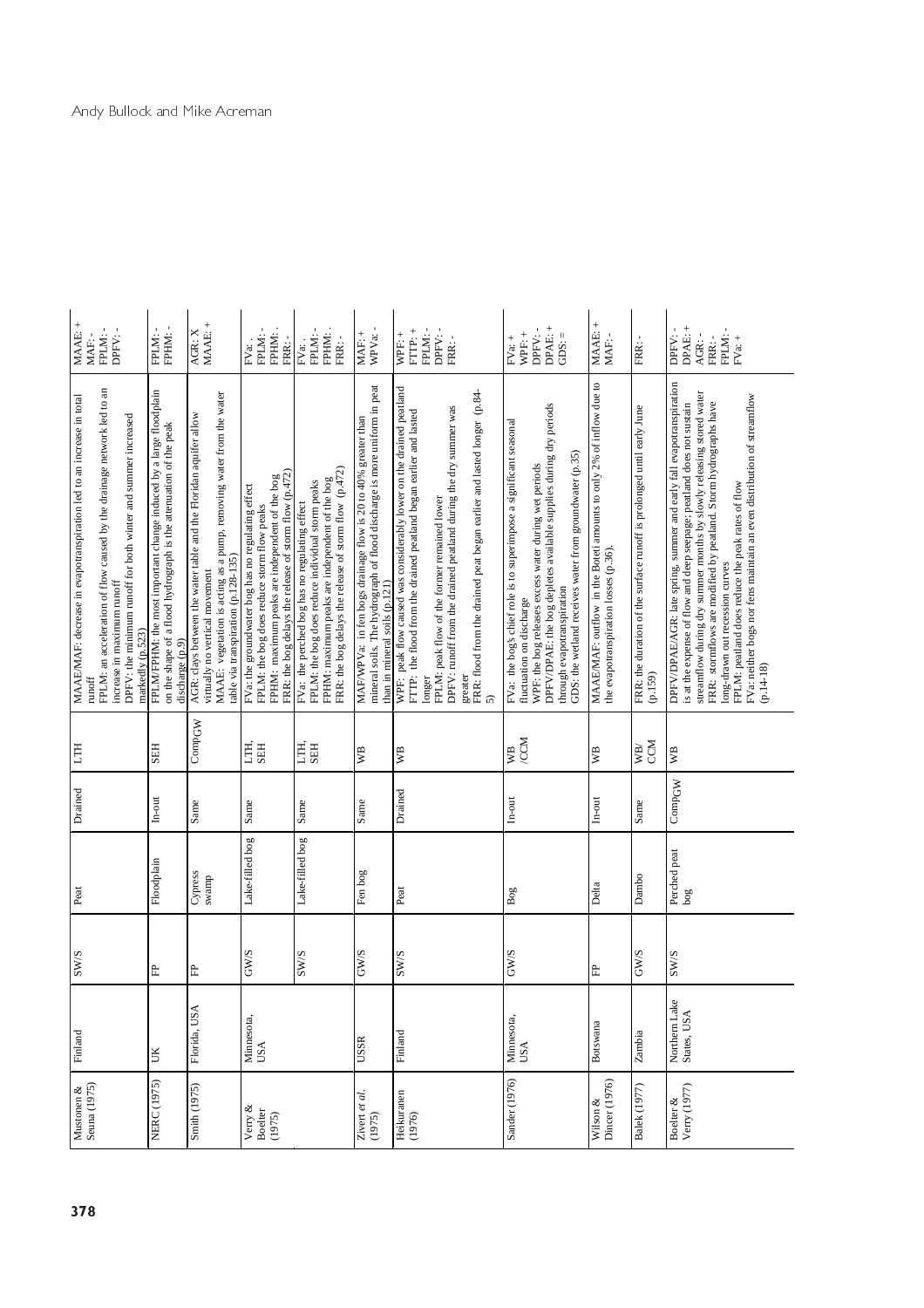| | | | | | | | | |
|---|---|---|---|---|---|---|---|---|
| Mustonen & Seuna (1975) | Finland | SW/S | Peat | Drained | LTH | MAAE/MAF: decrease in evapotranspiration led to an increase in total runoff<br>FPLM: an acceleration of flow caused by the drainage network led to an increase in maximum runoff<br>DPFV: the minimum runoff for both winter and summer increased markedly (p.523) | MAAE: +<br>MAF: -<br>FPLM: -<br>DPFV: - |
| NERC (1975) | UK | FP | Floodplain | In-out | SEH | FPLM/FPHM: the most important change induced by a large floodplain on the shape of a flood hydrograph is the attenuation of the peak discharge (p.9) | FPLM: -<br>FPHM: - |
| Smith (1975) | Florida, USA | FP | Cypress swamp | Same | CompGW | AGR: clays between the water table and the Floridan aquifer allow virtually no vertical movement<br>MAAE: vegetation is acting as a pump, removing water from the water table via transpiration (p.126-135) | AGR: X<br>MAAE: + |
| Verry & Boelter (1975) | Minnesota, USA | GW/S | Lake-filled bog | Same | LTH, SEH | FVa: the groundwater bog has no regulating effect<br>FPLM: the bog does reduce storm flow peaks<br>FPHM: maximum peaks are independent of the bog<br>FRR: the bog delays the release of storm flow (p.472) | FVa: .<br>FPLM: -<br>FPHM: .<br>FRR: - |
| | | SW/S | Lake-filled bog | Same | LTH, SEH | FVa: the perched bog has no regulating effect<br>FPLM: the bog does reduce individual storm peaks<br>FPHM: maximum peaks are independent of the bog<br>FRR: the bog delays the release of storm flow (p.472) | FVa: .<br>FPLM: -<br>FPHM: .<br>FRR: - |
| Zivert *et al.* (1975) | USSR | GW/S | Fen bog | Same | WB | MAF/WPVa: in fen bogs drainage flow is 20 to 40% greater than mineral soils. The hydrograph of flood discharge is more uniform in peat than in mineral soils (p.121) | MAF: +<br>WPVa: - |
| Heikuranen (1976) | Finland | SW/S | Peat | Drained | WB | WPF: peak flow caused was considerably lower on the drained peatland<br>FTTP: the flood from the drained peatland began earlier and lasted longer<br>FPLM: peak flow of the former remained lower<br>DPFV: runoff from the drained peatland during the dry summer was greater<br>FRR: flood from the drained peat began earlier and lasted longer (p.84-5) | WPF: +<br>FTTP: +<br>FPLM: -<br>DPFV: -<br>FRR: - |
| Sander (1976) | Minnesota, USA | GW/S | Bog | In-out | WB /CCM | FVa: the bog's chief role is to superimpose a significant seasonal fluctuation on discharge<br>WPF: the bog releases excess water during wet periods<br>DPFV/DPAE: the bog depletes available supplies during dry periods through evapotranspiration<br>GDS: the wetland receives water from groundwater (p.35) | FVa: +<br>WPF: +<br>DPFV: -<br>DPAE: +<br>GDS: = |
| Wilson & Dincer (1976) | Botswana | FP | Delta | In-out | WB | MAAE/MAF: outflow in the Boteti amounts to only 2% of inflow due to the evapotranspiration losses (p.36). | MAAE: +<br>MAF: - |
| Balek (1977) | Zambia | GW/S | Dambo | Same | WB/ CCM | FRR: the duration of the surface runoff is prolonged until early June (p.159) | FRR: - |
| Boelter & Verry (1977) | Northern Lake States, USA | SW/S | Perched peat bog | CompGW | WB | DPFV/DPAE/AGR: late spring, summer and early fall evapotranspiration is at the expense of flow and deep seepage; peatland does not sustain streamflow during dry summer months by slowly releasing stored water<br>FRR: stormflows are modified by peatland. Storm hydrographs have long-drawn out recession curves<br>FPLM: peatland does reduce the peak rates of flow<br>FVa: neither bogs nor fens maintain an even distribution of streamflow (p.14-18) | DPFV: -<br>DPAE: +<br>AGR: -<br>FRR: -<br>FPLM: -<br>FVa: + |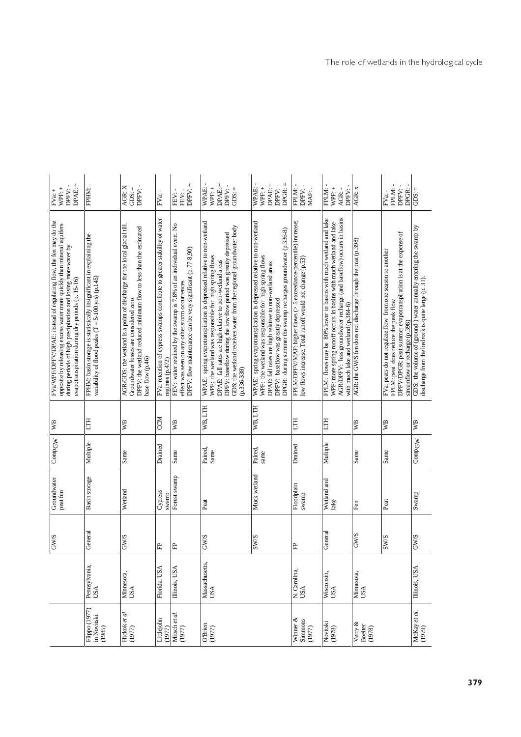| | | | | | | | |
|---|---|---|---|---|---|---|---|
| | | GW/S | Groundwater peat fen | CompGW | WB | FVa/WPF/DPFV/DPAE: instead of regulating flow, the fen may do the opposite by releasing excess water more quickly than mineral aquifers during periods of high precipitation and losing more water by evapotranspiration during dry periods (p. 15-16) | FVa: + WPF: + DPFV: - DPAE: + |
| Flippo (1977) in Novitski (1985) | Pennsylvania, USA | General | Basin storage | Multiple | LTH | FPHM: basin storage is statistically insignificant in explaining the variability of flood peaks (T = 5-100 yrs) (p.145) | FPHM: . |
| Hickok *et al.* (1977) | Minnesota, USA | GW/S | Wetland | Same | WB | AGR/GDS: the wetland is a point of discharge for the local glacial till. Groundwater losses are considered zero<br>DPFV: the wetland reduced minimum flow to less than the estimated base flow (p.46) | AGR: X GDS: = DPFV: - |
| Littlejohn (1977) | Florida, USA | FP | Cypress swamp | Drained | CCM | FVa: retention of cypress swamps contribute to greater stability of water regimes (p.472) | FVa: - |
| Mitsch *et al.* (1977) | Illinois, USA | FP | Forest swamp | Same | WB | FEV: water retained by the swamp is 7.8% of an individual event. No effect was seen on any other storm occurrences<br>DPFV: flow maintenance can be very significant (p.77-8,90) | FEV: - FEV: . DPFV: + |
| O'Brien (1977) | Massachusetts, USA | GW/S | Peat | Paired, Same | WB, LTH | WPAE: spring evapotranspiration is depressed relative to non-wetland<br>WPF: the wetland was responsible for high spring flows<br>DPAE: fall rates are high relative to non-wetland areas<br>DPFV: baseflow during the low flow period was greatly depressed<br>GDS: the wetland receives water from the regional groundwater body (p.336-338) | WPAE: - WPF: + DPAE: + DPFV: - GDS: = |
| | | SW/S | Muck wetland | Paired, same | WB, LTH | WPAE: spring evapotranspiration is depressed relative to non-wetland<br>WPF: the wetland was responsible for high spring flows<br>DPAE: fall rates are high relative to non-wetland areas<br>DPFV: baseflow was greatly depressed<br>DPGR: during summer the swamp recharges groundwater (p.336-8) | WPAE: - WPF: + DPAE: + DPFV: - DPGR: = |
| Winner & Simmons (1977) | N. Carolina, USA | FP | Floodplain swamp | Drained | LTH | FPLM/DPFV/MAF: higher flows (> 5 exceedance-percentile) increase; low flows increase. Total runoff would not change (p.53) | FPLM: - DPFV: - MAF: . |
| Novitski (1978) | Wisconsin, USA | General | Wetland and lake | Multiple | LTH | FPLM: flows may be 80% lower in basins with much wetland and lake<br>WPF: more spring runoff occurs in basins with much wetland and lake<br>AGR/DPFV: less groundwater recharge (and baseflow) occurs in basins with much lake and wetland (p.384-6) | FPLM: - WPF: + AGR: - DPFV: - |
| Verry & Boelter (1978) | Minnesota, USA | GW/S | Fen | Same | WB | AGR: the GW/S fen does not discharge through the peat (p.398) | AGR: x |
| | | SW/S | Peat | Same | WB | FVa: peats do not regulate flow from one season to another<br>FPLM: peat does reduce the peak flow<br>DPFV/DPGR: peat summer evapotranspiration is at the expense of streamflow or recharge (p.398) | FVa: - FPLM: - DPFV: - DPGR: - |
| McKay *et al.* (1979) | Illinois, USA | GW/S | Swamp | CompGW | WB | GDS: the volume of (ground-) water annually entering the swamp by discharge from the bedrock is quite large (p. 31). | GDS: = |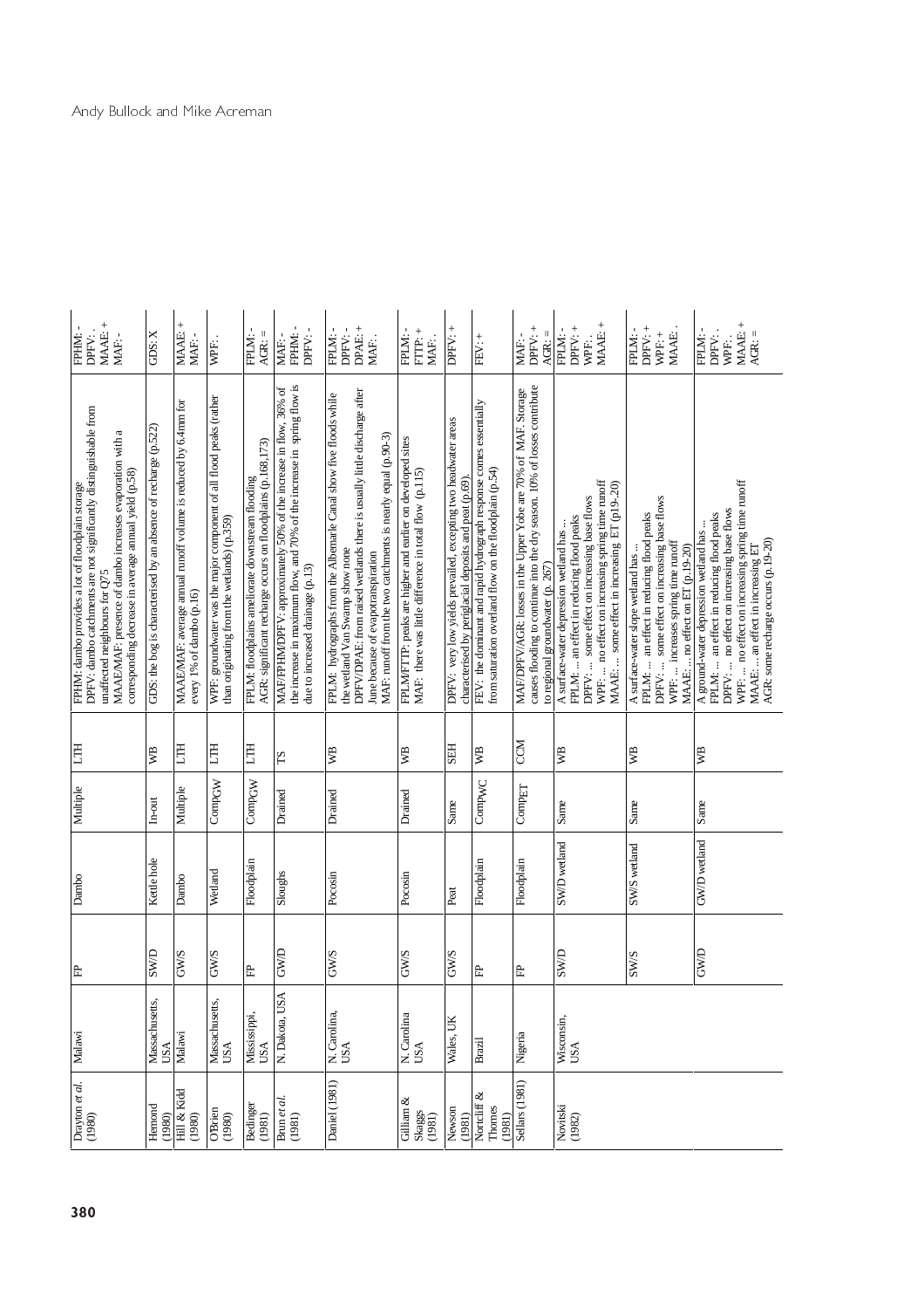| | | | | | | | | |
|---|---|---|---|---|---|---|---|---|
| Drayton *et al.* (1980) | Malawi | FP | Dambo | Multiple | LTH | FPHM: dambo provides a lot of floodplain storage<br>DPFV: dambo catchments are not significantly distinguishable from unaffected neighbours for Q75<br>MAAE/MAF: presence of dambo increases evaporation with a corresponding decrease in average annual yield (p.58) | FPHM: -<br>DPFV: .<br>MAAE: +<br>MAF: - |
| Hemond (1980) | Massachusetts, USA | SW/D | Kettle hole | In-out | WB | GDS: the bog is characterised by an absence of recharge (p.522) | GDS: X |
| Hill & Kidd (1980) | Malawi | GW/S | Dambo | Multiple | LTH | MAAE/MAF: average annual runoff volume is reduced by 6.4mm for every 1% of dambo (p.16) | MAAE: +<br>MAF: - |
| O'Brien (1980) | Massachusetts, USA | GW/S | Wetland | CompGW | LTH | WPF: groundwater was the major component of all flood peaks (rather than originating from the wetlands) (p.359) | WPF: . |
| Bedinger (1981) | Mississippi, USA | FP | Floodplain | CompGW | LTH | FPLM: floodplains ameliorate downstream flooding<br>AGR: significant recharge occurs on floodplains (p.168,173) | FPLM: -<br>AGR: = |
| Brun *et al.* (1981) | N. Dakota, USA | GW/D | Sloughs | Drained | TS | MAF/FPHM/DPFV: approximately 50% of the increase in flow, 36% of the increase in maximum flow, and 70% of the increase in spring flow is due to increased drainage (p.13) | MAF: -<br>FPHM: -<br>DPFV: - |
| Daniel (1981) | N. Carolina, USA | GW/S | Pocosin | Drained | WB | FPLM: hydrographs from the Albemarle Canal show five floods while the wetland Van Swamp show none<br>DPFV/DPAE: from raised wetlands there is usually little discharge after June because of evapotranspiration<br>MAF: runoff from the two catchments is nearly equal (p.90-3) | FPLM: -<br>DPFV: -<br>DPAE: +<br>MAF: . |
| Gilliam & Skaggs (1981) | N. Carolina USA | GW/S | Pocosin | Drained | WB | FPLM/FTTP: peaks are higher and earlier on developed sites<br>MAF: there was little difference in total flow (p.115) | FPLM: -<br>FTTP: +<br>MAF: . |
| Newson (1981) | Wales, UK | GW/S | Peat | Same | SEH | DPFV: very low yields prevailed, excepting two headwater areas characterised by periglacial deposits and peat (p.69). | DPFV: + |
| Nortcliff & Thornes (1981) | Brazil | FP | Floodplain | CompWC | WB | FEV: the dominant and rapid hydrograph response comes essentially from saturation overland flow on the floodplain (p.54) | FEV: + |
| Sellars (1981) | Nigeria | FP | Floodplain | CompET | CCM | MAF/DPFV/AGR: losses in the Upper Yobe are 70% of MAF. Storage causes flooding to continue into the dry season. 10% of losses contribute to regional groundwater (p. 267) | MAF: -<br>DPFV: +<br>AGR: = |
| Novitski (1982) | Wisconsin, USA | SW/D | SW/D wetland | Same | WB | A surface-water depression wetland has ...<br>FPLM: ... an effect in reducing flood peaks<br>DPFV: ... some effect on increasing base flows<br>WPF: ... no effect on increasing spring time runoff<br>MAAE: ... some effect in increasing ET (p.19-20) | FPLM: -<br>DPFV: +<br>WPF: .<br>MAAE: + |
| | | SW/S | SW/S wetland | Same | WB | A surface-water slope wetland has ...<br>FPLM: ... an effect in reducing flood peaks<br>DPFV: ... some effect on increasing base flows<br>WPF: ... increases spring time runoff<br>MAAE: ... no effect on ET (p.19-20) | FPLM: -<br>DPFV: +<br>WPF: +<br>MAAE: . |
| | | GW/D | GW/D wetland | Same | WB | A ground-water depression wetland has ...<br>FPLM: ... an effect in reducing flood peaks<br>DPFV: ... no effect on increasing base flows<br>WPF: ... no effect on increasing spring time runoff<br>MAAE: ... an effect in increasing ET<br>AGR: some recharge occurs (p.19-20) | FPLM: -<br>DPFV: .<br>WPF: .<br>MAAE: +<br>AGR: = |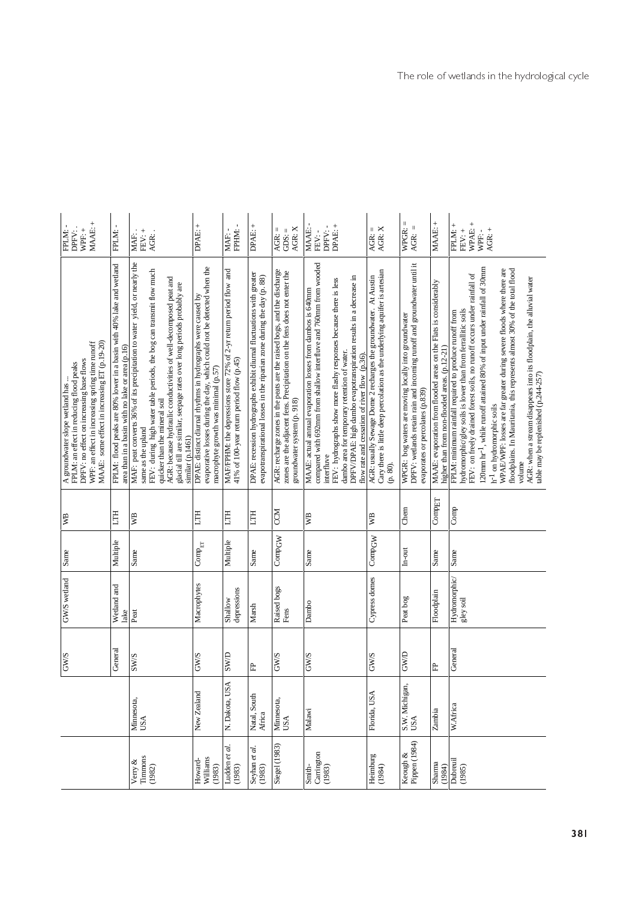| | | | | | | | |
|---|---|---|---|---|---|---|---|
| | | GW/S | GW/S wetland | Same | WB | A groundwater slope wetland has... FPLM: an effect in reducing flood peaks DPFV: no effect on increasing base flows WPF: an effect in increasing spring time runoff MAAE: some effect in increasing ET (p.19-20) | FPLM: - DPFV: . WPF: + MAAE: + |
| | | General | Wetland and lake | Multiple | LTH | FPLM: flood peaks are 80% lower in a basin with 40% lake and wetland area than in a basin with no lake or area (p.16) | FPLM: - |
| Verry & Timmons (1982) | Minnesota, USA | SW/S | Peat | Same | WB | MAF: peat converts 36% of its precipitation to water yield, or nearly the same as the upland FEV: during high water table periods, the bog can transmit flow much quicker than the mineral soil AGR: because hydraulic conductivities of well-decomposed peat and glacial till are similar, seepage rates over long periods probably are similar (p.1461) | MAF: . FEV: + AGR: . |
| Howard-Williams (1983) | New Zealand | GW/S | Macrophytes | $Comp_{ET}$ | LTH | DPAE: distinct diurnal rhythms in hydrographs were caused by evaporative losses during the day, which could not be detected when the macrophyte growth was minimal (p.57) | DPAE: + |
| Ludden *et al.* (1983) | N. Dakota, USA | SW/D | Shallow depressions | Multiple | LTH | MAF/FPHM: the depressions store 72% of 2-yr return period flow and 41% of 100-year return period flow (p.45) | MAF: - FPHM: - |
| Seyhan *et al.* (1983) | Natal, South Africa | FP | Marsh | Same | LTH | DPAE: recession hydrographs exhibit diurnal fluctuations with greater evapotranspirational losses in the riparian zone during the day (p. 88) | DPAE: + |
| Siegel (1983) | Minnesota, USA | GW/S | Raised bogs Fens | CompGW | CCM | AGR: recharge zones in the peats are the raised bogs, and the discharge zones are the adjacent fens. Precipitation on the fens does not enter the groundwater system (p. 918) | AGR: = GDS: = AGR: X |
| Smith-Carrington (1983) | Malawi | GW/S | Dambo | Same | WB | MAAE: actual annual evaporation losses from dambos is 640mm compared with 692mm from shallow interfluve and 760mm from wooded interfluve FEV: hydrographs show more flashy responses because there is less dambo area for temporary retention of water. DPFV/DPAE: high dambo evapotranspiration results in a decrease in flow rate and cessation of river flow (p.36) | MAAE: - FEV: - DPFV: - DPAE: + |
| Heimburg (1984) | Florida, USA | GW/S | Cypress domes | CompGW | WB | AGR: usually Sewage Dome 2 recharges the groundwater. At Austin Cary there is little deep percolation as the underlying aquifer is artesian (p. 80) | AGR: = AGR: X |
| Keough & Pippen (1984) | S.W. Michigan, USA | GW/D | Peat bog | In-out | Chem | WPGR: bog waters are moving locally into groundwater DPFV: wetlands retain rain and incoming runoff and groundwater until it evaporates or percolates (p.839) | WPGR: = AGR: = |
| Sharma (1984) | Zambia | FP | Floodplain | Same | $Comp_{ET}$ | MAAE: evaporation from flooded areas on the Flats is considerably higher than from non-flooded areas (p.12-21) | MAAE: + |
| Dubreuil (1985) | W.Africa | General | Hydromorphic/ gley soil | Same | Comp | FPLM: minimum rainfall required to produce runoff from hydromorphic/gley soils is lower than from ferrallitic soils FEV: on freely drained forest soils, no runoff occurs under rainfall of 120mm $hr^{-1}$, while runoff attained 80% of input under rainfall of 30mm $hr^{-1}$ on hydromorphic soils WPAE/WPF: losses are far greater during severe floods where there are floodplains. In Mauritania, this represents almost 30% of the total flood volume AGR: when a stream disappears into its floodplain, the alluvial water table may be replenished (p.244-257) | FPLM: + FEV: + WPAE: + WPF: - AGR: + |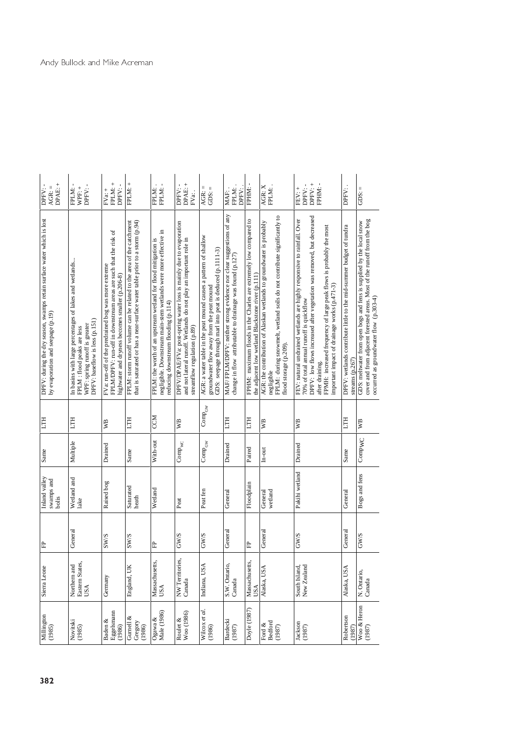| | | | | | | | |
|---|---|---|---|---|---|---|---|
| Millington (1985) | Sierra Leone | FP | Inland valley swamps and bolis | Same | LTH | DPFV: during the dry season, swamps retain surface water which is lost by evaporation and seepage (p.19) | DPFV: - AGR: = DPAE: + |
| Novitski (1985) | Northern and Eastern States, USA | General | Wetland and lake | Multiple | LTH | In basins with large percentages of lakes and wetlands... FPLM : flood peaks are less WPF: spring runoff is greater DPFV: baseflow is less (p.151) | FPLM: - WPF: + DPFV: - |
| Baden & Eggelsmann (1986) | Germany | SW/S | Raised bog | Drained | WB | FVa: run-off of the predrained bog was more extreme FPLM/DPFV: run-off in downstream areas are such that the risk of highwater and dryness becomes smaller (p.206-8) | FVa: + FPLM: + DPFV: - |
| Gurnell & Gregory (1986) | England, UK | SW/S | Saturated heath | Same | LTH | FPLM: storm runoff volume can be related to the area of the catchment that is saturated or has a near-surface water table prior to a storm (p.94) | FPLM: + |
| Ogawa & Male (1986) | Massachusetts, USA | FP | Wetland | With-out | CCM | FPLM: the worth of an upstream wetland for flood mitigation is negligible. Downstream main-stem wetlands were more effective in reducing downstream flooding (p.114) | FPLM: . FPLM: - |
| Roulet & Woo (1986) | NW Territories, Canada | GW/S | Peat | $Comp_{WC}$ | WB | DPFV/DPAE/FVa: post-spring water loss is mainly due to evaporation and not lateral runoff. Wetlands do not play an important role in streamflow regulation (p.89) | DPFV: - DPAE: + FVa: . |
| Wilcox *et al.* (1986) | Indiana, USA | GW/S | Peat fen | $Comp_{GW}$ | $Comp_{GW}$ | AGR: a water table in the peat mound causes a pattern of shallow groundwater flow away from the peat mound GDS: seepage through marl into peat is deduced (p.1111-3) | AGR: = GDS: = |
| Bardecki (1987) | S.W. Ontario, Canada | General | General | Drained | LTH | MAF/FPLM/DPFV: neither strong evidence nor clear suggestions of any change in flow attributable to drainage was found (p.127) | MAF: . FPLM: . DPFV: . |
| Doyle (1987) | Massachusetts, USA | FP | Floodplain | Paired | LTH | FPHM: maximum floods in the Charles are extremely low compared to the adjacent low wetland Blackstone river (p.111) | FPHM: - |
| Ford & Bedford (1987) | Alaska, USA | General | General wetland | In-out | WB | AGR: the contribution of Alaskan wetlands to groundwater is probably negligible FPLM: during snowmelt, wetland soils do not contribute significantly to flood storage (p.209). | AGR: X FPLM: . |
| Jackson (1987) | South Island, New Zealand | GW/S | Pakihi wetland | Drained | WB | FEV: natural undrained wetlands are highly responsive to rainfall. Over 70% of total annual runoff is quickflow DPFV: low flows increased after vegetation was removed, but decreased after draining. FPMH: increased frequency of large peak flows is probably the most important impact of drainage works (p.471-3) | FEV: + DPFV: - DPFV: + FPHM: - |
| Robertson (1987) | Alaska, USA | General | General | Same | LTH | DPFV: wetlands contribute little to the mid-summer budget of tundra streams (p.267) | DPFV: . |
| Woo & Heron (1987) | N. Ontario, Canada | GW/S | Bogs and fens | CompWC | WB | GDS: meltwater from open bogs and fens is supplied by the local snow cover and from adjacent forested areas. Most of the runoff from the bog occurred as groundwater flow (p.303-4) | GDS: = |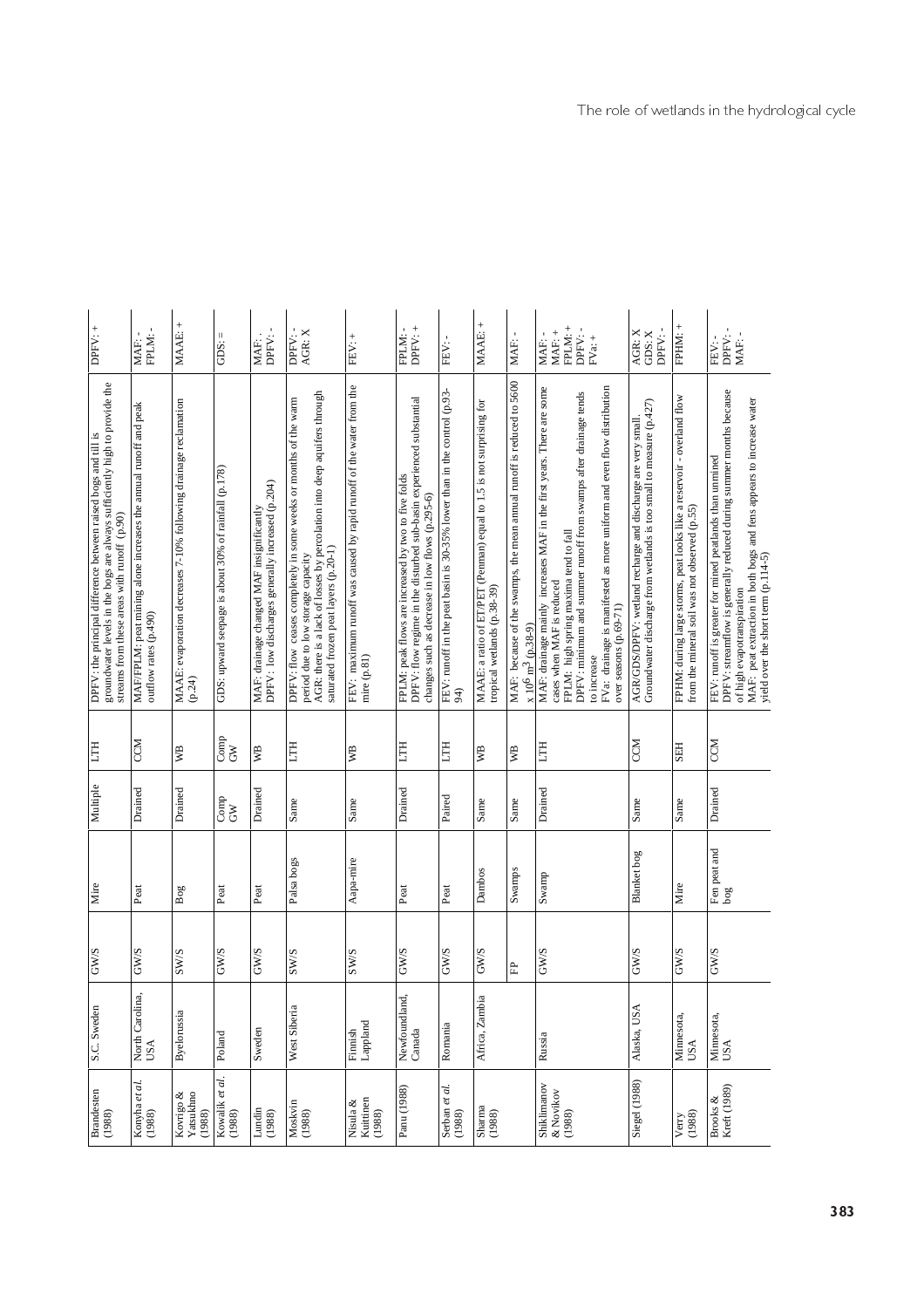| | | | | | | | | |
|---|---|---|---|---|---|---|---|---|
| Brandesten (1988) | S.C. Sweden | GW/S | Mire | Multiple | LTH | DPFV: the principal difference between raised bogs and till is groundwater levels in the bogs are always sufficiently high to provide the streams from these areas with runoff (p.90) | DPFV: + |
| Konyha *et al.* (1988) | North Carolina, USA | GW/S | Peat | Drained | CCM | MAF/FPLM: peat mining alone increases the annual runoff and peak outflow rates (p.490) | MAF: - FPLM: - |
| Kovrigo & Yatsukhno (1988) | Byelorussia | SW/S | Bog | Drained | WB | MAAE: evaporation decreases 7-10% following drainage reclamation (p.24) | MAAE: + |
| Kowalik *et al.* (1988) | Poland | GW/S | Peat | Comp GW | Comp GW | GDS: upward seepage is about 30% of rainfall (p.178) | GDS: = |
| Lundin (1988) | Sweden | GW/S | Peat | Drained | WB | MAF: drainage changed MAF insignificantly<br>DPFV: low discharges generally increased (p.204) | MAF: . DPFV: - |
| Moskvin (1988) | West Siberia | SW/S | Palsa bogs | Same | LTH | DPFV: flow ceases completely in some weeks or months of the warm period due to low storage capacity<br>AGR: there is a lack of losses by percolation into deep aquifers through saturated frozen peat layers (p.20-1) | DPFV: - AGR: X |
| Nisula & Kuittinen (1988) | Finnish Lappland | SW/S | Aapa-mire | Same | WB | FEV: maximum runoff was caused by rapid runoff of the water from the mire (p.81) | FEV: + |
| Panu (1988) | Newfoundland, Canada | GW/S | Peat | Drained | LTH | FPLM: peak flows are increased by two to five folds<br>DPFV: flow regime in the disturbed sub-basin experienced substantial changes such as decrease in low flows (p.295-6) | FPLM: - DPFV: + |
| Serban *et al.* (1988) | Romania | GW/S | Peat | Paired | LTH | FEV: runoff in the peat basin is 30-35% lower than in the control (p.93-94) | FEV: - |
| Sharma (1988) | Africa, Zambia | GW/S | Dambos | Same | WB | MAAE: a ratio of ET/PET (Penman) equal to 1.5 is not surprising for tropical wetlands (p.38-39) | MAAE: + |
| | | FP | Swamps | Same | WB | MAF: because of the swamps, the mean annual runoff is reduced to 5600 x $10^6$ $m^3$ (p.38-9) | MAF: - |
| Shiklimanov & Novikov (1988) | Russia | GW/S | Swamp | Drained | LTH | MAF: drainage mainly increases MAF in the first years. There are some cases when MAF is reduced<br>FPLM: high spring maxima tend to fall<br>DPFV: minimum and summer runoff from swamps after drainage tends to increase<br>FVa: drainage is manifested as more uniform and even flow distribution over seasons (p.69-71) | MAF: - MAF: + FPLM: + DPFV: - FVa: + |
| Siegel (1988) | Alaska, USA | GW/S | Blanket bog | Same | CCM | AGR/GDS/DPFV: wetland recharge and discharge are very small. Groundwater discharge from wetlands is too small to measure (p.427) | AGR: X GDS: X DPFV: - |
| Verry (1988) | Minnesota, USA | GW/S | Mire | Same | SEH | FPHM: during large storms, peat looks like a reservoir - overland flow from the mineral soil was not observed (p.55) | FPHM: + |
| Brooks & Kreft (1989) | Minnesota, USA | GW/S | Fen peat and bog | Drained | CCM | FEV: runoff is greater for mined peatlands than unmined<br>DPFV: streamflow is generally reduced during summer months because of high evapotranspiration<br>MAF: peat extraction in both bogs and fens appears to increase water yield over the short term (p.114-5) | FEV: - DPFV: - MAF: - |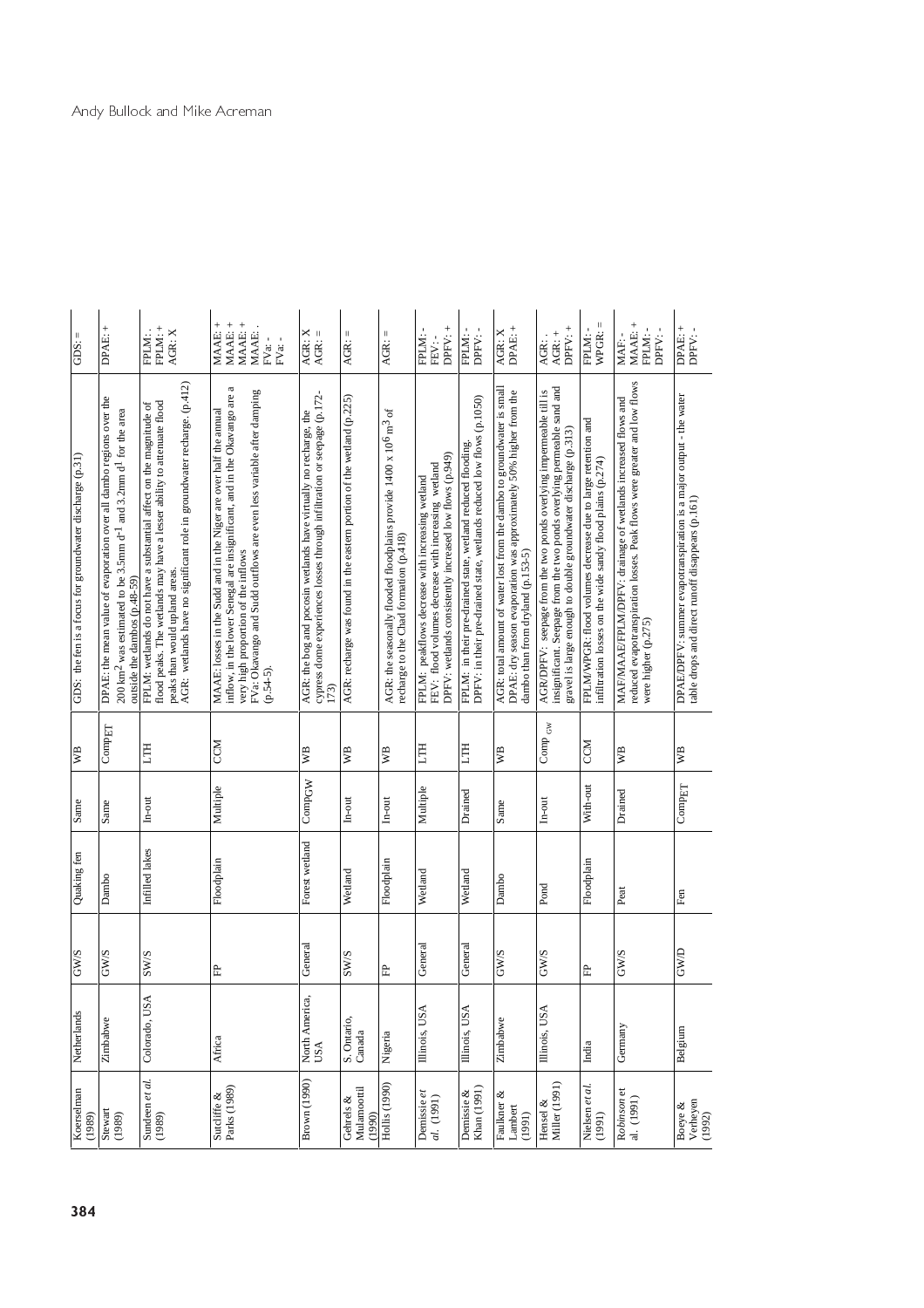| | | | | | | | | |
|---|---|---|---|---|---|---|---|---|
| Koerselman (1989) | Netherlands | GW/S | Quaking fen | Same | WB | GDS: the fen is a focus for groundwater discharge (p.31) | GDS: = |
| Stewart (1989) | Zimbabwe | GW/S | Dambo | Same | $Comp_{ET}$ | DPAE: the mean value of evaporation over all dambo regions over the 200 km$^2$ was estimated to be 3.5mm d$^{-1}$ and 3.2mm d$^{-1}$ for the area outside the dambos (p.48-59) | DPAE: + |
| Sundeen *et al.* (1989) | Colorado, USA | SW/S | Infilled lakes | In-out | LTH | FPLM: wetlands do not have a substantial affect on the magnitude of flood peaks. The wetlands may have a lesser ability to attenuate flood peaks than would upland areas. AGR: wetlands have no significant role in groundwater recharge. (p.412) | FPLM: . FPLM: + AGR: X |
| Sutcliffe & Parks (1989) | Africa | FP | Floodplain | Multiple | CCM | MAAE: losses in the Sudd and in the Niger are over half the annual inflow, in the lower Senegal are insignificant, and in the Okavango are a very high proportion of the inflows FVa: Okavango and Sudd outflows are even less variable after damping (p.54-5). | MAAE: + MAAE: + MAAE: + MAAE: . FVa: - FVa: - |
| Brown (1990) | North America, USA | General | Forest wetland | $Comp_{GW}$ | WB | AGR: the bog and pocosin wetlands have virtually no recharge, the cypress dome experiences losses through infiltration or seepage (p.172-173) | AGR: X AGR: = |
| Gehrels & Mulamoottil (1990) | S. Ontario, Canada | SW/S | Wetland | In-out | WB | AGR: recharge was found in the eastern portion of the wetland (p.225) | AGR: = |
| Hollis (1990) | Nigeria | FP | Floodplain | In-out | WB | AGR: the seasonally flooded floodplains provide 1400 x 10$^6$ m$^3$ of recharge to the Chad formation (p.418) | AGR: = |
| Demissie *et al.* (1991) | Illinois, USA | General | Wetland | Multiple | LTH | FPLM: peakflows decrease with increasing wetland FEV: flood volumes decrease with increasing wetland DPFV: wetlands consistently increased low flows (p.949) | FPLM: - FEV: - DPFV: + |
| Demissie & Khan (1991) | Illinois, USA | General | Wetland | Drained | LTH | FPLM: in their pre-drained state, wetland reduced flooding. DPFV: in their pre-drained state, wetlands reduced low flows (p.1050) | FPLM: - DPFV: - |
| Faulkner & Lambert (1991) | Zimbabwe | GW/S | Dambo | Same | WB | AGR: total amount of water lost from the dambo to groundwater is small DPAE: dry season evaporation was approximately 50% higher from the dambo than from dryland (p.153-5) | AGR: X DPAE: + |
| Hensel & Miller (1991) | Illinois, USA | GW/S | Pond | In-out | $Comp_{GW}$ | AGR/DPFV: seepage from the two ponds overlying impermeable till is insignificant. Seepage from the two ponds overlying permeable sand and gravel is large enough to double groundwater discharge (p.313) | AGR: . AGR: + DPFV: + |
| Nielsen *et al.* (1991) | India | FP | Floodplain | With-out | CCM | FPLM/WPGR: flood volumes decrease due to large retention and infiltration losses on the wide sandy flood plains (p.274) | FPLM: - WPGR: = |
| Robinson et al. (1991) | Germany | GW/S | Peat | Drained | WB | MAF/MAAE/FPLM/DPFV: drainage of wetlands increased flows and reduced evapotranspiration losses. Peak flows were greater and low flows were higher (p.275) | MAF: - MAAE: + FPLM: - DPFV: - |
| Boeye & Verheyen (1992) | Belgium | GW/D | Fen | $Comp_{ET}$ | WB | DPAE/DPFV: summer evapotranspiration is a major output - the water table drops and direct runoff disappears (p.161) | DPAE: + DPFV: - |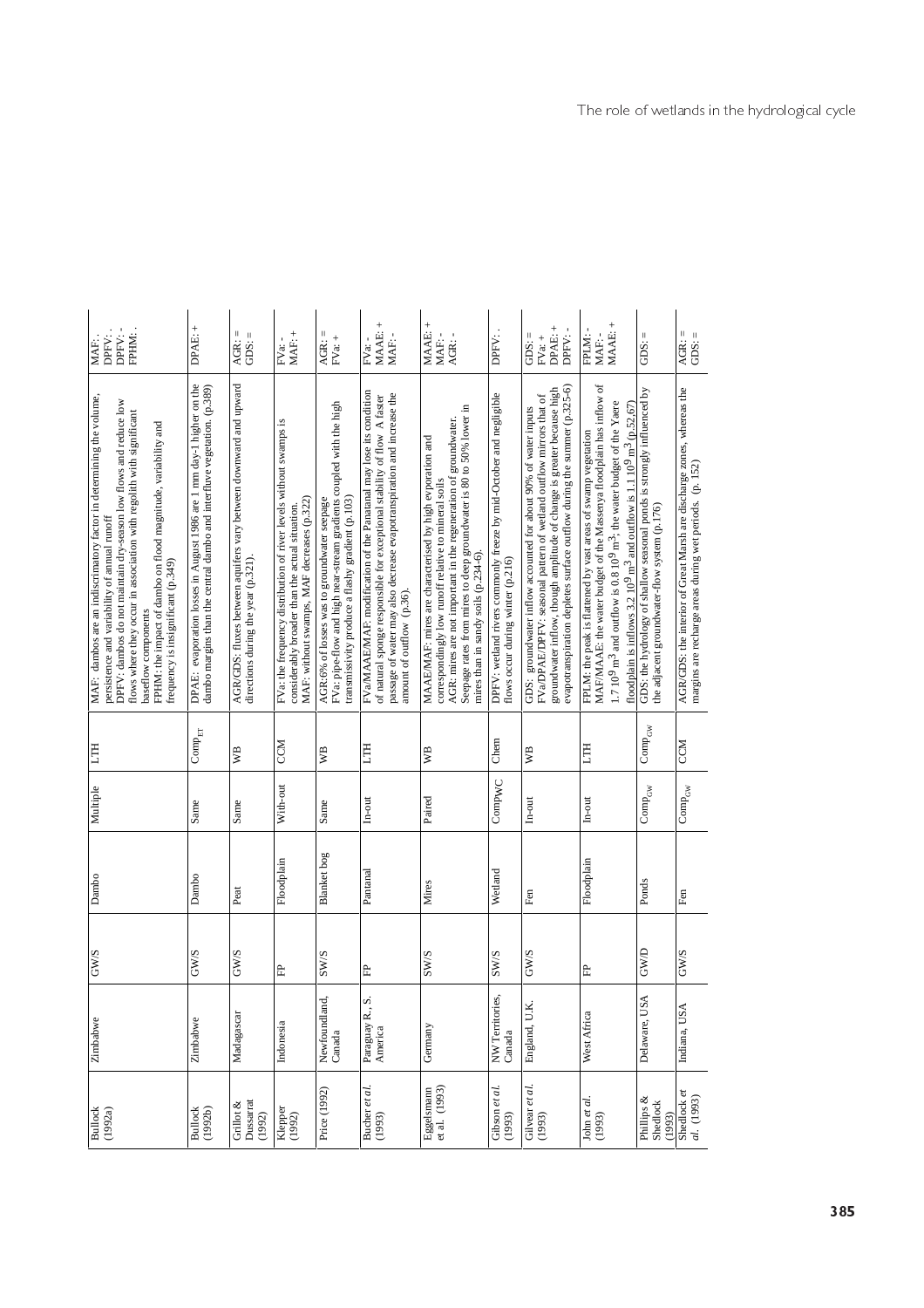| | | | | | | | | |
|---|---|---|---|---|---|---|---|---|
| Bullock (1992a) | Zimbabwe | GW/S | Dambo | Multiple | LTH | MAF: dambos are an indiscriminatory factor in determining the volume, persistence and variability of annual runoff<br>DPFV: dambos do not maintain dry-season low flows and reduce low flows where they occur in association with regolith with significant baseflow components<br>FPHM: the impact of dambo on flood magnitude, variability and frequency is insignificant (p.349) | MAF: .<br>DPFV: .<br>DPFV: -<br>FPHM: . |
| Bullock (1992b) | Zimbabwe | GW/S | Dambo | Same | $Comp_{ET}$ | DPAE: evaporation losses in August 1986 are 1 mm day-1 higher on the dambo margins than the central dambo and interfluve vegetation. (p.389) | DPAE: + |
| Grillot & Dussarrat (1992) | Madagascar | GW/S | Peat | Same | WB | AGR/GDS: fluxes between aquifers vary between downward and upward directions during the year (p.321). | AGR: =<br>GDS: = |
| Klepper (1992) | Indonesia | FP | Floodplain | With-out | CCM | FVa: the frequency distribution of river levels without swamps is considerably broader than the actual situation.<br>MAF: without swamps, MAF decreases (p.322) | FVa: -<br>MAF: + |
| Price (1992) | Newfoundland, Canada | SW/S | Blanket bog | Same | WB | AGR:6% of losses was to groundwater seepage<br>FVa: pipe-flow and high near-stream gradients coupled with the high transmissivity produce a flashy gradient (p.103) | AGR: =<br>FVa: + |
| Bucher *et al.* (1993) | Paraguay R., S. America | FP | Pantanal | In-out | LTH | FVa/MAAE/MAF: modification of the Panatanal may lose its condition of natural sponge responsible for exceptional stability of flow A faster passage of water may also decrease evapotranspiration and increase the amount of outflow (p.36). | FVa: -<br>MAAE: +<br>MAF: - |
| Eggelsmann et al. (1993) | Germany | SW/S | Mires | Paired | WB | MAAE/MAF: mires are characterised by high evporation and correspondingly low runoff relative to mineral soils<br>AGR: mires are not important in the regeneration of groundwater. Seepage rates from mires to deep groundwater is 80 to 50% lower in mires than in sandy soils (p.234-6). | MAAE: +<br>MAF: -<br>AGR: - |
| Gibson *et al.* (1993) | NW Territories, Canada | SW/S | Wetland | CompWC | Chem | DPFV: wetland rivers commonly freeze by mid-October and negligible flows occur during winter (p.216) | DPFV: . |
| Gilvear *et al.* (1993) | England, U.K. | GW/S | Fen | In-out | WB | GDS: groundwater inflow accounted for about 90% of water inputs<br>FVa/DPAE/DPFV: seasonal pattern of wetland outflow mirrors that of groundwater inflow, though amplitude of change is greater because high evapotranspiration depletes surface outflow during the summer (p.325-6) | GDS: =<br>FVa: +<br>DPAE: +<br>DPFV: - |
| John *et al.* (1993) | West Africa | FP | Floodplain | In-out | LTH | FPLM: the peak is flattened by vast areas of swamp vegetation<br>MAF/MAAE: the water budget of the Massenya floodplain has inflow of 1.7 $10^9$ $m^3$ and outflow is 0.8 $10^9$ $m^3$; the water budget of the Yaere floodplain is inflows 3.2 $10^9$ $m^3$ and outflow is 1.1 $10^9$ $m^3$ (p.52,67) | FPLM: -<br>MAF: -<br>MAAE: + |
| Phillips & Shedlock (1993) | Delaware, USA | GW/D | Ponds | $Comp_{GW}$ | $Comp_{GW}$ | GDS: the hydrology of shallow seasonal ponds is strongly influenced by the adjacent groundwater-flow system (p.176) | GDS: = |
| Shedlock *et al.* (1993) | Indiana, USA | GW/S | Fen | $Comp_{GW}$ | CCM | AGR/GDS: the interior of Great Marsh are discharge zones, whereas the margins are recharge areas during wet periods. (p. 152) | AGR: =<br>GDS: = |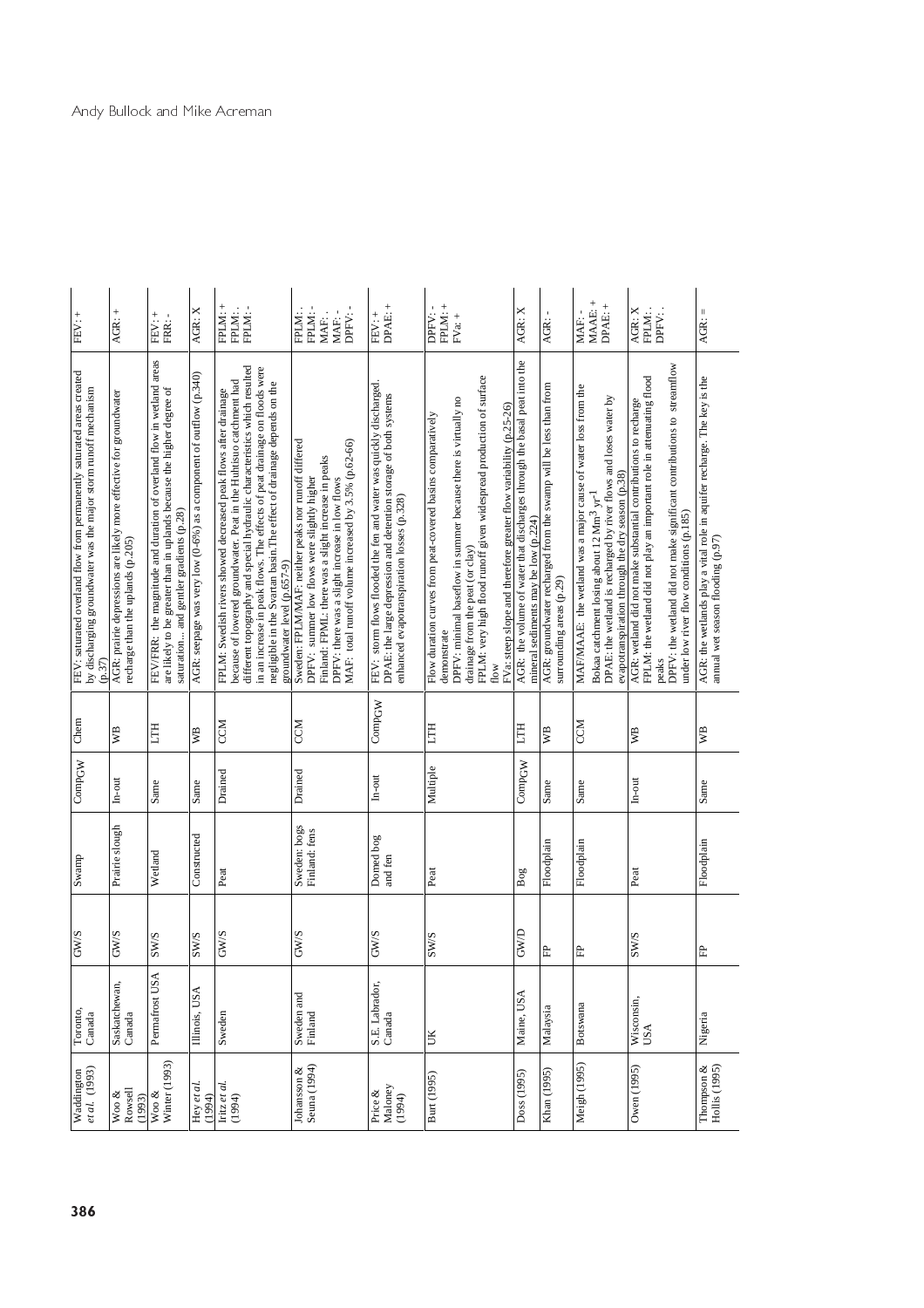| | | | | | | | | |
|---|---|---|---|---|---|---|---|---|
| Waddington *et al.* (1993) | Toronto, Canada | GW/S | Swamp | CompGW | Chem | FEV: saturated overland flow from permanently saturated areas created by discharging groundwater was the major storm runoff mechanism (p.37) | FEV: + |
| Woo & Rowsell (1993) | Saskatchewan, Canada | GW/S | Prairie slough | In-out | WB | AGR: prairie depressions are likely more effective for groundwater recharge than the uplands (p.205) | AGR: + |
| Woo & Winter (1993) | Permafrost USA | SW/S | Wetland | Same | LTH | FEV/FRR: the magnitude and duration of overland flow in wetland areas are likely to be greater than in uplands because the higher degree of saturation... and gentler gradients (p.28) | FEV: + FRR: - |
| Hey *et al.* (1994) | Illinois, USA | SW/S | Constructed | Same | WB | AGR: seepage was very low (0-6%) as a component of outflow (p.340) | AGR: X |
| Iritz *et al.* (1994) | Sweden | GW/S | Peat | Drained | CCM | FPLM: Swedish rivers showed decreased peak flows after drainage because of lowered groundwater. Peat in the Huhtisuo catchment had different topography and special hydraulic characteristics which resulted in an increase in peak flows. The effects of peat drainage on floods were negligible in the Svartan basin.The effect of drainage depends on the groundwater level (p.657-9) | FPLM: + FPLM: . FPLM: - |
| Johansson & Seuna (1994) | Sweden and Finland | GW/S | Sweden: bogs Finland: fens | Drained | CCM | Sweden: FPLM/MAF: neither peaks nor runoff differed<br>DPFV: summer low flows were slightly higher<br>Finland: FPML: there was a slight increase in peaks<br>DPFV: there was a slight increase in low flows<br>MAF: total runoff volume increased by 3.5% (p.62-66) | FPLM: . FPLM: - MAF: . MAF: - DPFV: - |
| Price & Maloney (1994) | S.E. Labrador, Canada | GW/S | Domed bog and fen | In-out | CompGW | FEV: storm flows flooded the fen and water was quickly discharged.<br>DPAE: the large depression and detention storage of both systems enhanced evapotranspiration losses (p.328) | FEV: + DPAE: + |
| Burt (1995) | UK | SW/S | Peat | Multiple | LTH | Flow duration curves from peat-covered basins comparatively demonstrate<br>DPFV: minimal baseflow in summer because there is virtually no drainage from the peat (or clay)<br>FPLM: very high flood runoff given widespread production of surface flow<br>FVa: steep slope and therefore greater flow variability (p.25-26) | DPFV: - FPLM: + FVa: + |
| Doss (1995) | Maine, USA | GW/D | Bog | CompGW | LTH | AGR: the volume of water that discharges through the basal peat into the mineral sediments may be low (p.224) | AGR: X |
| Khan (1995) | Malaysia | FP | Floodplain | Same | WB | AGR: groundwater recharged from the swamp will be less than from surrounding areas (p.29) | AGR: - |
| Meigh (1995) | Botswana | FP | Floodplain | Same | CCM | MAF/MAAE: the wetland was a major cause of water loss from the Bokaa catchment losing about 12 $Mm^3\ yr^{-1}$<br>DPAE: the wetland is recharged by river flows and loses water by evapotranspiration through the dry season (p.38) | MAF: - MAAE: + DPAE: + |
| Owen (1995) | Wisconsin, USA | SW/S | Peat | In-out | WB | AGR: wetland did not make substantial contributions to recharge<br>FPLM: the wetland did not play an important role in attenuating flood peaks<br>DPFV: the wetland did not make significant contributions to streamflow under low river flow conditions (p.185) | AGR: X FPLM: . DPFV: . |
| Thompson & Hollis (1995) | Nigeria | FP | Floodplain | Same | WB | AGR: the wetlands play a vital role in aquifer recharge. The key is the annual wet season flooding (p.97) | AGR: = |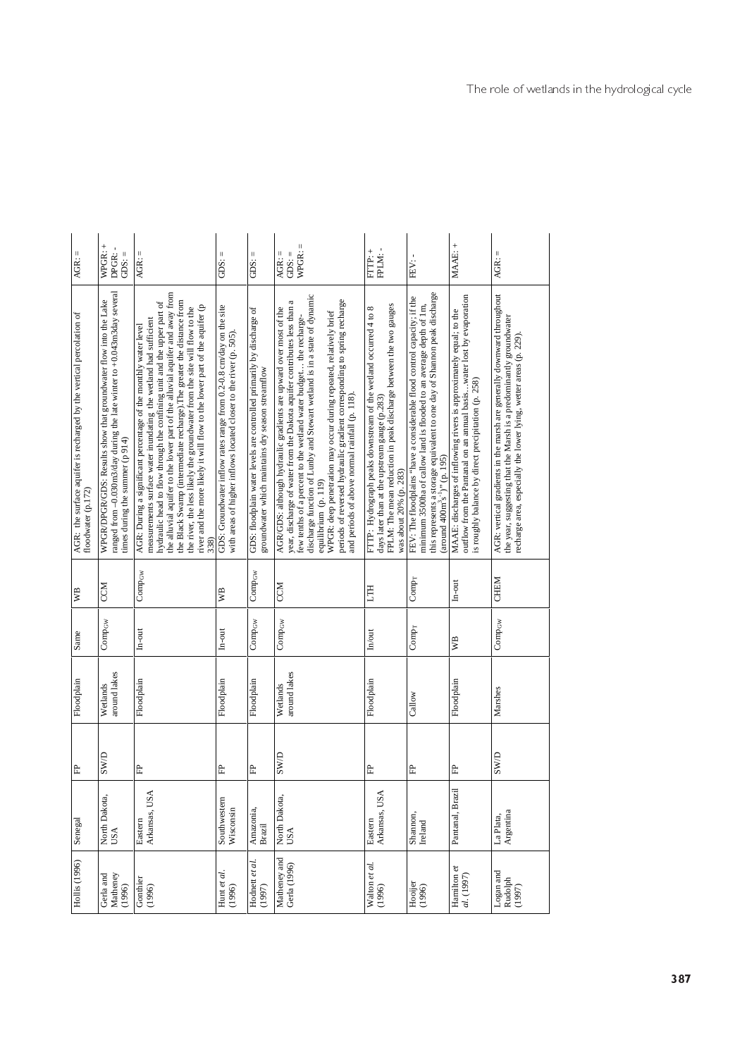| | | | | | | | |
|---|---|---|---|---|---|---|---|
| Hollis (1996) | Senegal | FP | Floodplain | Same | WB | AGR: the surface aquifer is recharged by the vertical percolation of floodwater (p.172) | AGR: = |
| Gerla and Matheney (1996) | North Dakota, USA | SW/D | Wetlands around lakes | $Comp_{GW}$ | CCM | WPGR/DPGR/GDS: Results show that groundwater flow into the Lake ranged from –0.030m3/day during the late winter to +0.043m3day several times during the summer (p 914) | WPGR: + DPGR: - GDS: = |
| Gonthier (1996) | Eastern Arkansas, USA | FP | Floodplain | In-out | $Comp_{GW}$ | AGR: During a significant percentage of the monthly water level measurements surface water inundating the wetland had sufficient hydraulic head to flow through the confining unit and the upper part of the alluvial aquifer to the lower part of the alluvial aquifer and away from the Black Swamp (intermediate recharge).The greater the distance from the river, the less likely the groundwater from the site will flow to the river and the more likely it will flow to the lower part of the aquifer (p 338) | AGR: = |
| Hunt *et al.* (1996) | Southwestern Wisconsin | FP | Floodplain | In-out | WB | GDS: Groundwater inflow rates range from 0.2-0.8 cm/day on the site with areas of higher inflows located closer to the river (p. 505). | GDS: = |
| Hodnett *et al.* (1997) | Amazonia, Brazil | FP | Floodplain | $Comp_{GW}$ | $Comp_{GW}$ | GDS: floodplain water levels are controlled primarily by discharge of groundwater which maintains dry season streamflow | GDS: = |
| Matheney and Gerla (1996) | North Dakota, USA | SW/D | Wetlands around lakes | $Comp_{GW}$ | CCM | AGR/GDS: although hydraulic gradients are upward over most of the year, discharge of water from the Dakota aquifer contributes less than a few tenths of a percent to the wetland water budget… the recharge-discharge function of Lunby and Stewart wetland is in a state of dynamic equilibrium (p. 119) WPGR: deep penetration may occur during repeated, relatively brief periods of reversed hydraulic gradient corresponding to spring recharge and periods of above normal rainfall (p. 118). | AGR: = GDS: = WPGR: = |
| Walton *et al.* (1996) | Eastern Arkansas, USA | FP | Floodplain | In/out | LTH | FTTP: Hydrograph peaks downstream of the wetland occurred 4 to 8 days later than at the upstream gauge (p.283) FPLM: The mean reduction in peak discharge between the two gauges was about 20% (p. 283) | FTTP: + FPLM: - |
| Hooijer (1996) | Shannon, Ireland | FP | Callow | $Comp_T$ | $Comp_T$ | FEV: The floodplains "have a considerable flood control capacity; if the minimum 3500ha of callow land is flooded to an average depth of 1m, this represents a storage equivalent to one day of Shannon peak discharge (around $400m^3s^{-1}$)" (p. 195) | FEV: - |
| Hamilton *et al.* (1997) | Pantanal, Brazil | FP | Floodplain | WB | In-out | MAAE: discharges of inflowing rivers is approximately equal; to the outflow from the Pantanal on an annual basis…water lost by evaporation is roughly balance by direct precipitation (p. 258) | MAAE: + |
| Logan and Rudolph (1997) | La Plata, Argentina | SW/D | Marshes | $Comp_{GW}$ | CHEM | AGR: vertical gradients in the marsh are generally downward throughout the year, suggesting that the Marsh is a predominantly groundwater recharge area, especially the lower lying, wetter areas (p. 229). | AGR: = |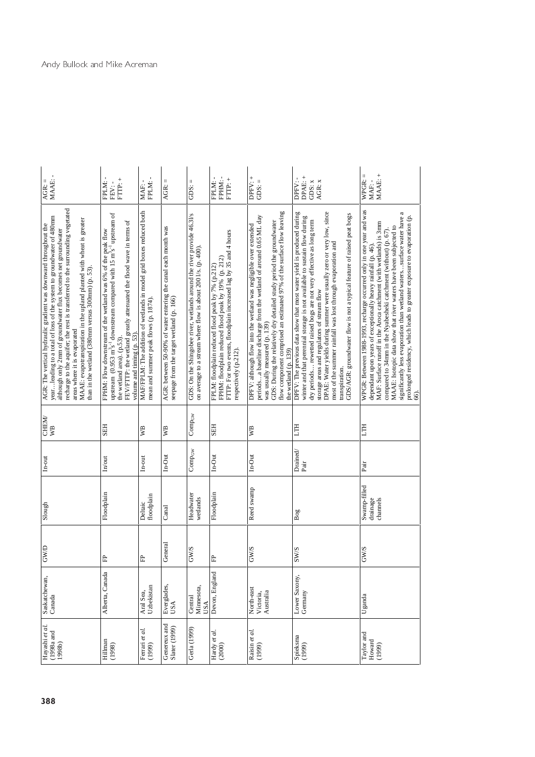| | | | | | | | | |
|---|---|---|---|---|---|---|---|---|
| Hayashi *et al.* (1998a and 1998b) | Saskatchewan, Canada | GW/D | Slough | In-out | CHEM/WB | AGR: The vertical hydraulic gradient was downward throughout the year…leading to a total of loss of the system to groundwater of 480mm although only 2mm of groundwater flux becomes net groundwater recharge to the aquifer; the rest is transferred to the surrounding vegetated areas where it is evaporated<br>MAAE: evapotranspiration in the upland planted with wheat is greater than in the wetland (380mm versus 300mm) (p. 53). | AGR: =<br>MAAE: - |
| Hillman (1998) | Alberta, Canada | FP | Floodplain | In/out | SEH | FPHM: Flow downstream of the wetland was 6% of the peak flow upstream (0.953 m³s⁻¹ downstream compared with 15 m³s⁻¹ upstream of the wetland area). (p.53).<br>FEV/FTTP: the wetland greatly attenuated the flood wave in terms of volume and timing (p. 53). | FPLM: -<br>FEV: -<br>FTTP: + |
| Ferrari *et al.* (1999) | Aral Sea, Uzbekistan | FP | Deltaic floodplain | In-out | WB | MAF/FPLM: The addition of wetlands in model grid boxes reduced both mean and summer peak flows (p. 1874). | MAF: -<br>FPLM: - |
| Genereux and Slater (1999) | Everglades, USA | General | Canal | In-Out | WB | AGR: between 50-90% of water entering the canal each month was seepage from the target wetland (p. 166) | AGR: = |
| Gerla (1999) | Central Minnesota, USA | GW/S | Headwater wetlands | $Comp_{GW}$ | $Comp_{GW}$ | GDS: On the Shingobee river, wetlands around the river provide 46.3l/s on average to a stream where flow is about 200 l/s. (p. 400). | GDS: = |
| Hardy *et al.* (2000) | Devon, England | FP | Floodplain | In-Out | SEH | FPLM: floodplain reduced flood peak by 7% (p.212)<br>FPHM: floodplain reduced flood peak by 19% (p. 212)<br>FTTP: For two events, floodplain increased lag by 35 and 4 hours respectively (p.212). | FPLM: -<br>FPHM: -<br>FTTP: + |
| Raisin *et al.* (1999) | North-east Victoria, Australia | GW/S | Reed swamp | In-Out | WB | DPFV: although flow into the wetland was negligible over extended periods…a baseline discharge from the wetland of around 0.65 ML day was usually measured (p. 139)<br>GDS: During the relatively dry detailed study period the groundwater flow component comprised an estimated 97% of the surface flow leaving the wetland (p. 139) | DPFV: +<br>GDS: = |
| Spieksma (1999) | Lower Saxony, Germany | SW/S | Bog | Drained/Pair | LTH | DPFV: The previous data show that most water yield is produced during winter and that perennial storage is not available to sustain flow during dry periods… rewetted raised bogs are not very effective as long term storage areas and regulators of stream flow<br>DPAE: Water yields during summer were usually zero or very low, since most of the summer rainfall was lost through evaporation and transpiration.<br>GDS/AGR: groundwater flow is not a typical feature of raised peat bogs | DPFV: -<br>DPAE: +<br>GDS: x<br>AGR: x |
| Taylor and Howard (1999) | Uganda | GW/S | Swamp-filled drainage channels | Pair | LTH | WPGR: Between 1988-1993, recharge occurred only in one year and was dependant upon years of exceptionally heavy rainfall (p. 46).<br>MAF: Surface runoff in the Aroca catchment (with wetlands) is 3mm compared to 34mm in the Nyabesheki catchment (without) (p. 67).<br>MAAE: Isotopic data show that river waters have been subjected to significantly less evaporation than wetland waters…surface water have a prolonged residency, which leads to greater exposure to evaporation (p. 66). | WPGR: =<br>MAF: -<br>MAAE: + |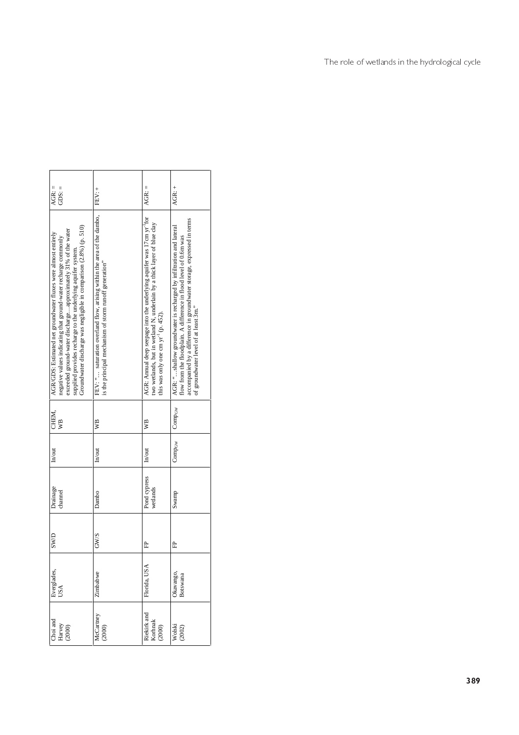| | | | | | | | |
|---|---|---|---|---|---|---|---|
| Choi and Harvey (2000) | Everglades, USA | SW/D | Drainage channel | In/out | CHEM, WB | AGR/GDS: Estimated net groundwater fluxes were almost entirely negative values indicating that ground-water recharge commonly exceeded ground-water discharge… approximately 31% of the water supplied provides recharge to the underlying aquifer system. Groundwater discharge was negligible in comparison (2.8%) (p. 510) | AGR: = GDS: = |
| McCartney (2000) | Zimbabwe | GW/S | Dambo | In/out | WB | FEV: "… saturation overland flow, arising within the area of the dambo, is the principal mechanism of storm runoff generation" | FEV: + |
| Riekirk and Korhnak (2000) | Florida, USA | FP | Pond cypress wetlands | In/out | WB | AGR: Annual deep seepage into the underlying aquifer was 17cm $yr^{-1}$ for two wetlands, but in wetland N, underlain by a thick layer of blue clay this was only one cm $yr^{-1}$ (p. 452). | AGR: = |
| Wolski (2002) | Okavango, Botswana | FP | Swamp | $Comp_{GW}$ | $Comp_{GW}$ | AGR: "…shallow groundwater is recharged by infiltration and lateral flow from the floodplain. A difference in flood level of 0.6m was accompanied by a difference in groundwater storage, expressed in terms of groundwater level of at least 3m." | AGR: + |